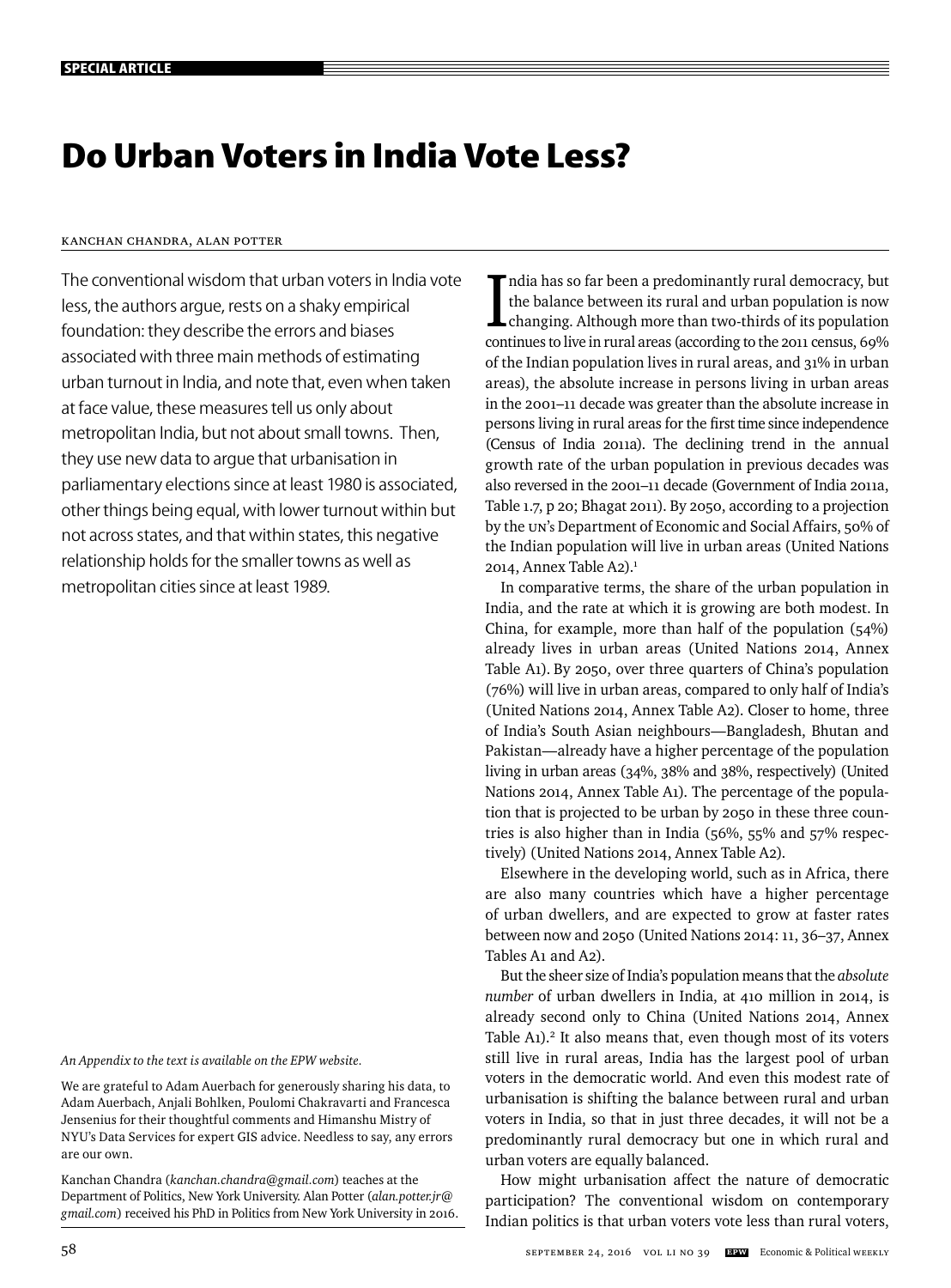# Do Urban Voters in India Vote Less?

Kanchan Chandra, Alan Potter

The conventional wisdom that urban voters in India vote less, the authors argue, rests on a shaky empirical foundation: they describe the errors and biases associated with three main methods of estimating urban turnout in India, and note that, even when taken at face value, these measures tell us only about metropolitan India, but not about small towns. Then, they use new data to argue that urbanisation in parliamentary elections since at least 1980 is associated, other things being equal, with lower turnout within but not across states, and that within states, this negative relationship holds for the smaller towns as well as metropolitan cities since at least 1989.

*An Appendix to the text is available on the EPW website.*

We are grateful to Adam Auerbach for generously sharing his data, to Adam Auerbach, Anjali Bohlken, Poulomi Chakravarti and Francesca Jensenius for their thoughtful comments and Himanshu Mistry of NYU's Data Services for expert GIS advice. Needless to say, any errors are our own.

Kanchan Chandra (*kanchan.chandra@gmail.com*) teaches at the Department of Politics, New York University. Alan Potter (*alan.potter.jr@gmail.com*) received his PhD in Politics from New York University in 2016.

India has so far been a predominantly rural democracy, but the balance between its rural and urban population is now changing. Although more than two-thirds of its population continues to live in rural areas (according to the 2011 census, 69% of the Indian population lives in rural areas, and 31% in urban areas), the absolute increase in persons living in urban areas in the 2001–11 decade was greater than the absolute increase in persons living in rural areas for the first time since independence (Census of India 2011a). The declining trend in the annual growth rate of the urban population in previous decades was also reversed in the 2001–11 decade (Government of India 2011a, Table 1.7, p 20; Bhagat 2011). By 2050, according to a projection by the UN's Department of Economic and Social Affairs, 50% of the Indian population will live in urban areas (United Nations 2014, Annex Table A2).[1]

In comparative terms, the share of the urban population in India, and the rate at which it is growing are both modest. In China, for example, more than half of the population (54%) already lives in urban areas (United Nations 2014, Annex Table A1). By 2050, over three quarters of China's population (76%) will live in urban areas, compared to only half of India's (United Nations 2014, Annex Table A2). Closer to home, three of India's South Asian neighbours—Bangladesh, Bhutan and Pakistan—already have a higher percentage of the population living in urban areas (34%, 38% and 38%, respectively) (United Nations 2014, Annex Table A1). The percentage of the population that is projected to be urban by 2050 in these three countries is also higher than in India (56%, 55% and 57% respectively) (United Nations 2014, Annex Table A2).

Elsewhere in the developing world, such as in Africa, there are also many countries which have a higher percentage of urban dwellers, and are expected to grow at faster rates between now and 2050 (United Nations 2014: 11, 36–37, Annex Tables A1 and A2).

But the sheer size of India's population means that the *absolute number* of urban dwellers in India, at 410 million in 2014, is already second only to China (United Nations 2014, Annex Table A1).[2] It also means that, even though most of its voters still live in rural areas, India has the largest pool of urban voters in the democratic world. And even this modest rate of urbanisation is shifting the balance between rural and urban voters in India, so that in just three decades, it will not be a predominantly rural democracy but one in which rural and urban voters are equally balanced.

How might urbanisation affect the nature of democratic participation? The conventional wisdom on contemporary Indian politics is that urban voters vote less than rural voters,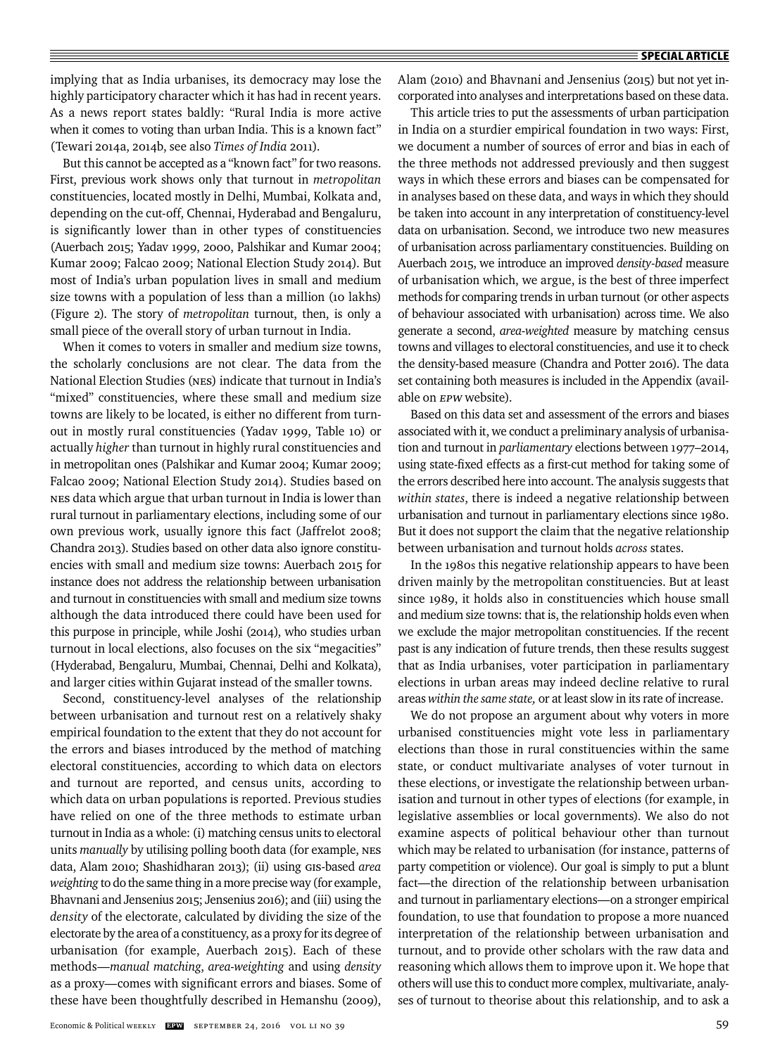implying that as India urbanises, its democracy may lose the highly participatory character which it has had in recent years. As a news report states baldly: "Rural India is more active when it comes to voting than urban India. This is a known fact" (Tewari 2014a, 2014b, see also *Times of India* 2011).

But this cannot be accepted as a "known fact" for two reasons. First, previous work shows only that turnout in *metropolitan* constituencies, located mostly in Delhi, Mumbai, Kolkata and, depending on the cut-off, Chennai, Hyderabad and Bengaluru, is significantly lower than in other types of constituencies (Auerbach 2015; Yadav 1999, 2000, Palshikar and Kumar 2004; Kumar 2009; Falcao 2009; National Election Study 2014). But most of India's urban population lives in small and medium size towns with a population of less than a million (10 lakhs) (Figure 2). The story of *metropolitan* turnout, then, is only a small piece of the overall story of urban turnout in India.

When it comes to voters in smaller and medium size towns, the scholarly conclusions are not clear. The data from the National Election Studies (NES) indicate that turnout in India's "mixed" constituencies, where these small and medium size towns are likely to be located, is either no different from turnout in mostly rural constituencies (Yadav 1999, Table 10) or actually *higher* than turnout in highly rural constituencies and in metropolitan ones (Palshikar and Kumar 2004; Kumar 2009; Falcao 2009; National Election Study 2014). Studies based on NES data which argue that urban turnout in India is lower than rural turnout in parliamentary elections, including some of our own previous work, usually ignore this fact (Jaffrelot 2008; Chandra 2013). Studies based on other data also ignore constituencies with small and medium size towns: Auerbach 2015 for instance does not address the relationship between urbanisation and turnout in constituencies with small and medium size towns although the data introduced there could have been used for this purpose in principle, while Joshi (2014), who studies urban turnout in local elections, also focuses on the six "megacities" (Hyderabad, Bengaluru, Mumbai, Chennai, Delhi and Kolkata), and larger cities within Gujarat instead of the smaller towns.

Second, constituency-level analyses of the relationship between urbanisation and turnout rest on a relatively shaky empirical foundation to the extent that they do not account for the errors and biases introduced by the method of matching electoral constituencies, according to which data on electors and turnout are reported, and census units, according to which data on urban populations is reported. Previous studies have relied on one of the three methods to estimate urban turnout in India as a whole: (i) matching census units to electoral units *manually* by utilising polling booth data (for example, NES data, Alam 2010; Shashidharan 2013); (ii) using GIS-based *area weighting* to do the same thing in a more precise way (for example, Bhavnani and Jensenius 2015; Jensenius 2016); and (iii) using the *density* of the electorate, calculated by dividing the size of the electorate by the area of a constituency, as a proxy for its degree of urbanisation (for example, Auerbach 2015). Each of these methods—*manual matching*, *area-weighting* and using *density* as a proxy—comes with significant errors and biases. Some of these have been thoughtfully described in Hemanshu (2009), Alam (2010) and Bhavnani and Jensenius (2015) but not yet incorporated into analyses and interpretations based on these data.

This article tries to put the assessments of urban participation in India on a sturdier empirical foundation in two ways: First, we document a number of sources of error and bias in each of the three methods not addressed previously and then suggest ways in which these errors and biases can be compensated for in analyses based on these data, and ways in which they should be taken into account in any interpretation of constituency-level data on urbanisation. Second, we introduce two new measures of urbanisation across parliamentary constituencies. Building on Auerbach 2015, we introduce an improved *density-based* measure of urbanisation which, we argue, is the best of three imperfect methods for comparing trends in urban turnout (or other aspects of behaviour associated with urbanisation) across time. We also generate a second, *area-weighted* measure by matching census towns and villages to electoral constituencies, and use it to check the density-based measure (Chandra and Potter 2016). The data set containing both measures is included in the Appendix (available on *EPW* website).

Based on this data set and assessment of the errors and biases associated with it, we conduct a preliminary analysis of urbanisation and turnout in *parliamentary* elections between 1977–2014, using state-fixed effects as a first-cut method for taking some of the errors described here into account. The analysis suggests that *within states*, there is indeed a negative relationship between urbanisation and turnout in parliamentary elections since 1980. But it does not support the claim that the negative relationship between urbanisation and turnout holds *across* states.

In the 1980s this negative relationship appears to have been driven mainly by the metropolitan constituencies. But at least since 1989, it holds also in constituencies which house small and medium size towns: that is, the relationship holds even when we exclude the major metropolitan constituencies. If the recent past is any indication of future trends, then these results suggest that as India urbanises, voter participation in parliamentary elections in urban areas may indeed decline relative to rural areas *within the same state,* or at least slow in its rate of increase.

We do not propose an argument about why voters in more urbanised constituencies might vote less in parliamentary elections than those in rural constituencies within the same state, or conduct multivariate analyses of voter turnout in these elections, or investigate the relationship between urbanisation and turnout in other types of elections (for example, in legislative assemblies or local governments). We also do not examine aspects of political behaviour other than turnout which may be related to urbanisation (for instance, patterns of party competition or violence). Our goal is simply to put a blunt fact—the direction of the relationship between urbanisation and turnout in parliamentary elections—on a stronger empirical foundation, to use that foundation to propose a more nuanced interpretation of the relationship between urbanisation and turnout, and to provide other scholars with the raw data and reasoning which allows them to improve upon it. We hope that others will use this to conduct more complex, multivariate, analyses of turnout to theorise about this relationship, and to ask a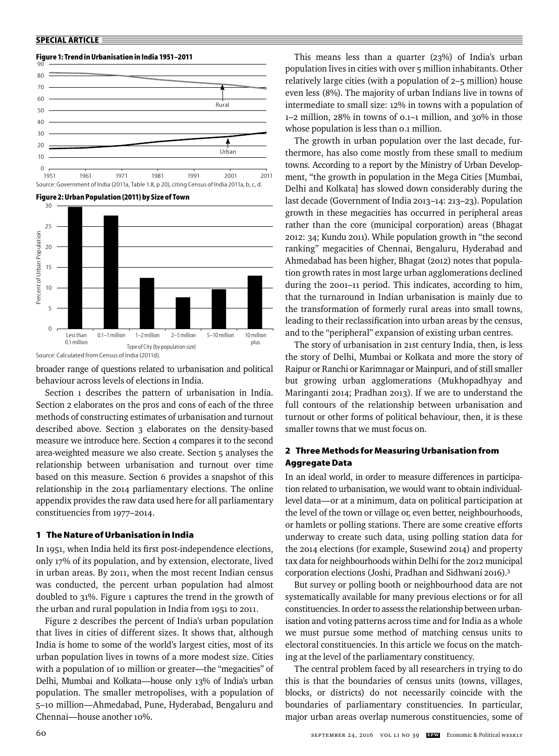**Figure 1: Trend in Urbanisation in India 1951–2011**

Source: Government of India (2011a, Table 1.8, p 20), citing Census of India 2011a, b, c, d.

**Figure 2: Urban Population (2011) by Size of Town**

Source: Calculated from Census of India (2011d).

broader range of questions related to urbanisation and political behaviour across levels of elections in India.

Section 1 describes the pattern of urbanisation in India. Section 2 elaborates on the pros and cons of each of the three methods of constructing estimates of urbanisation and turnout described above. Section 3 elaborates on the density-based measure we introduce here. Section 4 compares it to the second area-weighted measure we also create. Section 5 analyses the relationship between urbanisation and turnout over time based on this measure. Section 6 provides a snapshot of this relationship in the 2014 parliamentary elections. The online appendix provides the raw data used here for all parliamentary constituencies from 1977–2014.

## 1 The Nature of Urbanisation in India

In 1951, when India held its first post-independence elections, only 17% of its population, and by extension, electorate, lived in urban areas. By 2011, when the most recent Indian census was conducted, the percent urban population had almost doubled to 31%. Figure 1 captures the trend in the growth of the urban and rural population in India from 1951 to 2011.

Figure 2 describes the percent of India's urban population that lives in cities of different sizes. It shows that, although India is home to some of the world's largest cities, most of its urban population lives in towns of a more modest size. Cities with a population of 10 million or greater—the "megacities" of Delhi, Mumbai and Kolkata—house only 13% of India's urban population. The smaller metropolises, with a population of 5–10 million—Ahmedabad, Pune, Hyderabad, Bengaluru and Chennai—house another 10%.

This means less than a quarter (23%) of India's urban population lives in cities with over 5 million inhabitants. Other relatively large cities (with a population of 2–5 million) house even less (8%). The majority of urban Indians live in towns of intermediate to small size: 12% in towns with a population of 1–2 million, 28% in towns of 0.1–1 million, and 30% in those whose population is less than 0.1 million.

The growth in urban population over the last decade, furthermore, has also come mostly from these small to medium towns. According to a report by the Ministry of Urban Development, "the growth in population in the Mega Cities [Mumbai, Delhi and Kolkata] has slowed down considerably during the last decade (Government of India 2013–14: 213–23). Population growth in these megacities has occurred in peripheral areas rather than the core (municipal corporation) areas (Bhagat 2012: 34; Kundu 2011). While population growth in "the second ranking" megacities of Chennai, Bengaluru, Hyderabad and Ahmedabad has been higher, Bhagat (2012) notes that population growth rates in most large urban agglomerations declined during the 2001–11 period. This indicates, according to him, that the turnaround in Indian urbanisation is mainly due to the transformation of formerly rural areas into small towns, leading to their reclassification into urban areas by the census, and to the "peripheral" expansion of existing urban centres.

The story of urbanisation in 21st century India, then, is less the story of Delhi, Mumbai or Kolkata and more the story of Raipur or Ranchi or Karimnagar or Mainpuri, and of still smaller but growing urban agglomerations (Mukhopadhyay and Maringanti 2014; Pradhan 2013). If we are to understand the full contours of the relationship between urbanisation and turnout or other forms of political behaviour, then, it is these smaller towns that we must focus on.

## 2 Three Methods for Measuring Urbanisation from Aggregate Data

In an ideal world, in order to measure differences in participation related to urbanisation, we would want to obtain individual-level data—or at a minimum, data on political participation at the level of the town or village or, even better, neighbourhoods, or hamlets or polling stations. There are some creative efforts underway to create such data, using polling station data for the 2014 elections (for example, Susewind 2014) and property tax data for neighbourhoods within Delhi for the 2012 municipal corporation elections (Joshi, Pradhan and Sidhwani 2016).[3]

But survey or polling booth or neighbourhood data are not systematically available for many previous elections or for all constituencies. In order to assess the relationship between urbanisation and voting patterns across time and for India as a whole we must pursue some method of matching census units to electoral constituencies. In this article we focus on the matching at the level of the parliamentary constituency.

The central problem faced by all researchers in trying to do this is that the boundaries of census units (towns, villages, blocks, or districts) do not necessarily coincide with the boundaries of parliamentary constituencies. In particular, major urban areas overlap numerous constituencies, some of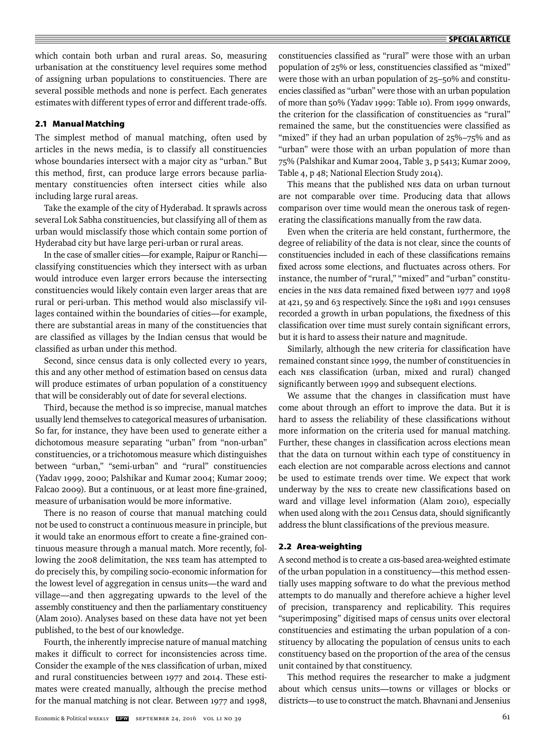which contain both urban and rural areas. So, measuring urbanisation at the constituency level requires some method of assigning urban populations to constituencies. There are several possible methods and none is perfect. Each generates estimates with different types of error and different trade-offs.

### 2.1 Manual Matching

The simplest method of manual matching, often used by articles in the news media, is to classify all constituencies whose boundaries intersect with a major city as "urban." But this method, first, can produce large errors because parliamentary constituencies often intersect cities while also including large rural areas.

Take the example of the city of Hyderabad. It sprawls across several Lok Sabha constituencies, but classifying all of them as urban would misclassify those which contain some portion of Hyderabad city but have large peri-urban or rural areas.

In the case of smaller cities—for example, Raipur or Ranchi—classifying constituencies which they intersect with as urban would introduce even larger errors because the intersecting constituencies would likely contain even larger areas that are rural or peri-urban. This method would also misclassify villages contained within the boundaries of cities—for example, there are substantial areas in many of the constituencies that are classified as villages by the Indian census that would be classified as urban under this method.

Second, since census data is only collected every 10 years, this and any other method of estimation based on census data will produce estimates of urban population of a constituency that will be considerably out of date for several elections.

Third, because the method is so imprecise, manual matches usually lend themselves to categorical measures of urbanisation. So far, for instance, they have been used to generate either a dichotomous measure separating "urban" from "non-urban" constituencies, or a trichotomous measure which distinguishes between "urban," "semi-urban" and "rural" constituencies (Yadav 1999, 2000; Palshikar and Kumar 2004; Kumar 2009; Falcao 2009). But a continuous, or at least more fine-grained, measure of urbanisation would be more informative.

There is no reason of course that manual matching could not be used to construct a continuous measure in principle, but it would take an enormous effort to create a fine-grained continuous measure through a manual match. More recently, following the 2008 delimitation, the NES team has attempted to do precisely this, by compiling socio-economic information for the lowest level of aggregation in census units—the ward and village—and then aggregating upwards to the level of the assembly constituency and then the parliamentary constituency (Alam 2010). Analyses based on these data have not yet been published, to the best of our knowledge.

Fourth, the inherently imprecise nature of manual matching makes it difficult to correct for inconsistencies across time. Consider the example of the NES classification of urban, mixed and rural constituencies between 1977 and 2014. These estimates were created manually, although the precise method for the manual matching is not clear. Between 1977 and 1998, constituencies classified as "rural" were those with an urban population of 25% or less, constituencies classified as "mixed" were those with an urban population of 25–50% and constituencies classified as "urban" were those with an urban population of more than 50% (Yadav 1999: Table 10). From 1999 onwards, the criterion for the classification of constituencies as "rural" remained the same, but the constituencies were classified as "mixed" if they had an urban population of 25%–75% and as "urban" were those with an urban population of more than 75% (Palshikar and Kumar 2004, Table 3, p 5413; Kumar 2009, Table 4, p 48; National Election Study 2014).

This means that the published NES data on urban turnout are not comparable over time. Producing data that allows comparison over time would mean the onerous task of regenerating the classifications manually from the raw data.

Even when the criteria are held constant, furthermore, the degree of reliability of the data is not clear, since the counts of constituencies included in each of these classifications remains fixed across some elections, and fluctuates across others. For instance, the number of "rural," "mixed" and "urban" constituencies in the NES data remained fixed between 1977 and 1998 at 421, 59 and 63 respectively. Since the 1981 and 1991 censuses recorded a growth in urban populations, the fixedness of this classification over time must surely contain significant errors, but it is hard to assess their nature and magnitude.

Similarly, although the new criteria for classification have remained constant since 1999, the number of constituencies in each NES classification (urban, mixed and rural) changed significantly between 1999 and subsequent elections.

We assume that the changes in classification must have come about through an effort to improve the data. But it is hard to assess the reliability of these classifications without more information on the criteria used for manual matching. Further, these changes in classification across elections mean that the data on turnout within each type of constituency in each election are not comparable across elections and cannot be used to estimate trends over time. We expect that work underway by the NES to create new classifications based on ward and village level information (Alam 2010), especially when used along with the 2011 Census data, should significantly address the blunt classifications of the previous measure.

### 2.2 Area-weighting

A second method is to create a GIS-based area-weighted estimate of the urban population in a constituency—this method essentially uses mapping software to do what the previous method attempts to do manually and therefore achieve a higher level of precision, transparency and replicability. This requires "superimposing" digitised maps of census units over electoral constituencies and estimating the urban population of a constituency by allocating the population of census units to each constituency based on the proportion of the area of the census unit contained by that constituency.

This method requires the researcher to make a judgment about which census units—towns or villages or blocks or districts—to use to construct the match. Bhavnani and Jensenius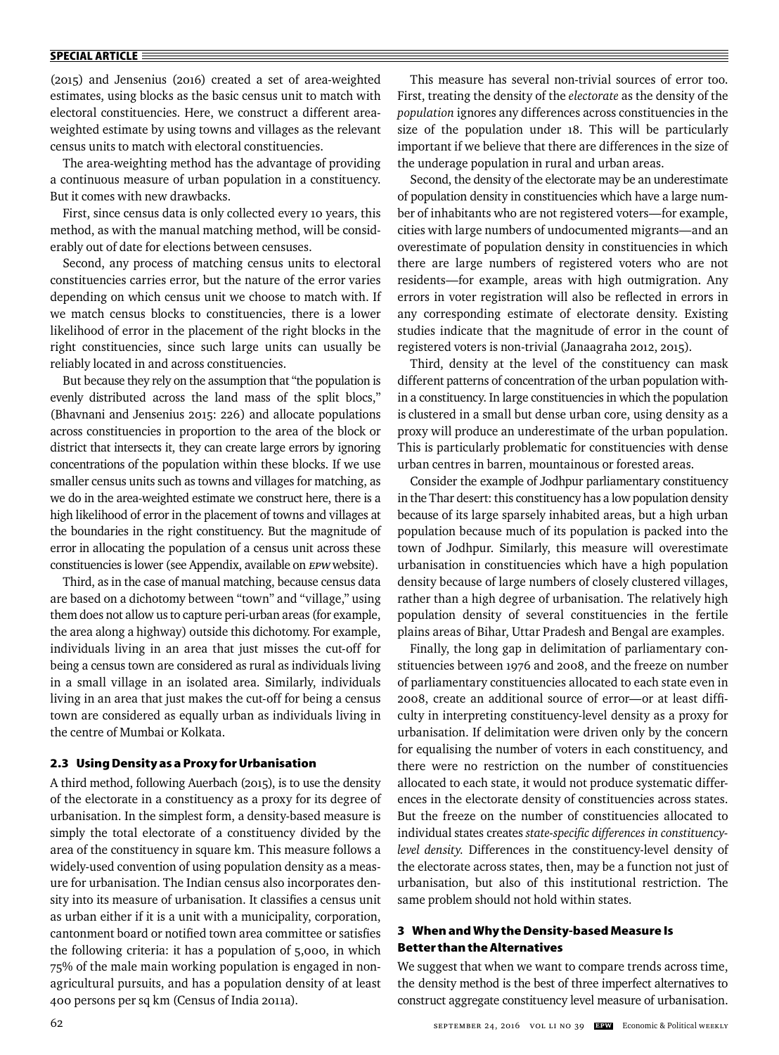(2015) and Jensenius (2016) created a set of area-weighted estimates, using blocks as the basic census unit to match with electoral constituencies. Here, we construct a different area-weighted estimate by using towns and villages as the relevant census units to match with electoral constituencies.

The area-weighting method has the advantage of providing a continuous measure of urban population in a constituency. But it comes with new drawbacks.

First, since census data is only collected every 10 years, this method, as with the manual matching method, will be considerably out of date for elections between censuses.

Second, any process of matching census units to electoral constituencies carries error, but the nature of the error varies depending on which census unit we choose to match with. If we match census blocks to constituencies, there is a lower likelihood of error in the placement of the right blocks in the right constituencies, since such large units can usually be reliably located in and across constituencies.

But because they rely on the assumption that "the population is evenly distributed across the land mass of the split blocs," (Bhavnani and Jensenius 2015: 226) and allocate populations across constituencies in proportion to the area of the block or district that intersects it, they can create large errors by ignoring concentrations of the population within these blocks. If we use smaller census units such as towns and villages for matching, as we do in the area-weighted estimate we construct here, there is a high likelihood of error in the placement of towns and villages at the boundaries in the right constituency. But the magnitude of error in allocating the population of a census unit across these constituencies is lower (see Appendix, available on EPW website).

Third, as in the case of manual matching, because census data are based on a dichotomy between "town" and "village," using them does not allow us to capture peri-urban areas (for example, the area along a highway) outside this dichotomy. For example, individuals living in an area that just misses the cut-off for being a census town are considered as rural as individuals living in a small village in an isolated area. Similarly, individuals living in an area that just makes the cut-off for being a census town are considered as equally urban as individuals living in the centre of Mumbai or Kolkata.

### 2.3 Using Density as a Proxy for Urbanisation

A third method, following Auerbach (2015), is to use the density of the electorate in a constituency as a proxy for its degree of urbanisation. In the simplest form, a density-based measure is simply the total electorate of a constituency divided by the area of the constituency in square km. This measure follows a widely-used convention of using population density as a measure for urbanisation. The Indian census also incorporates density into its measure of urbanisation. It classifies a census unit as urban either if it is a unit with a municipality, corporation, cantonment board or notified town area committee or satisfies the following criteria: it has a population of 5,000, in which 75% of the male main working population is engaged in non-agricultural pursuits, and has a population density of at least 400 persons per sq km (Census of India 2011a).

This measure has several non-trivial sources of error too. First, treating the density of the *electorate* as the density of the *population* ignores any differences across constituencies in the size of the population under 18. This will be particularly important if we believe that there are differences in the size of the underage population in rural and urban areas.

Second, the density of the electorate may be an underestimate of population density in constituencies which have a large number of inhabitants who are not registered voters—for example, cities with large numbers of undocumented migrants—and an overestimate of population density in constituencies in which there are large numbers of registered voters who are not residents—for example, areas with high outmigration. Any errors in voter registration will also be reflected in errors in any corresponding estimate of electorate density. Existing studies indicate that the magnitude of error in the count of registered voters is non-trivial (Janaagraha 2012, 2015).

Third, density at the level of the constituency can mask different patterns of concentration of the urban population within a constituency. In large constituencies in which the population is clustered in a small but dense urban core, using density as a proxy will produce an underestimate of the urban population. This is particularly problematic for constituencies with dense urban centres in barren, mountainous or forested areas.

Consider the example of Jodhpur parliamentary constituency in the Thar desert: this constituency has a low population density because of its large sparsely inhabited areas, but a high urban population because much of its population is packed into the town of Jodhpur. Similarly, this measure will overestimate urbanisation in constituencies which have a high population density because of large numbers of closely clustered villages, rather than a high degree of urbanisation. The relatively high population density of several constituencies in the fertile plains areas of Bihar, Uttar Pradesh and Bengal are examples.

Finally, the long gap in delimitation of parliamentary constituencies between 1976 and 2008, and the freeze on number of parliamentary constituencies allocated to each state even in 2008, create an additional source of error—or at least difficulty in interpreting constituency-level density as a proxy for urbanisation. If delimitation were driven only by the concern for equalising the number of voters in each constituency, and there were no restriction on the number of constituencies allocated to each state, it would not produce systematic differences in the electorate density of constituencies across states. But the freeze on the number of constituencies allocated to individual states creates *state-specific differences in constituency-level density.* Differences in the constituency-level density of the electorate across states, then, may be a function not just of urbanisation, but also of this institutional restriction. The same problem should not hold within states.

## 3 When and Why the Density-based Measure Is Better than the Alternatives

We suggest that when we want to compare trends across time, the density method is the best of three imperfect alternatives to construct aggregate constituency level measure of urbanisation.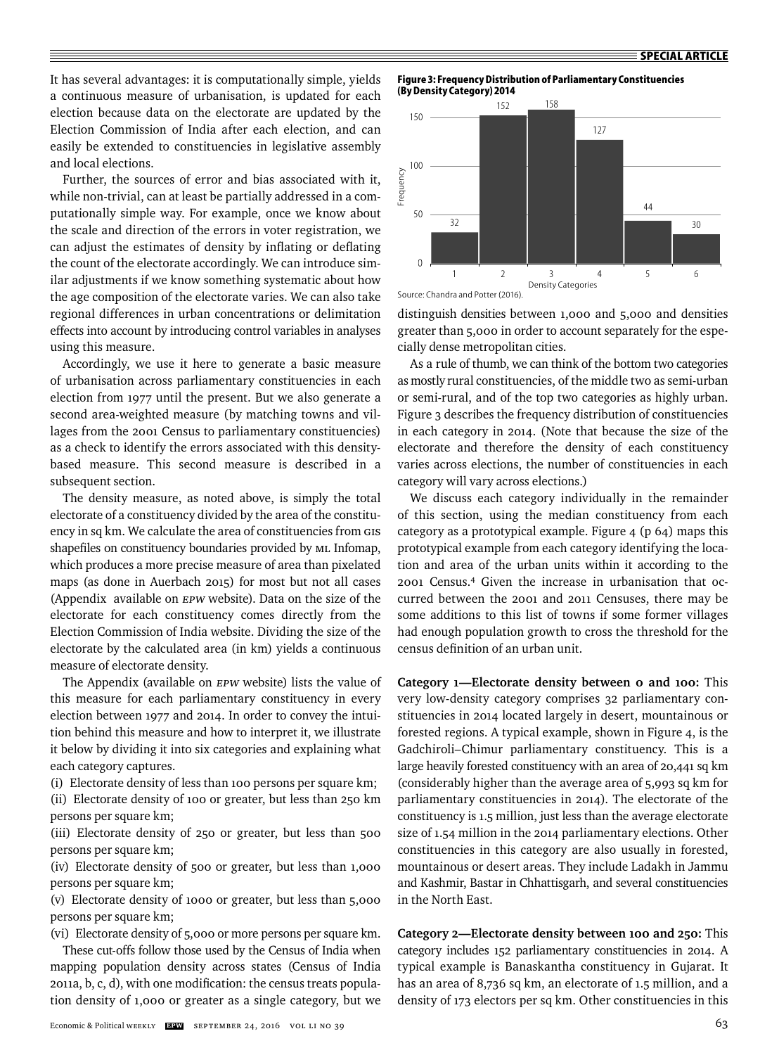It has several advantages: it is computationally simple, yields a continuous measure of urbanisation, is updated for each election because data on the electorate are updated by the Election Commission of India after each election, and can easily be extended to constituencies in legislative assembly and local elections.

Further, the sources of error and bias associated with it, while non-trivial, can at least be partially addressed in a computationally simple way. For example, once we know about the scale and direction of the errors in voter registration, we can adjust the estimates of density by inflating or deflating the count of the electorate accordingly. We can introduce similar adjustments if we know something systematic about how the age composition of the electorate varies. We can also take regional differences in urban concentrations or delimitation effects into account by introducing control variables in analyses using this measure.

Accordingly, we use it here to generate a basic measure of urbanisation across parliamentary constituencies in each election from 1977 until the present. But we also generate a second area-weighted measure (by matching towns and villages from the 2001 Census to parliamentary constituencies) as a check to identify the errors associated with this density-based measure. This second measure is described in a subsequent section.

The density measure, as noted above, is simply the total electorate of a constituency divided by the area of the constituency in sq km. We calculate the area of constituencies from GIS shapefiles on constituency boundaries provided by ML Infomap, which produces a more precise measure of area than pixelated maps (as done in Auerbach 2015) for most but not all cases (Appendix available on *EPW* website). Data on the size of the electorate for each constituency comes directly from the Election Commission of India website. Dividing the size of the electorate by the calculated area (in km) yields a continuous measure of electorate density.

The Appendix (available on *EPW* website) lists the value of this measure for each parliamentary constituency in every election between 1977 and 2014. In order to convey the intuition behind this measure and how to interpret it, we illustrate it below by dividing it into six categories and explaining what each category captures.

(i) Electorate density of less than 100 persons per square km;

(ii) Electorate density of 100 or greater, but less than 250 km persons per square km;

(iii) Electorate density of 250 or greater, but less than 500 persons per square km;

(iv) Electorate density of 500 or greater, but less than 1,000 persons per square km;

(v) Electorate density of 1000 or greater, but less than 5,000 persons per square km;

(vi) Electorate density of 5,000 or more persons per square km.

These cut-offs follow those used by the Census of India when mapping population density across states (Census of India 2011a, b, c, d), with one modification: the census treats population density of 1,000 or greater as a single category, but we distinguish densities between 1,000 and 5,000 and densities greater than 5,000 in order to account separately for the especially dense metropolitan cities.

**Figure 3: Frequency Distribution of Parliamentary Constituencies (By Density Category) 2014**

| Density Categories | 1 | 2 | 3 | 4 | 5 | 6 |
|---|---|---|---|---|---|---|
| Frequency | 32 | 152 | 158 | 127 | 44 | 30 |

Source: Chandra and Potter (2016).

As a rule of thumb, we can think of the bottom two categories as mostly rural constituencies, of the middle two as semi-urban or semi-rural, and of the top two categories as highly urban. Figure 3 describes the frequency distribution of constituencies in each category in 2014. (Note that because the size of the electorate and therefore the density of each constituency varies across elections, the number of constituencies in each category will vary across elections.)

We discuss each category individually in the remainder of this section, using the median constituency from each category as a prototypical example. Figure 4 (p 64) maps this prototypical example from each category identifying the location and area of the urban units within it according to the 2001 Census.[4] Given the increase in urbanisation that occurred between the 2001 and 2011 Censuses, there may be some additions to this list of towns if some former villages had enough population growth to cross the threshold for the census definition of an urban unit.

**Category 1—Electorate density between 0 and 100:** This very low-density category comprises 32 parliamentary constituencies in 2014 located largely in desert, mountainous or forested regions. A typical example, shown in Figure 4, is the Gadchiroli–Chimur parliamentary constituency. This is a large heavily forested constituency with an area of 20,441 sq km (considerably higher than the average area of 5,993 sq km for parliamentary constituencies in 2014). The electorate of the constituency is 1.5 million, just less than the average electorate size of 1.54 million in the 2014 parliamentary elections. Other constituencies in this category are also usually in forested, mountainous or desert areas. They include Ladakh in Jammu and Kashmir, Bastar in Chhattisgarh, and several constituencies in the North East.

**Category 2—Electorate density between 100 and 250:** This category includes 152 parliamentary constituencies in 2014. A typical example is Banaskantha constituency in Gujarat. It has an area of 8,736 sq km, an electorate of 1.5 million, and a density of 173 electors per sq km. Other constituencies in this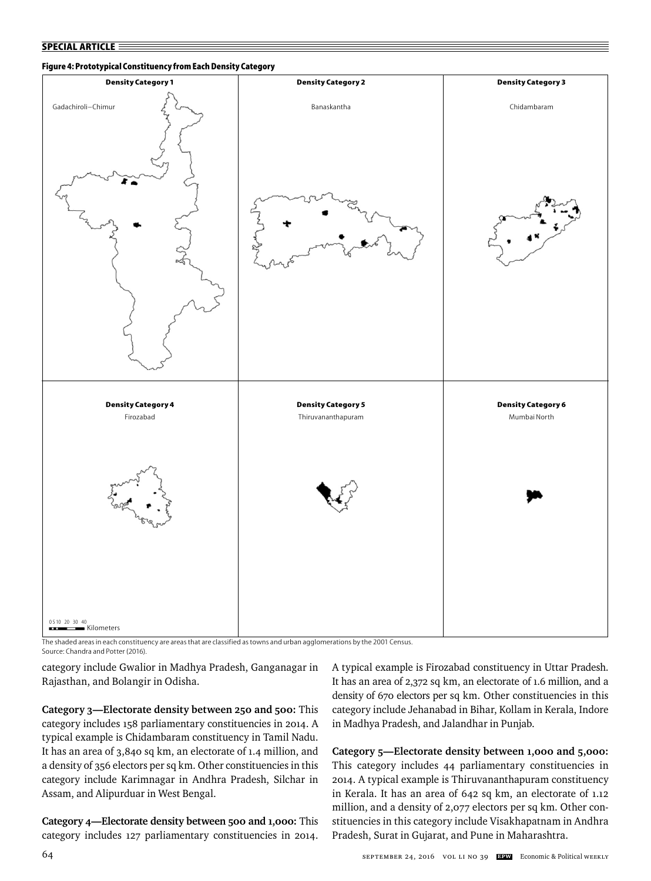**Figure 4: Prototypical Constituency from Each Density Category**

| Density Category 1 | Density Category 2 | Density Category 3 |
|---|---|---|
| Gadachiroli–Chimur | Banaskantha | Chidambaram |

| Density Category 4 | Density Category 5 | Density Category 6 |
|---|---|---|
| Firozabad | Thiruvananthapuram | Mumbai North |

0 5 10 20 30 40 Kilometers

The shaded areas in each constituency are areas that are classified as towns and urban agglomerations by the 2001 Census.
Source: Chandra and Potter (2016).

category include Gwalior in Madhya Pradesh, Ganganagar in Rajasthan, and Bolangir in Odisha.

**Category 3—Electorate density between 250 and 500:** This category includes 158 parliamentary constituencies in 2014. A typical example is Chidambaram constituency in Tamil Nadu. It has an area of 3,840 sq km, an electorate of 1.4 million, and a density of 356 electors per sq km. Other constituencies in this category include Karimnagar in Andhra Pradesh, Silchar in Assam, and Alipurduar in West Bengal.

**Category 4—Electorate density between 500 and 1,000:** This category includes 127 parliamentary constituencies in 2014. A typical example is Firozabad constituency in Uttar Pradesh. It has an area of 2,372 sq km, an electorate of 1.6 million, and a density of 670 electors per sq km. Other constituencies in this category include Jehanabad in Bihar, Kollam in Kerala, Indore in Madhya Pradesh, and Jalandhar in Punjab.

**Category 5—Electorate density between 1,000 and 5,000:** This category includes 44 parliamentary constituencies in 2014. A typical example is Thiruvananthapuram constituency in Kerala. It has an area of 642 sq km, an electorate of 1.12 million, and a density of 2,077 electors per sq km. Other constituencies in this category include Visakhapatnam in Andhra Pradesh, Surat in Gujarat, and Pune in Maharashtra.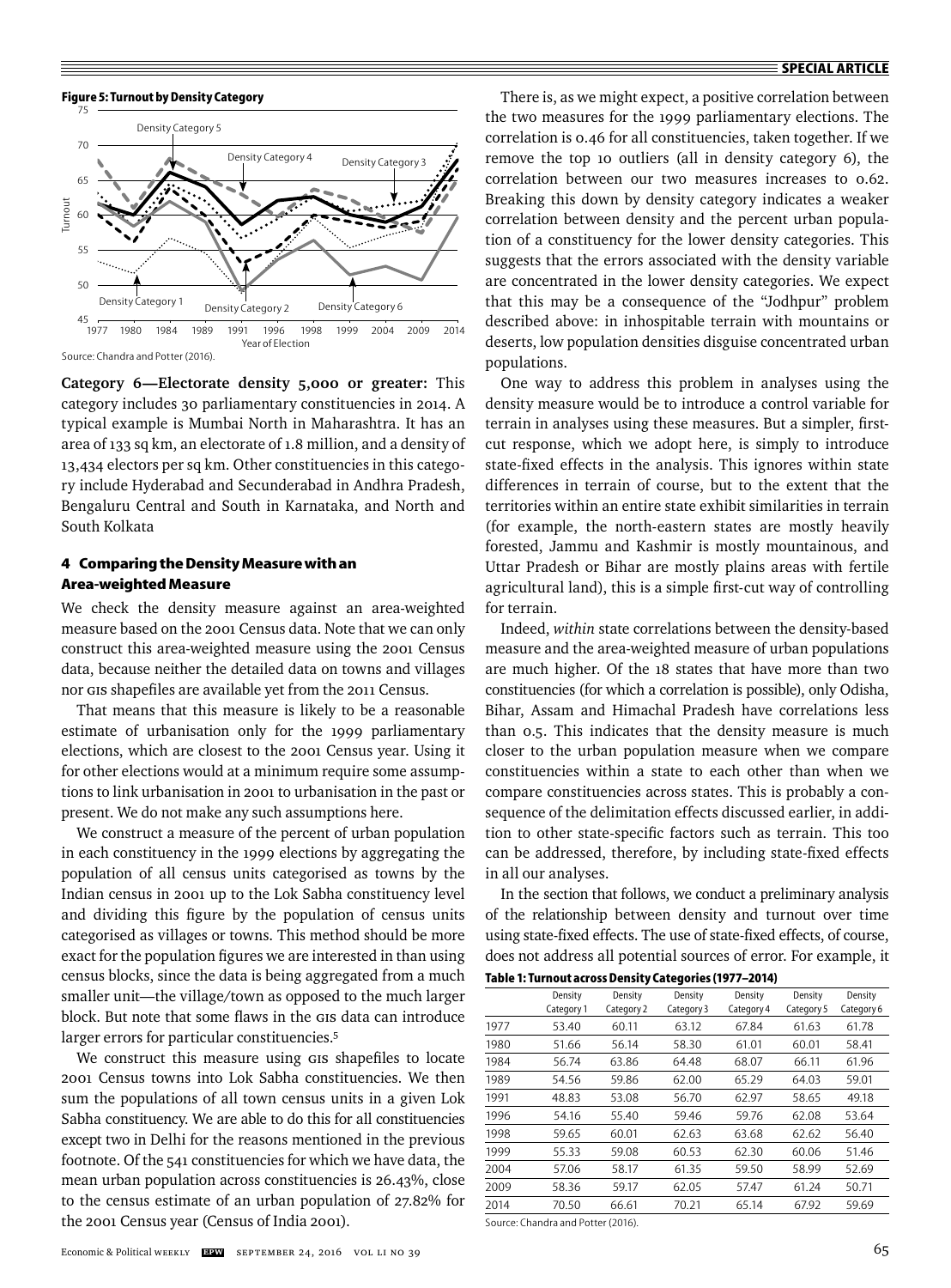**Figure 5: Turnout by Density Category**

Source: Chandra and Potter (2016).

**Category 6—Electorate density 5,000 or greater:** This category includes 30 parliamentary constituencies in 2014. A typical example is Mumbai North in Maharashtra. It has an area of 133 sq km, an electorate of 1.8 million, and a density of 13,434 electors per sq km. Other constituencies in this category include Hyderabad and Secunderabad in Andhra Pradesh, Bengaluru Central and South in Karnataka, and North and South Kolkata

## 4 Comparing the Density Measure with an Area-weighted Measure

We check the density measure against an area-weighted measure based on the 2001 Census data. Note that we can only construct this area-weighted measure using the 2001 Census data, because neither the detailed data on towns and villages nor GIS shapefiles are available yet from the 2011 Census.

That means that this measure is likely to be a reasonable estimate of urbanisation only for the 1999 parliamentary elections, which are closest to the 2001 Census year. Using it for other elections would at a minimum require some assumptions to link urbanisation in 2001 to urbanisation in the past or present. We do not make any such assumptions here.

We construct a measure of the percent of urban population in each constituency in the 1999 elections by aggregating the population of all census units categorised as towns by the Indian census in 2001 up to the Lok Sabha constituency level and dividing this figure by the population of census units categorised as villages or towns. This method should be more exact for the population figures we are interested in than using census blocks, since the data is being aggregated from a much smaller unit—the village/town as opposed to the much larger block. But note that some flaws in the GIS data can introduce larger errors for particular constituencies.[5]

We construct this measure using GIS shapefiles to locate 2001 Census towns into Lok Sabha constituencies. We then sum the populations of all town census units in a given Lok Sabha constituency. We are able to do this for all constituencies except two in Delhi for the reasons mentioned in the previous footnote. Of the 541 constituencies for which we have data, the mean urban population across constituencies is 26.43%, close to the census estimate of an urban population of 27.82% for the 2001 Census year (Census of India 2001).

There is, as we might expect, a positive correlation between the two measures for the 1999 parliamentary elections. The correlation is 0.46 for all constituencies, taken together. If we remove the top 10 outliers (all in density category 6), the correlation between our two measures increases to 0.62. Breaking this down by density category indicates a weaker correlation between density and the percent urban population of a constituency for the lower density categories. This suggests that the errors associated with the density variable are concentrated in the lower density categories. We expect that this may be a consequence of the "Jodhpur" problem described above: in inhospitable terrain with mountains or deserts, low population densities disguise concentrated urban populations.

One way to address this problem in analyses using the density measure would be to introduce a control variable for terrain in analyses using these measures. But a simpler, first-cut response, which we adopt here, is simply to introduce state-fixed effects in the analysis. This ignores within state differences in terrain of course, but to the extent that the territories within an entire state exhibit similarities in terrain (for example, the north-eastern states are mostly heavily forested, Jammu and Kashmir is mostly mountainous, and Uttar Pradesh or Bihar are mostly plains areas with fertile agricultural land), this is a simple first-cut way of controlling for terrain.

Indeed, *within* state correlations between the density-based measure and the area-weighted measure of urban populations are much higher. Of the 18 states that have more than two constituencies (for which a correlation is possible), only Odisha, Bihar, Assam and Himachal Pradesh have correlations less than 0.5. This indicates that the density measure is much closer to the urban population measure when we compare constituencies within a state to each other than when we compare constituencies across states. This is probably a consequence of the delimitation effects discussed earlier, in addition to other state-specific factors such as terrain. This too can be addressed, therefore, by including state-fixed effects in all our analyses.

In the section that follows, we conduct a preliminary analysis of the relationship between density and turnout over time using state-fixed effects. The use of state-fixed effects, of course, does not address all potential sources of error. For example, it

**Table 1: Turnout across Density Categories (1977–2014)**

| | Density Category 1 | Density Category 2 | Density Category 3 | Density Category 4 | Density Category 5 | Density Category 6 |
|---|---|---|---|---|---|---|
| 1977 | 53.40 | 60.11 | 63.12 | 67.84 | 61.63 | 61.78 |
| 1980 | 51.66 | 56.14 | 58.30 | 61.01 | 60.01 | 58.41 |
| 1984 | 56.74 | 63.86 | 64.48 | 68.07 | 66.11 | 61.96 |
| 1989 | 54.56 | 59.86 | 62.00 | 65.29 | 64.03 | 59.01 |
| 1991 | 48.83 | 53.08 | 56.70 | 62.97 | 58.65 | 49.18 |
| 1996 | 54.16 | 55.40 | 59.46 | 59.76 | 62.08 | 53.64 |
| 1998 | 59.65 | 60.01 | 62.63 | 63.68 | 62.62 | 56.40 |
| 1999 | 55.33 | 59.08 | 60.53 | 62.30 | 60.06 | 51.46 |
| 2004 | 57.06 | 58.17 | 61.35 | 59.50 | 58.99 | 52.69 |
| 2009 | 58.36 | 59.17 | 62.05 | 57.47 | 61.24 | 50.71 |
| 2014 | 70.50 | 66.61 | 70.21 | 65.14 | 67.92 | 59.69 |

Source: Chandra and Potter (2016).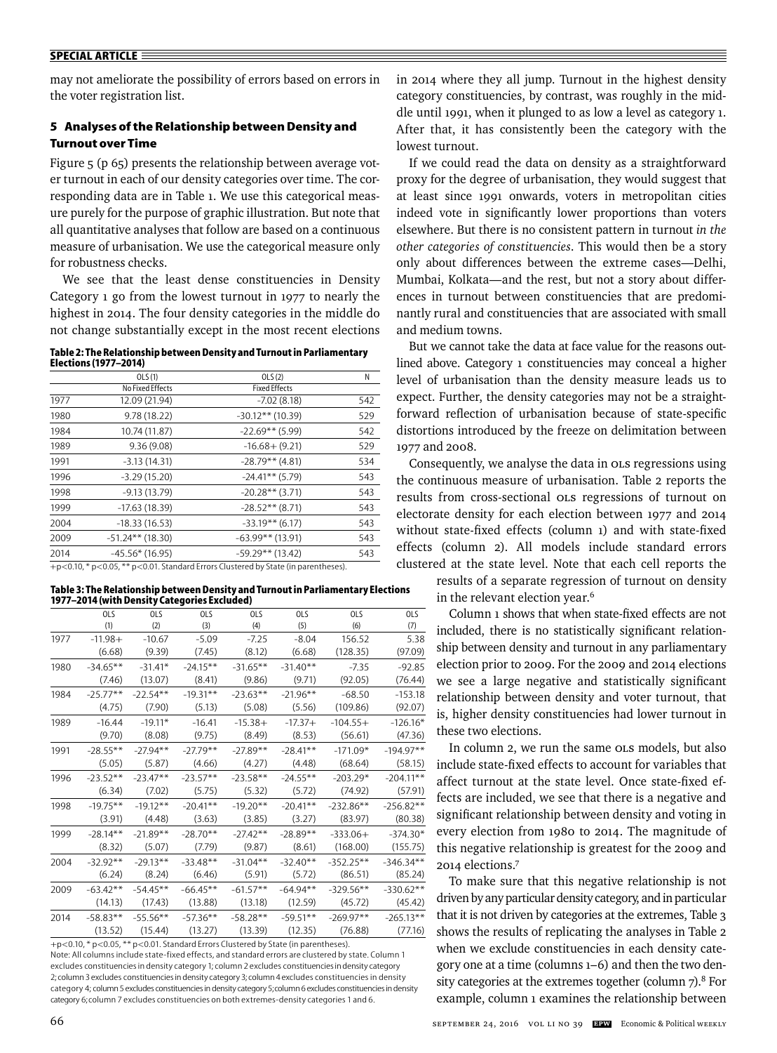may not ameliorate the possibility of errors based on errors in the voter registration list.

## 5 Analyses of the Relationship between Density and Turnout over Time

Figure 5 (p 65) presents the relationship between average voter turnout in each of our density categories over time. The corresponding data are in Table 1. We use this categorical measure purely for the purpose of graphic illustration. But note that all quantitative analyses that follow are based on a continuous measure of urbanisation. We use the categorical measure only for robustness checks.

We see that the least dense constituencies in Density Category 1 go from the lowest turnout in 1977 to nearly the highest in 2014. The four density categories in the middle do not change substantially except in the most recent elections in 2014 where they all jump. Turnout in the highest density category constituencies, by contrast, was roughly in the middle until 1991, when it plunged to as low a level as category 1. After that, it has consistently been the category with the lowest turnout.

If we could read the data on density as a straightforward proxy for the degree of urbanisation, they would suggest that at least since 1991 onwards, voters in metropolitan cities indeed vote in significantly lower proportions than voters elsewhere. But there is no consistent pattern in turnout *in the other categories of constituencies*. This would then be a story only about differences between the extreme cases—Delhi, Mumbai, Kolkata—and the rest, but not a story about differences in turnout between constituencies that are predominantly rural and constituencies that are associated with small and medium towns.

But we cannot take the data at face value for the reasons outlined above. Category 1 constituencies may conceal a higher level of urbanisation than the density measure leads us to expect. Further, the density categories may not be a straightforward reflection of urbanisation because of state-specific distortions introduced by the freeze on delimitation between 1977 and 2008.

Consequently, we analyse the data in OLS regressions using the continuous measure of urbanisation. Table 2 reports the results from cross-sectional OLS regressions of turnout on electorate density for each election between 1977 and 2014 without state-fixed effects (column 1) and with state-fixed effects (column 2). All models include standard errors clustered at the state level. Note that each cell reports the results of a separate regression of turnout on density in the relevant election year.[6]

**Table 2: The Relationship between Density and Turnout in Parliamentary Elections (1977–2014)**

| | OLS (1) | OLS (2) | N |
|---|---|---|---|
| | No Fixed Effects | Fixed Effects | |
| 1977 | 12.09 (21.94) | -7.02 (8.18) | 542 |
| 1980 | 9.78 (18.22) | -30.12** (10.39) | 529 |
| 1984 | 10.74 (11.87) | -22.69** (5.99) | 542 |
| 1989 | 9.36 (9.08) | -16.68+ (9.21) | 529 |
| 1991 | -3.13 (14.31) | -28.79** (4.81) | 534 |
| 1996 | -3.29 (15.20) | -24.41** (5.79) | 543 |
| 1998 | -9.13 (13.79) | -20.28** (3.71) | 543 |
| 1999 | -17.63 (18.39) | -28.52** (8.71) | 543 |
| 2004 | -18.33 (16.53) | -33.19** (6.17) | 543 |
| 2009 | -51.24** (18.30) | -63.99** (13.91) | 543 |
| 2014 | -45.56* (16.95) | -59.29** (13.42) | 543 |

+p<0.10, * p<0.05, ** p<0.01. Standard Errors Clustered by State (in parentheses).

Column 1 shows that when state-fixed effects are not included, there is no statistically significant relationship between density and turnout in any parliamentary election prior to 2009. For the 2009 and 2014 elections we see a large negative and statistically significant relationship between density and voter turnout, that is, higher density constituencies had lower turnout in these two elections.

In column 2, we run the same OLS models, but also include state-fixed effects to account for variables that affect turnout at the state level. Once state-fixed effects are included, we see that there is a negative and significant relationship between density and voting in every election from 1980 to 2014. The magnitude of this negative relationship is greatest for the 2009 and 2014 elections.[7]

**Table 3: The Relationship between Density and Turnout in Parliamentary Elections 1977–2014 (with Density Categories Excluded)**

| | OLS (1) | OLS (2) | OLS (3) | OLS (4) | OLS (5) | OLS (6) | OLS (7) |
|---|---|---|---|---|---|---|---|
| 1977 | -11.98+ | -10.67 | -5.09 | -7.25 | -8.04 | 156.52 | 5.38 |
| | (6.68) | (9.39) | (7.45) | (8.12) | (6.68) | (128.35) | (97.09) |
| 1980 | -34.65** | -31.41* | -24.15** | -31.65** | -31.40** | -7.35 | -92.85 |
| | (7.46) | (13.07) | (8.41) | (9.86) | (9.71) | (92.05) | (76.44) |
| 1984 | -25.77** | -22.54** | -19.31** | -23.63** | -21.96** | -68.50 | -153.18 |
| | (4.75) | (7.90) | (5.13) | (5.08) | (5.56) | (109.86) | (92.07) |
| 1989 | -16.44 | -19.11* | -16.41 | -15.38+ | -17.37+ | -104.55+ | -126.16* |
| | (9.70) | (8.08) | (9.75) | (8.49) | (8.53) | (56.61) | (47.36) |
| 1991 | -28.55** | -27.94** | -27.79** | -27.89** | -28.41** | -171.09* | -194.97** |
| | (5.05) | (5.87) | (4.66) | (4.27) | (4.48) | (68.64) | (58.15) |
| 1996 | -23.52** | -23.47** | -23.57** | -23.58** | -24.55** | -203.29* | -204.11** |
| | (6.34) | (7.02) | (5.75) | (5.32) | (5.72) | (74.92) | (57.91) |
| 1998 | -19.75** | -19.12** | -20.41** | -19.20** | -20.41** | -232.86** | -256.82** |
| | (3.91) | (4.48) | (3.63) | (3.85) | (3.27) | (83.97) | (80.38) |
| 1999 | -28.14** | -21.89** | -28.70** | -27.42** | -28.89** | -333.06+ | -374.30* |
| | (8.32) | (5.07) | (7.79) | (9.87) | (8.61) | (168.00) | (155.75) |
| 2004 | -32.92** | -29.13** | -33.48** | -31.04** | -32.40** | -352.25** | -346.34** |
| | (6.24) | (8.24) | (6.46) | (5.91) | (5.72) | (86.51) | (85.24) |
| 2009 | -63.42** | -54.45** | -66.45** | -61.57** | -64.94** | -329.56** | -330.62** |
| | (14.13) | (17.43) | (13.88) | (13.18) | (12.59) | (45.72) | (45.42) |
| 2014 | -58.83** | -55.56** | -57.36** | -58.28** | -59.51** | -269.97** | -265.13** |
| | (13.52) | (15.44) | (13.27) | (13.39) | (12.35) | (76.88) | (77.16) |

+p<0.10, * p<0.05, ** p<0.01. Standard Errors Clustered by State (in parentheses).

Note: All columns include state-fixed effects, and standard errors are clustered by state. Column 1 excludes constituencies in density category 1; column 2 excludes constituencies in density category 2; column 3 excludes constituencies in density category 3; column 4 excludes constituencies in density category 4; column 5 excludes constituencies in density category 5; column 6 excludes constituencies in density category 6; column 7 excludes constituencies on both extremes-density categories 1 and 6.

To make sure that this negative relationship is not driven by any particular density category, and in particular that it is not driven by categories at the extremes, Table 3 shows the results of replicating the analyses in Table 2 when we exclude constituencies in each density category one at a time (columns 1–6) and then the two density categories at the extremes together (column 7).[8] For example, column 1 examines the relationship between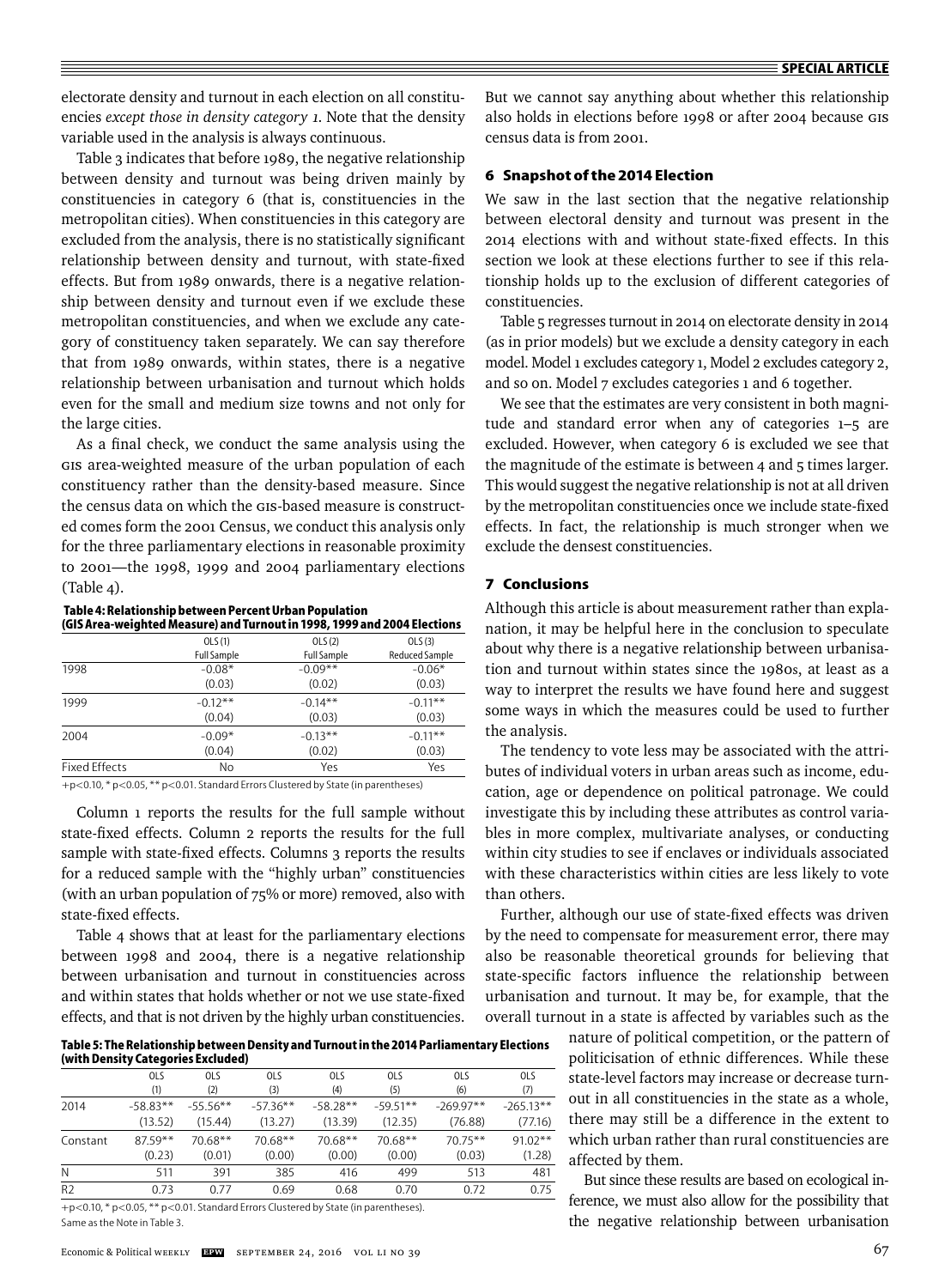electorate density and turnout in each election on all constituencies *except those in density category 1*. Note that the density variable used in the analysis is always continuous.

Table 3 indicates that before 1989, the negative relationship between density and turnout was being driven mainly by constituencies in category 6 (that is, constituencies in the metropolitan cities). When constituencies in this category are excluded from the analysis, there is no statistically significant relationship between density and turnout, with state-fixed effects. But from 1989 onwards, there is a negative relationship between density and turnout even if we exclude these metropolitan constituencies, and when we exclude any category of constituency taken separately. We can say therefore that from 1989 onwards, within states, there is a negative relationship between urbanisation and turnout which holds even for the small and medium size towns and not only for the large cities.

As a final check, we conduct the same analysis using the GIS area-weighted measure of the urban population of each constituency rather than the density-based measure. Since the census data on which the GIS-based measure is constructed comes form the 2001 Census, we conduct this analysis only for the three parliamentary elections in reasonable proximity to 2001—the 1998, 1999 and 2004 parliamentary elections (Table 4).

**Table 4: Relationship between Percent Urban Population (GIS Area-weighted Measure) and Turnout in 1998, 1999 and 2004 Elections**

| | OLS (1) Full Sample | OLS (2) Full Sample | OLS (3) Reduced Sample |
|---|---|---|---|
| 1998 | −0.08* | −0.09** | −0.06* |
| | (0.03) | (0.02) | (0.03) |
| 1999 | −0.12** | −0.14** | −0.11** |
| | (0.04) | (0.03) | (0.03) |
| 2004 | −0.09* | −0.13** | −0.11** |
| | (0.04) | (0.02) | (0.03) |
| Fixed Effects | No | Yes | Yes |

+p<0.10, * p<0.05, ** p<0.01. Standard Errors Clustered by State (in parentheses)

Column 1 reports the results for the full sample without state-fixed effects. Column 2 reports the results for the full sample with state-fixed effects. Columns 3 reports the results for a reduced sample with the "highly urban" constituencies (with an urban population of 75% or more) removed, also with state-fixed effects.

Table 4 shows that at least for the parliamentary elections between 1998 and 2004, there is a negative relationship between urbanisation and turnout in constituencies across and within states that holds whether or not we use state-fixed effects, and that is not driven by the highly urban constituencies.

**Table 5: The Relationship between Density and Turnout in the 2014 Parliamentary Elections (with Density Categories Excluded)**

| | OLS (1) | OLS (2) | OLS (3) | OLS (4) | OLS (5) | OLS (6) | OLS (7) |
|---|---|---|---|---|---|---|---|
| 2014 | −58.83** | −55.56** | −57.36** | −58.28** | −59.51** | −269.97** | −265.13** |
| | (13.52) | (15.44) | (13.27) | (13.39) | (12.35) | (76.88) | (77.16) |
| Constant | 87.59** | 70.68** | 70.68** | 70.68** | 70.68** | 70.75** | 91.02** |
| | (0.23) | (0.01) | (0.00) | (0.00) | (0.00) | (0.03) | (1.28) |
| N | 511 | 391 | 385 | 416 | 499 | 513 | 481 |
| R2 | 0.73 | 0.77 | 0.69 | 0.68 | 0.70 | 0.72 | 0.75 |

+p<0.10, * p<0.05, ** p<0.01. Standard Errors Clustered by State (in parentheses). Same as the Note in Table 3.

But we cannot say anything about whether this relationship also holds in elections before 1998 or after 2004 because GIS census data is from 2001.

## 6 Snapshot of the 2014 Election

We saw in the last section that the negative relationship between electoral density and turnout was present in the 2014 elections with and without state-fixed effects. In this section we look at these elections further to see if this relationship holds up to the exclusion of different categories of constituencies.

Table 5 regresses turnout in 2014 on electorate density in 2014 (as in prior models) but we exclude a density category in each model. Model 1 excludes category 1, Model 2 excludes category 2, and so on. Model 7 excludes categories 1 and 6 together.

We see that the estimates are very consistent in both magnitude and standard error when any of categories 1–5 are excluded. However, when category 6 is excluded we see that the magnitude of the estimate is between 4 and 5 times larger. This would suggest the negative relationship is not at all driven by the metropolitan constituencies once we include state-fixed effects. In fact, the relationship is much stronger when we exclude the densest constituencies.

## 7 Conclusions

Although this article is about measurement rather than explanation, it may be helpful here in the conclusion to speculate about why there is a negative relationship between urbanisation and turnout within states since the 1980s, at least as a way to interpret the results we have found here and suggest some ways in which the measures could be used to further the analysis.

The tendency to vote less may be associated with the attributes of individual voters in urban areas such as income, education, age or dependence on political patronage. We could investigate this by including these attributes as control variables in more complex, multivariate analyses, or conducting within city studies to see if enclaves or individuals associated with these characteristics within cities are less likely to vote than others.

Further, although our use of state-fixed effects was driven by the need to compensate for measurement error, there may also be reasonable theoretical grounds for believing that state-specific factors influence the relationship between urbanisation and turnout. It may be, for example, that the overall turnout in a state is affected by variables such as the nature of political competition, or the pattern of politicisation of ethnic differences. While these state-level factors may increase or decrease turnout in all constituencies in the state as a whole, there may still be a difference in the extent to which urban rather than rural constituencies are affected by them.

But since these results are based on ecological inference, we must also allow for the possibility that the negative relationship between urbanisation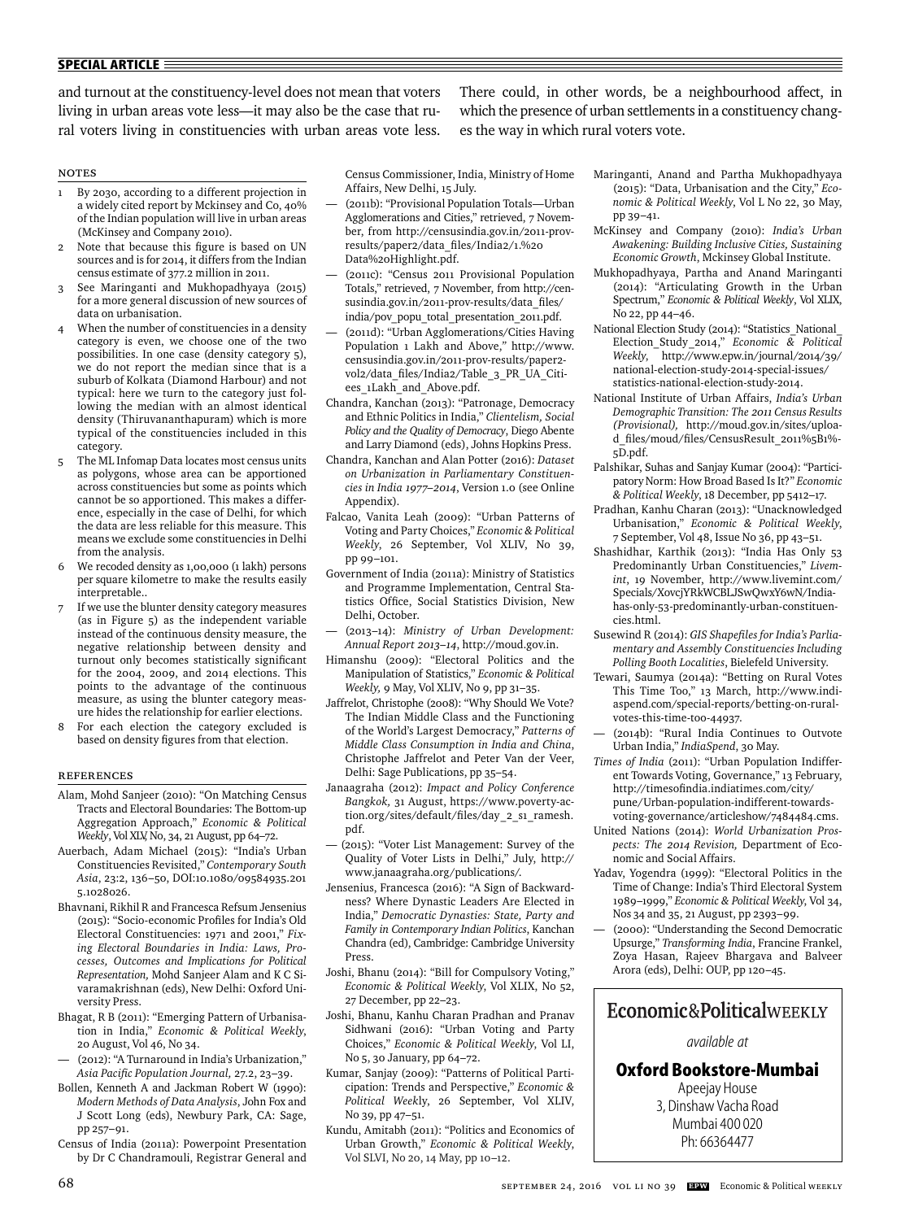and turnout at the constituency-level does not mean that voters living in urban areas vote less—it may also be the case that rural voters living in constituencies with urban areas vote less. There could, in other words, be a neighbourhood affect, in which the presence of urban settlements in a constituency changes the way in which rural voters vote.

## Notes

1. By 2030, according to a different projection in a widely cited report by Mckinsey and Co, 40% of the Indian population will live in urban areas (McKinsey and Company 2010).
2. Note that because this figure is based on UN sources and is for 2014, it differs from the Indian census estimate of 377.2 million in 2011.
3. See Maringanti and Mukhopadhyaya (2015) for a more general discussion of new sources of data on urbanisation.
4. When the number of constituencies in a density category is even, we choose one of the two possibilities. In one case (density category 5), we do not report the median since that is a suburb of Kolkata (Diamond Harbour) and not typical: here we turn to the category just following the median with an almost identical density (Thiruvananthapuram) which is more typical of the constituencies included in this category.
5. The ML Infomap Data locates most census units as polygons, whose area can be apportioned across constituencies but some as points which cannot be so apportioned. This makes a difference, especially in the case of Delhi, for which the data are less reliable for this measure. This means we exclude some constituencies in Delhi from the analysis.
6. We recoded density as 1,00,000 (1 lakh) persons per square kilometre to make the results easily interpretable..
7. If we use the blunter density category measures (as in Figure 5) as the independent variable instead of the continuous density measure, the negative relationship between density and turnout only becomes statistically significant for the 2004, 2009, and 2014 elections. This points to the advantage of the continuous measure, as using the blunter category measure hides the relationship for earlier elections.
8. For each election the category excluded is based on density figures from that election.

## References

Alam, Mohd Sanjeer (2010): "On Matching Census Tracts and Electoral Boundaries: The Bottom-up Aggregation Approach," *Economic & Political Weekly*, Vol XLV, No, 34, 21 August, pp 64–72.

Auerbach, Adam Michael (2015): "India's Urban Constituencies Revisited," *Contemporary South Asia*, 23:2, 136–50, DOI:10.1080/09584935.2015.1028026.

Bhavnani, Rikhil R and Francesca Refsum Jensenius (2015): "Socio-economic Profiles for India's Old Electoral Constituencies: 1971 and 2001," *Fixing Electoral Boundaries in India: Laws, Processes, Outcomes and Implications for Political Representation*, Mohd Sanjeer Alam and K C Sivaramakrishnan (eds), New Delhi: Oxford University Press.

Bhagat, R B (2011): "Emerging Pattern of Urbanisation in India," *Economic & Political Weekly*, 20 August, Vol 46, No 34.

— (2012): "A Turnaround in India's Urbanization," *Asia Pacific Population Journal*, 27.2, 23–39.

Bollen, Kenneth A and Jackman Robert W (1990): *Modern Methods of Data Analysis*, John Fox and J Scott Long (eds), Newbury Park, CA: Sage, pp 257–91.

Census of India (2011a): Powerpoint Presentation by Dr C Chandramouli, Registrar General and Census Commissioner, India, Ministry of Home Affairs, New Delhi, 15 July.

— (2011b): "Provisional Population Totals—Urban Agglomerations and Cities," retrieved, 7 November, from http://censusindia.gov.in/2011-prov-results/paper2/data_files/India2/1.%20Data%20Highlight.pdf.

— (2011c): "Census 2011 Provisional Population Totals," retrieved, 7 November, from http://censusindia.gov.in/2011-prov-results/data_files/india/pov_popu_total_presentation_2011.pdf.

— (2011d): "Urban Agglomerations/Cities Having Population 1 Lakh and Above," http://www.censusindia.gov.in/2011-prov-results/paper2-vol2/data_files/India2/Table_3_PR_UA_Citiees_1Lakh_and_Above.pdf.

Chandra, Kanchan (2013): "Patronage, Democracy and Ethnic Politics in India," *Clientelism, Social Policy and the Quality of Democracy*, Diego Abente and Larry Diamond (eds), Johns Hopkins Press.

Chandra, Kanchan and Alan Potter (2016): *Dataset on Urbanization in Parliamentary Constituencies in India 1977–2014*, Version 1.0 (see Online Appendix).

Falcao, Vanita Leah (2009): "Urban Patterns of Voting and Party Choices," *Economic & Political Weekly*, 26 September, Vol XLIV, No 39, pp 99–101.

Government of India (2011a): Ministry of Statistics and Programme Implementation, Central Statistics Office, Social Statistics Division, New Delhi, October.

— (2013–14): *Ministry of Urban Development: Annual Report 2013–14*, http://moud.gov.in.

Himanshu (2009): "Electoral Politics and the Manipulation of Statistics," *Economic & Political Weekly*, 9 May, Vol XLIV, No 9, pp 31–35.

Jaffrelot, Christophe (2008): "Why Should We Vote? The Indian Middle Class and the Functioning of the World's Largest Democracy," *Patterns of Middle Class Consumption in India and China*, Christophe Jaffrelot and Peter Van der Veer, Delhi: Sage Publications, pp 35–54.

Janaagraha (2012): *Impact and Policy Conference Bangkok*, 31 August, https://www.poverty-action.org/sites/default/files/day_2_s1_ramesh.pdf.

— (2015): "Voter List Management: Survey of the Quality of Voter Lists in Delhi," July, http://www.janaagraha.org/publications/.

Jensenius, Francesca (2016): "A Sign of Backwardness? Where Dynastic Leaders Are Elected in India," *Democratic Dynasties: State, Party and Family in Contemporary Indian Politics*, Kanchan Chandra (ed), Cambridge: Cambridge University Press.

Joshi, Bhanu (2014): "Bill for Compulsory Voting," *Economic & Political Weekly*, Vol XLIX, No 52, 27 December, pp 22–23.

Joshi, Bhanu, Kanhu Charan Pradhan and Pranav Sidhwani (2016): "Urban Voting and Party Choices," *Economic & Political Weekly*, Vol LI, No 5, 30 January, pp 64–72.

Kumar, Sanjay (2009): "Patterns of Political Participation: Trends and Perspective," *Economic & Political Weekly*, 26 September, Vol XLIV, No 39, pp 47–51.

Kundu, Amitabh (2011): "Politics and Economics of Urban Growth," *Economic & Political Weekly*, Vol SLVI, No 20, 14 May, pp 10–12.

Maringanti, Anand and Partha Mukhopadhyaya (2015): "Data, Urbanisation and the City," *Economic & Political Weekly*, Vol L No 22, 30 May, pp 39–41.

McKinsey and Company (2010): *India's Urban Awakening: Building Inclusive Cities, Sustaining Economic Growth*, Mckinsey Global Institute.

Mukhopadhyaya, Partha and Anand Maringanti (2014): "Articulating Growth in the Urban Spectrum," *Economic & Political Weekly*, Vol XLIX, No 22, pp 44–46.

National Election Study (2014): "Statistics_National_Election_Study_2014," *Economic & Political Weekly*, http://www.epw.in/journal/2014/39/national-election-study-2014-special-issues/statistics-national-election-study-2014.

National Institute of Urban Affairs, *India's Urban Demographic Transition: The 2011 Census Results (Provisional)*, http://moud.gov.in/sites/upload_files/moud/files/CensusResult_2011%5B1%5D.pdf.

Palshikar, Suhas and Sanjay Kumar (2004): "Participatory Norm: How Broad Based Is It?" *Economic & Political Weekly*, 18 December, pp 5412–17.

Pradhan, Kanhu Charan (2013): "Unacknowledged Urbanisation," *Economic & Political Weekly*, 7 September, Vol 48, Issue No 36, pp 43–51.

Shashidhar, Karthik (2013): "India Has Only 53 Predominantly Urban Constituencies," *Livemint*, 19 November, http://www.livemint.com/Specials/XovcjYRkWCBLJSwQwxY6wN/India-has-only-53-predominantly-urban-constituencies.html.

Susewind R (2014): *GIS Shapefiles for India's Parliamentary and Assembly Constituencies Including Polling Booth Localities*, Bielefeld University.

Tewari, Saumya (2014a): "Betting on Rural Votes This Time Too," 13 March, http://www.indiaspend.com/special-reports/betting-on-rural-votes-this-time-too-44937.

— (2014b): "Rural India Continues to Outvote Urban India," *IndiaSpend*, 30 May.

*Times of India* (2011): "Urban Population Indifferent Towards Voting, Governance," 13 February, http://timesofindia.indiatimes.com/city/pune/Urban-population-indifferent-towards-voting-governance/articleshow/7484484.cms.

United Nations (2014): *World Urbanization Prospects: The 2014 Revision*, Department of Economic and Social Affairs.

Yadav, Yogendra (1999): "Electoral Politics in the Time of Change: India's Third Electoral System 1989–1999," *Economic & Political Weekly*, Vol 34, Nos 34 and 35, 21 August, pp 2393–99.

— (2000): "Understanding the Second Democratic Upsurge," *Transforming India*, Francine Frankel, Zoya Hasan, Rajeev Bhargava and Balveer Arora (eds), Delhi: OUP, pp 120–45.

**Economic&PoliticalWEEKLY**

*available at*

**Oxford Bookstore-Mumbai**

Apeejay House
3, Dinshaw Vacha Road
Mumbai 400 020
Ph: 66364477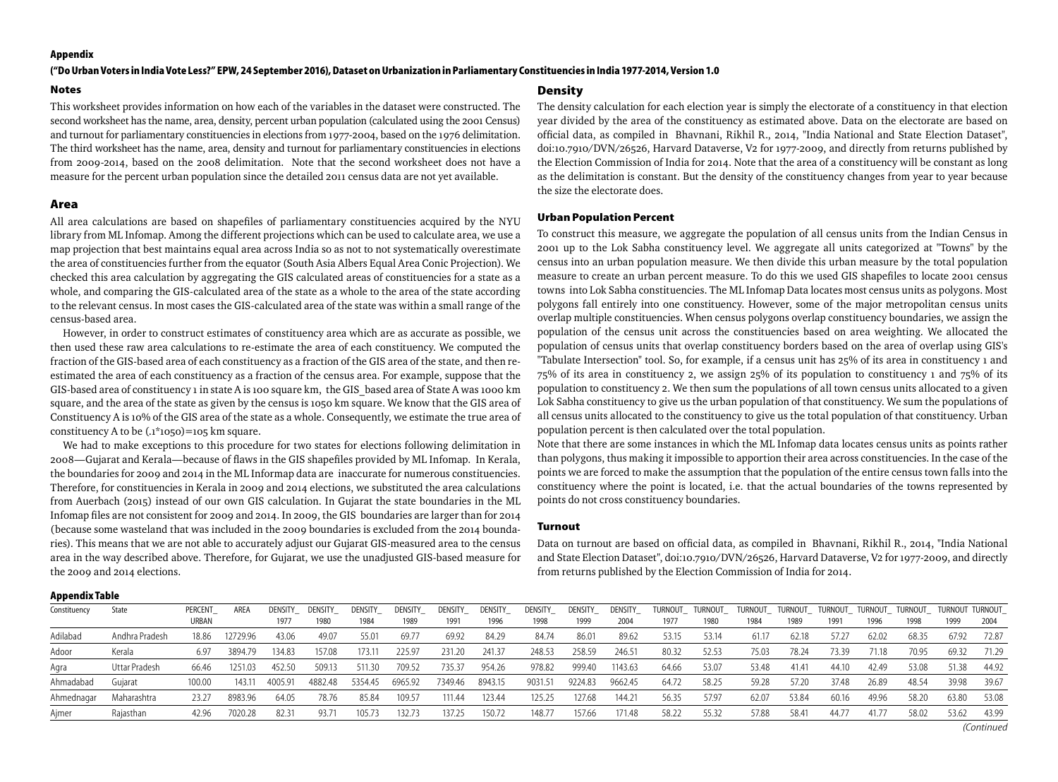## Appendix

**("Do Urban Voters in India Vote Less?" EPW, 24 September 2016), Dataset on Urbanization in Parliamentary Constituencies in India 1977-2014, Version 1.0**

### Notes

This worksheet provides information on how each of the variables in the dataset were constructed. The second worksheet has the name, area, density, percent urban population (calculated using the 2001 Census) and turnout for parliamentary constituencies in elections from 1977-2004, based on the 1976 delimitation. The third worksheet has the name, area, density and turnout for parliamentary constituencies in elections from 2009-2014, based on the 2008 delimitation. Note that the second worksheet does not have a measure for the percent urban population since the detailed 2011 census data are not yet available.

### Area

All area calculations are based on shapefiles of parliamentary constituencies acquired by the NYU library from ML Infomap. Among the different projections which can be used to calculate area, we use a map projection that best maintains equal area across India so as not to not systematically overestimate the area of constituencies further from the equator (South Asia Albers Equal Area Conic Projection). We checked this area calculation by aggregating the GIS calculated areas of constituencies for a state as a whole, and comparing the GIS-calculated area of the state as a whole to the area of the state according to the relevant census. In most cases the GIS-calculated area of the state was within a small range of the census-based area.

However, in order to construct estimates of constituency area which are as accurate as possible, we then used these raw area calculations to re-estimate the area of each constituency. We computed the fraction of the GIS-based area of each constituency as a fraction of the GIS area of the state, and then re-estimated the area of each constituency as a fraction of the census area. For example, suppose that the GIS-based area of constituency 1 in state A is 100 square km, the GIS_based area of State A was 1000 km square, and the area of the state as given by the census is 1050 km square. We know that the GIS area of Constituency A is 10% of the GIS area of the state as a whole. Consequently, we estimate the true area of constituency A to be (.1*1050)=105 km square.

We had to make exceptions to this procedure for two states for elections following delimitation in 2008—Gujarat and Kerala—because of flaws in the GIS shapefiles provided by ML Infomap. In Kerala, the boundaries for 2009 and 2014 in the ML Informap data are inaccurate for numerous constituencies. Therefore, for constituencies in Kerala in 2009 and 2014 elections, we substituted the area calculations from Auerbach (2015) instead of our own GIS calculation. In Gujarat the state boundaries in the ML Infomap files are not consistent for 2009 and 2014. In 2009, the GIS boundaries are larger than for 2014 (because some wasteland that was included in the 2009 boundaries is excluded from the 2014 boundaries). This means that we are not able to accurately adjust our Gujarat GIS-measured area to the census area in the way described above. Therefore, for Gujarat, we use the unadjusted GIS-based measure for the 2009 and 2014 elections.

### Density

The density calculation for each election year is simply the electorate of a constituency in that election year divided by the area of the constituency as estimated above. Data on the electorate are based on official data, as compiled in Bhavnani, Rikhil R., 2014, "India National and State Election Dataset", doi:10.7910/DVN/26526, Harvard Dataverse, V2 for 1977-2009, and directly from returns published by the Election Commission of India for 2014. Note that the area of a constituency will be constant as long as the delimitation is constant. But the density of the constituency changes from year to year because the size the electorate does.

### Urban Population Percent

To construct this measure, we aggregate the population of all census units from the Indian Census in 2001 up to the Lok Sabha constituency level. We aggregate all units categorized at "Towns" by the census into an urban population measure. We then divide this urban measure by the total population measure to create an urban percent measure. To do this we used GIS shapefiles to locate 2001 census towns into Lok Sabha constituencies. The ML Infomap Data locates most census units as polygons. Most polygons fall entirely into one constituency. However, some of the major metropolitan census units overlap multiple constituencies. When census polygons overlap constituency boundaries, we assign the population of the census unit across the constituencies based on area weighting. We allocated the population of census units that overlap constituency borders based on the area of overlap using GIS's "Tabulate Intersection" tool. So, for example, if a census unit has 25% of its area in constituency 1 and 75% of its area in constituency 2, we assign 25% of its population to constituency 1 and 75% of its population to constituency 2. We then sum the populations of all town census units allocated to a given Lok Sabha constituency to give us the urban population of that constituency. We sum the populations of all census units allocated to the constituency to give us the total population of that constituency. Urban population percent is then calculated over the total population.

Note that there are some instances in which the ML Infomap data locates census units as points rather than polygons, thus making it impossible to apportion their area across constituencies. In the case of the points we are forced to make the assumption that the population of the entire census town falls into the constituency where the point is located, i.e. that the actual boundaries of the towns represented by points do not cross constituency boundaries.

### Turnout

Data on turnout are based on official data, as compiled in Bhavnani, Rikhil R., 2014, "India National and State Election Dataset", doi:10.7910/DVN/26526, Harvard Dataverse, V2 for 1977-2009, and directly from returns published by the Election Commission of India for 2014.

### Appendix Table

| Constituency | State | PERCENT_URBAN | AREA | DENSITY_1977 | DENSITY_1980 | DENSITY_1984 | DENSITY_1989 | DENSITY_1991 | DENSITY_1996 | DENSITY_1998 | DENSITY_1999 | DENSITY_2004 | TURNOUT_1977 | TURNOUT_1980 | TURNOUT_1984 | TURNOUT_1989 | TURNOUT_1991 | TURNOUT_1996 | TURNOUT_1998 | TURNOUT_1999 | TURNOUT_2004 |
|---|---|---|---|---|---|---|---|---|---|---|---|---|---|---|---|---|---|---|---|---|---|
| Adilabad | Andhra Pradesh | 18.86 | 12729.96 | 43.06 | 49.07 | 55.01 | 69.77 | 69.92 | 84.29 | 84.74 | 86.01 | 89.62 | 53.15 | 53.14 | 61.17 | 62.18 | 57.27 | 62.02 | 68.35 | 67.92 | 72.87 |
| Adoor | Kerala | 6.97 | 3894.79 | 134.83 | 157.08 | 173.11 | 225.97 | 231.20 | 241.37 | 248.53 | 258.59 | 246.51 | 80.32 | 52.53 | 75.03 | 78.24 | 73.39 | 71.18 | 70.95 | 69.32 | 71.29 |
| Agra | Uttar Pradesh | 66.46 | 1251.03 | 452.50 | 509.13 | 511.30 | 709.52 | 735.37 | 954.26 | 978.82 | 999.40 | 1143.63 | 64.66 | 53.07 | 53.48 | 41.41 | 44.10 | 42.49 | 53.08 | 51.38 | 44.92 |
| Ahmadabad | Gujarat | 100.00 | 143.11 | 4005.91 | 4882.48 | 5354.45 | 6965.92 | 7349.46 | 8943.15 | 9031.51 | 9224.83 | 9662.45 | 64.72 | 58.25 | 59.28 | 57.20 | 37.48 | 26.89 | 48.54 | 39.98 | 39.67 |
| Ahmednagar | Maharashtra | 23.27 | 8983.96 | 64.05 | 78.76 | 85.84 | 109.57 | 111.44 | 123.44 | 125.25 | 127.68 | 144.21 | 56.35 | 57.97 | 62.07 | 53.84 | 60.16 | 49.96 | 58.20 | 63.80 | 53.08 |
| Ajmer | Rajasthan | 42.96 | 7020.28 | 82.31 | 93.71 | 105.73 | 132.73 | 137.25 | 150.72 | 148.77 | 157.66 | 171.48 | 58.22 | 55.32 | 57.88 | 58.41 | 44.77 | 41.77 | 58.02 | 53.62 | 43.99 |

*(Continued*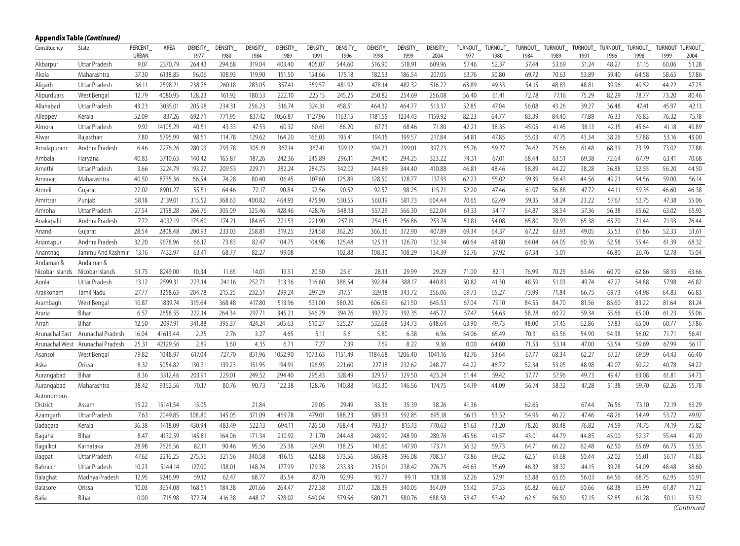**Appendix Table *(Continued)***

| Constituency | State | PERCENT_URBAN | AREA | DENSITY_1977 | DENSITY_1980 | DENSITY_1984 | DENSITY_1989 | DENSITY_1991 | DENSITY_1996 | DENSITY_1998 | DENSITY_1999 | DENSITY_2004 | TURNOUT_1977 | TURNOUT_1980 | TURNOUT_1984 | TURNOUT_1989 | TURNOUT_1991 | TURNOUT_1996 | TURNOUT_1998 | TURNOUT 1999 | TURNOUT_2004 |
|---|---|---|---|---|---|---|---|---|---|---|---|---|---|---|---|---|---|---|---|---|---|
| Akbarpur | Uttar Pradesh | 9.07 | 2370.79 | 264.43 | 294.68 | 319.04 | 403.40 | 405.07 | 544.60 | 516.90 | 518.91 | 609.96 | 57.46 | 52.37 | 57.44 | 53.69 | 51.24 | 48.27 | 61.15 | 60.06 | 51.28 |
| Akola | Maharashtra | 37.30 | 6138.85 | 96.06 | 108.93 | 119.90 | 151.50 | 154.66 | 175.18 | 182.53 | 186.54 | 207.05 | 63.76 | 50.80 | 69.72 | 70.63 | 53.89 | 59.40 | 64.58 | 58.65 | 57.86 |
| Aligarh | Uttar Pradesh | 36.11 | 2598.21 | 238.76 | 260.18 | 283.05 | 357.41 | 359.57 | 481.92 | 478.14 | 482.32 | 516.22 | 63.89 | 49.33 | 54.15 | 48.83 | 48.81 | 39.96 | 49.52 | 44.22 | 47.25 |
| Alipurduars | West Bengal | 12.79 | 4080.95 | 128.23 | 161.92 | 180.53 | 222.10 | 225.15 | 245.25 | 250.82 | 254.69 | 256.08 | 56.40 | 61.41 | 72.78 | 77.16 | 75.29 | 82.29 | 78.77 | 73.20 | 80.46 |
| Allahabad | Uttar Pradesh | 43.23 | 3035.01 | 205.98 | 234.31 | 256.23 | 316.74 | 324.31 | 458.51 | 464.32 | 464.77 | 513.37 | 52.85 | 47.04 | 56.08 | 43.26 | 39.27 | 36.48 | 47.41 | 45.97 | 42.13 |
| Alleppey | Kerala | 52.09 | 837.26 | 692.71 | 771.95 | 837.42 | 1056.87 | 1127.96 | 1163.15 | 1181.55 | 1234.43 | 1159.92 | 82.23 | 64.77 | 83.39 | 84.40 | 77.88 | 76.33 | 76.83 | 76.32 | 75.18 |
| Almora | Uttar Pradesh | 9.92 | 14105.29 | 40.51 | 43.33 | 47.53 | 60.32 | 60.61 | 66.20 | 67.73 | 68.46 | 71.80 | 42.21 | 38.35 | 45.05 | 41.45 | 38.13 | 42.15 | 45.64 | 41.18 | 49.89 |
| Alwar | Rajasthan | 7.80 | 5795.99 | 98.51 | 114.78 | 129.62 | 164.20 | 166.03 | 195.41 | 194.15 | 199.57 | 217.84 | 54.81 | 47.85 | 55.03 | 47.75 | 43.34 | 38.26 | 57.88 | 53.16 | 43.00 |
| Amalapuram | Andhra Pradesh | 6.46 | 2276.26 | 280.93 | 293.78 | 305.19 | 367.14 | 367.41 | 399.12 | 394.23 | 399.01 | 397.23 | 65.76 | 59.27 | 74.62 | 75.66 | 61.48 | 68.39 | 73.39 | 73.02 | 77.88 |
| Ambala | Haryana | 40.83 | 3710.63 | 140.42 | 165.87 | 187.26 | 242.36 | 245.89 | 296.11 | 294.40 | 294.25 | 323.22 | 74.31 | 67.01 | 68.44 | 63.51 | 69.38 | 72.64 | 67.79 | 63.41 | 70.68 |
| Amethi | Uttar Pradesh | 3.66 | 3224.79 | 193.27 | 209.53 | 229.71 | 282.24 | 284.75 | 342.02 | 344.89 | 344.40 | 410.88 | 46.81 | 48.46 | 58.89 | 44.22 | 38.28 | 36.88 | 52.55 | 56.20 | 44.50 |
| Amravati | Maharashtra | 40.50 | 8735.36 | 66.54 | 74.28 | 80.40 | 106.45 | 107.60 | 125.89 | 128.50 | 128.77 | 137.93 | 62.23 | 55.02 | 59.39 | 56.43 | 44.56 | 49.21 | 54.56 | 59.00 | 56.14 |
| Amreli | Gujarat | 22.02 | 8901.27 | 55.51 | 64.46 | 72.17 | 90.84 | 92.56 | 90.52 | 92.57 | 98.25 | 115.21 | 52.20 | 47.46 | 61.07 | 56.88 | 47.72 | 44.11 | 59.35 | 46.60 | 46.38 |
| Amritsar | Punjab | 58.18 | 2139.01 | 315.52 | 368.63 | 400.82 | 464.93 | 475.90 | 530.55 | 560.19 | 581.73 | 604.44 | 70.65 | 62.49 | 59.35 | 58.24 | 23.22 | 57.67 | 53.75 | 47.38 | 55.06 |
| Amroha | Uttar Pradesh | 27.54 | 2158.28 | 266.76 | 305.09 | 325.46 | 428.46 | 428.76 | 548.13 | 557.29 | 566.30 | 622.04 | 61.33 | 54.17 | 64.87 | 58.54 | 57.36 | 56.38 | 65.62 | 63.02 | 65.93 |
| Anakapalli | Andhra Pradesh | 7.72 | 4032.19 | 175.60 | 174.21 | 184.65 | 221.53 | 221.90 | 257.19 | 254.15 | 256.86 | 253.74 | 51.81 | 54.08 | 65.80 | 70.93 | 65.38 | 65.70 | 71.44 | 71.93 | 76.44 |
| Anand | Gujarat | 28.54 | 2808.48 | 200.93 | 233.03 | 258.81 | 319.25 | 324.58 | 362.20 | 366.36 | 372.90 | 407.89 | 69.34 | 64.37 | 67.22 | 63.93 | 49.05 | 35.53 | 61.86 | 52.33 | 51.61 |
| Anantapur | Andhra Pradesh | 32.20 | 9678.96 | 66.17 | 73.83 | 82.47 | 104.75 | 104.98 | 125.48 | 125.33 | 126.70 | 132.34 | 60.64 | 48.80 | 64.04 | 64.05 | 60.36 | 52.58 | 55.44 | 61.39 | 68.32 |
| Anantnag | Jammu And Kashmir | 13.16 | 7432.97 | 63.41 | 68.77 | 82.27 | 99.08 | | 102.88 | 108.30 | 108.29 | 134.39 | 52.76 | 57.92 | 67.34 | 5.01 | | 46.80 | 26.76 | 12.78 | 15.04 |
| Andaman & Nicobar Islands | Andaman & Nicobar Islands | 51.75 | 8249.00 | 10.34 | 11.65 | 14.01 | 19.51 | 20.50 | 25.61 | 28.13 | 29.99 | 29.29 | 71.00 | 82.11 | 76.99 | 70.25 | 63.46 | 60.70 | 62.86 | 58.93 | 63.66 |
| Aonla | Uttar Pradesh | 13.12 | 2599.31 | 223.14 | 241.16 | 252.71 | 313.36 | 316.60 | 388.54 | 392.84 | 388.17 | 440.83 | 50.82 | 41.30 | 48.59 | 51.03 | 49.74 | 47.27 | 54.88 | 57.98 | 46.82 |
| Arakkonam | Tamil Nadu | 27.77 | 3258.63 | 204.78 | 215.25 | 232.51 | 299.24 | 297.29 | 317.51 | 329.18 | 343.72 | 356.06 | 69.73 | 65.27 | 73.99 | 71.84 | 66.75 | 69.73 | 64.98 | 64.83 | 66.83 |
| Arambagh | West Bengal | 10.87 | 1839.74 | 315.64 | 368.48 | 417.80 | 513.96 | 531.00 | 580.20 | 606.69 | 621.50 | 645.53 | 67.04 | 79.10 | 84.55 | 84.70 | 81.56 | 85.60 | 83.22 | 81.64 | 81.24 |
| Araria | Bihar | 6.57 | 2658.55 | 222.14 | 264.34 | 297.71 | 345.21 | 346.29 | 394.76 | 392.79 | 392.35 | 445.72 | 57.47 | 54.63 | 58.28 | 60.72 | 59.34 | 55.66 | 65.00 | 61.23 | 55.06 |
| Arrah | Bihar | 12.50 | 2097.91 | 341.88 | 395.37 | 424.24 | 505.63 | 510.27 | 525.27 | 532.68 | 534.73 | 648.64 | 63.90 | 49.73 | 48.00 | 51.45 | 62.86 | 57.83 | 65.00 | 60.77 | 57.86 |
| Arunachal East | Arunachal Pradesh | 16.04 | 41613.44 | 2.25 | 2.76 | 3.27 | 4.65 | 5.11 | 5.61 | 5.80 | 6.38 | 6.96 | 54.06 | 65.49 | 70.31 | 63.56 | 54.90 | 54.38 | 56.02 | 71.71 | 56.41 |
| Arunachal West | Arunachal Pradesh | 25.31 | 42129.56 | 2.89 | 3.60 | 4.35 | 6.71 | 7.27 | 7.39 | 7.69 | 8.22 | 9.36 | 0.00 | 64.80 | 71.53 | 53.14 | 47.00 | 53.54 | 59.69 | 67.99 | 56.17 |
| Asansol | West Bengal | 79.82 | 1048.97 | 617.04 | 727.70 | 851.96 | 1052.90 | 1073.63 | 1151.49 | 1184.68 | 1206.40 | 1041.16 | 42.76 | 53.64 | 67.77 | 68.34 | 62.27 | 67.27 | 69.59 | 64.43 | 66.40 |
| Aska | Orissa | 8.32 | 5054.82 | 130.31 | 139.23 | 151.95 | 194.91 | 196.93 | 221.60 | 227.18 | 232.62 | 248.27 | 44.22 | 46.72 | 52.34 | 53.05 | 48.98 | 49.07 | 50.22 | 40.78 | 54.22 |
| Aurangabad | Bihar | 8.36 | 3312.46 | 203.91 | 229.01 | 249.52 | 294.40 | 295.43 | 328.49 | 329.57 | 329.50 | 423.24 | 61.44 | 59.42 | 57.77 | 57.96 | 49.73 | 49.47 | 63.08 | 61.81 | 54.73 |
| Aurangabad | Maharashtra | 38.42 | 9362.56 | 70.17 | 80.76 | 90.73 | 122.38 | 128.76 | 140.88 | 143.30 | 146.56 | 174.75 | 54.19 | 44.09 | 56.74 | 58.32 | 47.28 | 51.38 | 59.70 | 62.26 | 55.78 |
| Autonomous District | Assam | 15.22 | 15141.54 | 15.05 | | 21.84 | | 29.05 | 29.49 | 35.36 | 35.39 | 38.26 | 41.36 | | 62.65 | | 67.44 | 76.56 | 73.10 | 72.19 | 69.29 |
| Azamgarh | Uttar Pradesh | 7.63 | 2049.85 | 308.80 | 345.05 | 371.09 | 469.78 | 479.01 | 588.23 | 589.33 | 592.85 | 695.18 | 56.13 | 53.52 | 54.95 | 46.22 | 47.46 | 48.26 | 54.49 | 53.72 | 49.92 |
| Badagara | Kerala | 36.38 | 1418.09 | 430.94 | 483.49 | 522.13 | 694.11 | 726.50 | 768.44 | 793.37 | 815.13 | 770.63 | 81.63 | 73.20 | 78.26 | 80.48 | 76.82 | 74.59 | 74.75 | 74.19 | 75.82 |
| Bagaha | Bihar | 8.47 | 4132.59 | 145.81 | 164.06 | 171.34 | 210.92 | 211.70 | 244.48 | 248.90 | 248.90 | 280.76 | 45.56 | 41.57 | 43.01 | 44.79 | 44.85 | 45.00 | 52.37 | 55.44 | 49.20 |
| Bagalkot | Karnataka | 28.98 | 7626.56 | 82.11 | 90.46 | 95.56 | 125.38 | 124.91 | 138.25 | 141.60 | 147.90 | 173.71 | 56.32 | 59.73 | 64.71 | 66.22 | 62.48 | 62.50 | 65.69 | 66.75 | 65.55 |
| Bagpat | Uttar Pradesh | 47.62 | 2216.25 | 275.56 | 321.56 | 340.58 | 416.15 | 422.88 | 573.56 | 586.98 | 596.08 | 708.57 | 73.86 | 69.52 | 62.51 | 61.68 | 50.44 | 52.02 | 55.01 | 56.17 | 41.83 |
| Bahraich | Uttar Pradesh | 10.23 | 5144.14 | 127.00 | 138.01 | 148.24 | 177.99 | 179.38 | 233.33 | 235.01 | 238.42 | 276.75 | 46.63 | 35.69 | 46.32 | 38.32 | 44.15 | 39.28 | 54.09 | 48.48 | 38.60 |
| Balaghat | Madhya Pradesh | 12.95 | 9246.99 | 59.12 | 62.47 | 68.77 | 85.54 | 87.70 | 92.99 | 93.77 | 99.11 | 108.18 | 52.26 | 57.91 | 63.88 | 65.65 | 56.03 | 64.56 | 68.75 | 62.95 | 60.91 |
| Balasore | Orissa | 10.03 | 3654.08 | 168.51 | 184.38 | 201.66 | 264.47 | 272.38 | 311.07 | 328.39 | 340.05 | 364.09 | 55.42 | 57.53 | 65.82 | 66.67 | 60.66 | 68.38 | 65.99 | 61.87 | 71.22 |
| Balia | Bihar | 0.00 | 1715.98 | 372.74 | 416.38 | 448.17 | 528.02 | 540.04 | 579.56 | 580.73 | 580.76 | 688.58 | 58.47 | 53.42 | 62.61 | 56.50 | 52.15 | 52.85 | 61.28 | 50.11 | 53.52 |

*(Continued*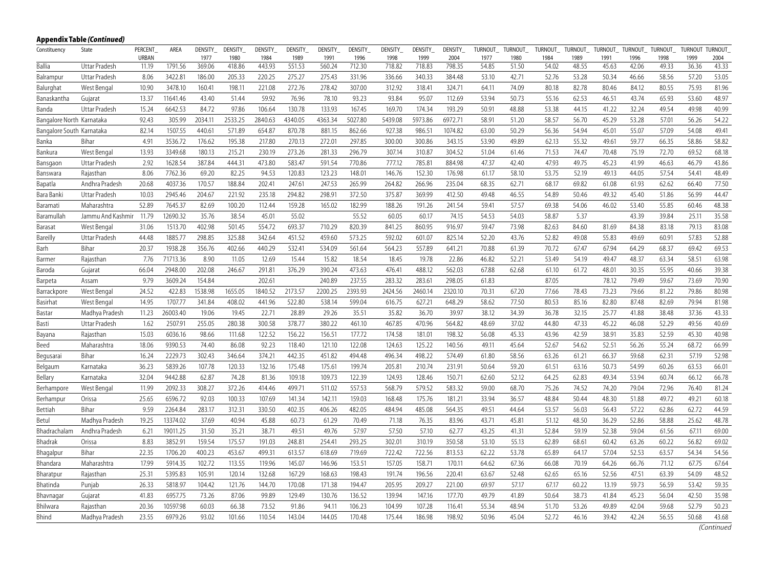**Appendix Table *(Continued)***

| Constituency | State | PERCENT_URBAN | AREA | DENSITY_1977 | DENSITY_1980 | DENSITY_1984 | DENSITY_1989 | DENSITY_1991 | DENSITY_1996 | DENSITY_1998 | DENSITY_1999 | DENSITY_2004 | TURNOUT_1977 | TURNOUT_1980 | TURNOUT_1984 | TURNOUT_1989 | TURNOUT_1991 | TURNOUT_1996 | TURNOUT_1998 | TURNOUT 1999 | TURNOUT_2004 |
|---|---|---|---|---|---|---|---|---|---|---|---|---|---|---|---|---|---|---|---|---|---|
| Ballia | Uttar Pradesh | 11.19 | 1791.56 | 369.06 | 418.86 | 443.93 | 551.53 | 560.24 | 712.30 | 718.82 | 718.83 | 798.35 | 54.85 | 51.50 | 54.02 | 48.55 | 45.63 | 42.06 | 49.33 | 36.36 | 43.33 |
| Balrampur | Uttar Pradesh | 8.06 | 3422.81 | 186.00 | 205.33 | 220.25 | 275.27 | 275.43 | 331.96 | 336.66 | 340.33 | 384.48 | 53.10 | 42.71 | 52.76 | 53.28 | 50.34 | 46.66 | 58.56 | 57.20 | 53.05 |
| Balurghat | West Bengal | 10.90 | 3478.10 | 160.41 | 198.11 | 221.08 | 272.76 | 278.42 | 307.00 | 312.92 | 318.41 | 324.71 | 64.11 | 74.09 | 80.18 | 82.78 | 80.46 | 84.12 | 80.55 | 75.93 | 81.96 |
| Banaskantha | Gujarat | 13.37 | 11641.46 | 43.40 | 51.44 | 59.92 | 76.96 | 78.10 | 93.23 | 93.84 | 95.07 | 112.69 | 53.94 | 50.73 | 55.16 | 62.53 | 46.51 | 43.74 | 65.93 | 53.60 | 48.97 |
| Banda | Uttar Pradesh | 15.24 | 6642.53 | 84.72 | 97.86 | 106.64 | 130.78 | 133.93 | 167.45 | 169.70 | 174.34 | 193.29 | 50.91 | 48.88 | 53.38 | 44.15 | 41.22 | 32.24 | 49.54 | 49.98 | 40.99 |
| Bangalore North | Karnataka | 92.43 | 305.99 | 2034.11 | 2533.25 | 2840.63 | 4340.05 | 4363.34 | 5027.80 | 5439.08 | 5973.86 | 6972.71 | 58.91 | 51.20 | 58.57 | 56.70 | 45.29 | 53.28 | 57.01 | 56.26 | 54.22 |
| Bangalore South | Karnataka | 82.14 | 1507.55 | 440.61 | 571.89 | 654.87 | 870.78 | 881.15 | 862.66 | 927.38 | 986.51 | 1074.82 | 63.00 | 50.29 | 56.36 | 54.94 | 45.01 | 55.07 | 57.09 | 54.08 | 49.41 |
| Banka | Bihar | 4.91 | 3536.72 | 176.62 | 195.38 | 217.80 | 270.13 | 272.01 | 297.85 | 300.00 | 300.86 | 343.15 | 53.90 | 49.89 | 62.13 | 55.32 | 49.61 | 59.77 | 66.35 | 58.86 | 58.82 |
| Bankura | West Bengal | 13.93 | 3349.68 | 180.13 | 215.21 | 230.19 | 273.26 | 281.33 | 296.79 | 307.14 | 310.87 | 304.52 | 51.04 | 61.46 | 71.53 | 74.47 | 70.48 | 75.19 | 72.70 | 69.52 | 68.18 |
| Bansgaon | Uttar Pradesh | 2.92 | 1628.54 | 387.84 | 444.31 | 473.80 | 583.47 | 591.54 | 770.86 | 777.12 | 785.81 | 884.98 | 47.37 | 42.40 | 47.93 | 49.75 | 45.23 | 41.99 | 46.63 | 46.79 | 43.86 |
| Banswara | Rajasthan | 8.06 | 7762.36 | 69.20 | 82.25 | 94.53 | 120.83 | 123.23 | 148.01 | 146.76 | 152.30 | 176.98 | 61.17 | 58.10 | 53.75 | 52.19 | 49.13 | 44.05 | 57.54 | 54.41 | 48.49 |
| Bapatla | Andhra Pradesh | 20.68 | 4037.36 | 170.57 | 188.84 | 202.41 | 247.61 | 247.53 | 265.99 | 264.82 | 266.96 | 235.04 | 68.35 | 62.71 | 68.17 | 69.82 | 61.08 | 61.93 | 62.62 | 66.40 | 77.50 |
| Bara Banki | Uttar Pradesh | 10.03 | 2945.46 | 204.67 | 221.92 | 235.18 | 294.82 | 298.91 | 372.50 | 375.87 | 369.99 | 412.50 | 49.48 | 46.55 | 54.89 | 50.46 | 49.32 | 45.40 | 51.86 | 56.99 | 44.47 |
| Baramati | Maharashtra | 52.89 | 7645.37 | 82.69 | 100.20 | 112.44 | 159.28 | 165.02 | 182.99 | 188.26 | 191.26 | 241.54 | 59.41 | 57.57 | 69.38 | 54.06 | 46.02 | 53.40 | 55.85 | 60.46 | 48.38 |
| Baramullah | Jammu And Kashmir | 11.79 | 12690.32 | 35.76 | 38.54 | 45.01 | 55.02 | | 55.52 | 60.05 | 60.17 | 74.15 | 54.53 | 54.03 | 58.87 | 5.37 | | 43.39 | 39.84 | 25.11 | 35.58 |
| Barasat | West Bengal | 31.06 | 1513.70 | 402.98 | 501.45 | 554.72 | 693.37 | 710.29 | 820.39 | 841.25 | 860.95 | 916.97 | 59.47 | 73.98 | 82.63 | 84.60 | 81.69 | 84.38 | 83.18 | 79.13 | 83.08 |
| Bareilly | Uttar Pradesh | 44.48 | 1885.77 | 298.85 | 325.88 | 342.64 | 451.52 | 459.60 | 573.25 | 592.02 | 601.07 | 825.14 | 52.20 | 43.76 | 52.82 | 49.08 | 55.83 | 49.69 | 60.91 | 57.83 | 52.88 |
| Barh | Bihar | 20.37 | 1938.28 | 356.76 | 402.66 | 440.29 | 532.41 | 534.09 | 561.64 | 564.23 | 557.89 | 641.21 | 70.88 | 61.39 | 70.72 | 67.47 | 67.94 | 64.29 | 68.37 | 69.42 | 69.53 |
| Barmer | Rajasthan | 7.76 | 71713.36 | 8.90 | 11.05 | 12.69 | 15.44 | 15.82 | 18.54 | 18.45 | 19.78 | 22.86 | 46.82 | 52.21 | 53.49 | 54.19 | 49.47 | 48.37 | 63.34 | 58.51 | 63.98 |
| Baroda | Gujarat | 66.04 | 2948.00 | 202.08 | 246.67 | 291.81 | 376.29 | 390.24 | 473.63 | 476.41 | 488.12 | 562.03 | 67.88 | 62.68 | 61.10 | 61.72 | 48.01 | 30.35 | 55.95 | 40.66 | 39.38 |
| Barpeta | Assam | 9.79 | 3609.24 | 154.84 | | 202.61 | | 240.89 | 237.55 | 283.32 | 283.61 | 298.05 | 61.83 | | 87.05 | | 78.12 | 79.49 | 59.67 | 73.69 | 70.90 |
| Barrackpore | West Bengal | 24.52 | 422.83 | 1538.98 | 1655.05 | 1840.52 | 2173.57 | 2200.25 | 2393.93 | 2424.56 | 2460.14 | 2320.10 | 70.31 | 67.20 | 77.66 | 78.43 | 73.23 | 79.66 | 81.22 | 79.86 | 80.98 |
| Basirhat | West Bengal | 14.95 | 1707.77 | 341.84 | 408.02 | 441.96 | 522.80 | 538.14 | 599.04 | 616.75 | 627.21 | 648.29 | 58.62 | 77.50 | 80.53 | 85.16 | 82.80 | 87.48 | 82.69 | 79.94 | 81.98 |
| Bastar | Madhya Pradesh | 11.23 | 26003.40 | 19.06 | 19.45 | 22.71 | 28.89 | 29.26 | 35.51 | 35.82 | 36.70 | 39.97 | 38.12 | 34.39 | 36.78 | 32.15 | 25.77 | 41.88 | 38.48 | 37.36 | 43.33 |
| Basti | Uttar Pradesh | 1.62 | 2507.91 | 255.05 | 280.38 | 300.58 | 378.77 | 380.22 | 461.10 | 467.85 | 470.96 | 564.82 | 48.69 | 37.02 | 44.80 | 47.33 | 45.22 | 46.08 | 52.29 | 49.56 | 40.69 |
| Bayana | Rajasthan | 15.03 | 6036.16 | 98.66 | 111.68 | 122.52 | 156.22 | 156.51 | 177.72 | 174.58 | 181.01 | 198.32 | 56.08 | 45.33 | 43.96 | 42.59 | 38.91 | 35.83 | 52.59 | 45.30 | 40.98 |
| Beed | Maharashtra | 18.06 | 9390.53 | 74.40 | 86.08 | 92.23 | 118.40 | 121.10 | 122.08 | 124.63 | 125.22 | 140.56 | 49.11 | 45.64 | 52.67 | 54.62 | 52.51 | 56.26 | 55.24 | 68.72 | 66.99 |
| Begusarai | Bihar | 16.24 | 2229.73 | 302.43 | 346.64 | 374.21 | 442.35 | 451.82 | 494.48 | 496.34 | 498.22 | 574.49 | 61.80 | 58.56 | 63.26 | 61.21 | 66.37 | 59.68 | 62.31 | 57.19 | 52.98 |
| Belgaum | Karnataka | 36.23 | 5839.26 | 107.78 | 120.33 | 132.16 | 175.48 | 175.61 | 199.74 | 205.81 | 210.74 | 231.91 | 50.64 | 59.20 | 61.51 | 63.16 | 50.73 | 54.99 | 60.26 | 63.53 | 66.01 |
| Bellary | Karnataka | 32.04 | 9442.88 | 62.87 | 74.28 | 81.36 | 109.18 | 109.73 | 122.39 | 124.93 | 128.46 | 150.71 | 62.60 | 52.12 | 64.25 | 62.83 | 49.34 | 53.94 | 60.74 | 66.12 | 66.78 |
| Berhampore | West Bengal | 11.99 | 2092.33 | 308.27 | 372.26 | 414.46 | 499.71 | 511.02 | 557.53 | 568.79 | 579.52 | 583.32 | 59.00 | 68.70 | 75.26 | 74.52 | 74.20 | 79.04 | 72.96 | 76.40 | 81.24 |
| Berhampur | Orissa | 25.65 | 6596.72 | 92.03 | 100.33 | 107.69 | 141.34 | 142.11 | 159.03 | 168.48 | 175.76 | 181.21 | 33.94 | 36.57 | 48.84 | 50.44 | 48.30 | 51.88 | 49.72 | 49.21 | 60.18 |
| Bettiah | Bihar | 9.59 | 2264.84 | 283.17 | 312.31 | 330.50 | 402.35 | 406.26 | 482.05 | 484.94 | 485.08 | 564.35 | 49.51 | 44.64 | 53.57 | 56.03 | 56.43 | 57.22 | 62.86 | 62.72 | 44.59 |
| Betul | Madhya Pradesh | 19.25 | 13374.02 | 37.69 | 40.94 | 45.88 | 60.73 | 61.29 | 70.49 | 71.18 | 76.35 | 83.96 | 43.71 | 45.81 | 51.12 | 48.50 | 36.29 | 52.86 | 58.88 | 25.62 | 48.78 |
| Bhadrachalam | Andhra Pradesh | 6.21 | 19011.25 | 31.50 | 35.21 | 38.71 | 49.51 | 49.76 | 57.97 | 57.50 | 57.10 | 62.77 | 43.25 | 41.31 | 52.84 | 59.19 | 52.38 | 59.04 | 61.56 | 67.11 | 69.00 |
| Bhadrak | Orissa | 8.83 | 3852.91 | 159.54 | 175.57 | 191.03 | 248.81 | 254.41 | 293.25 | 302.01 | 310.19 | 350.58 | 53.10 | 55.13 | 62.89 | 68.61 | 60.42 | 63.26 | 60.22 | 56.82 | 69.02 |
| Bhagalpur | Bihar | 22.35 | 1706.20 | 400.23 | 453.67 | 499.31 | 613.57 | 618.69 | 719.69 | 722.42 | 722.56 | 813.53 | 62.22 | 53.78 | 65.89 | 64.17 | 57.04 | 52.53 | 63.57 | 54.34 | 54.56 |
| Bhandara | Maharashtra | 17.99 | 5914.35 | 102.72 | 113.55 | 119.96 | 145.07 | 146.96 | 153.51 | 157.05 | 158.71 | 170.11 | 64.62 | 67.36 | 66.08 | 70.19 | 64.26 | 66.76 | 71.12 | 67.75 | 67.64 |
| Bharatpur | Rajasthan | 25.31 | 5395.83 | 105.91 | 120.14 | 132.68 | 167.29 | 168.63 | 198.43 | 191.74 | 196.56 | 220.41 | 63.67 | 52.48 | 62.65 | 65.16 | 52.56 | 47.51 | 63.39 | 54.09 | 48.52 |
| Bhatinda | Punjab | 26.33 | 5818.97 | 104.42 | 121.76 | 144.70 | 170.08 | 171.38 | 194.47 | 205.95 | 209.27 | 221.00 | 69.97 | 57.17 | 67.17 | 60.22 | 13.19 | 59.73 | 56.59 | 53.42 | 59.35 |
| Bhavnagar | Gujarat | 41.83 | 6957.75 | 73.26 | 87.06 | 99.89 | 129.49 | 130.76 | 136.52 | 139.94 | 147.16 | 177.70 | 49.79 | 41.89 | 50.64 | 38.73 | 41.84 | 45.23 | 56.04 | 42.50 | 35.98 |
| Bhilwara | Rajasthan | 20.36 | 10597.98 | 60.03 | 66.38 | 73.52 | 91.86 | 94.11 | 106.23 | 104.99 | 107.28 | 116.41 | 55.34 | 48.94 | 51.70 | 53.26 | 49.89 | 42.04 | 59.68 | 52.79 | 50.23 |
| Bhind | Madhya Pradesh | 23.55 | 6979.26 | 93.02 | 101.66 | 110.54 | 143.04 | 144.05 | 170.48 | 175.44 | 186.98 | 198.92 | 50.96 | 45.04 | 52.72 | 46.16 | 39.42 | 42.24 | 56.55 | 50.68 | 43.68 |

*(Continued)*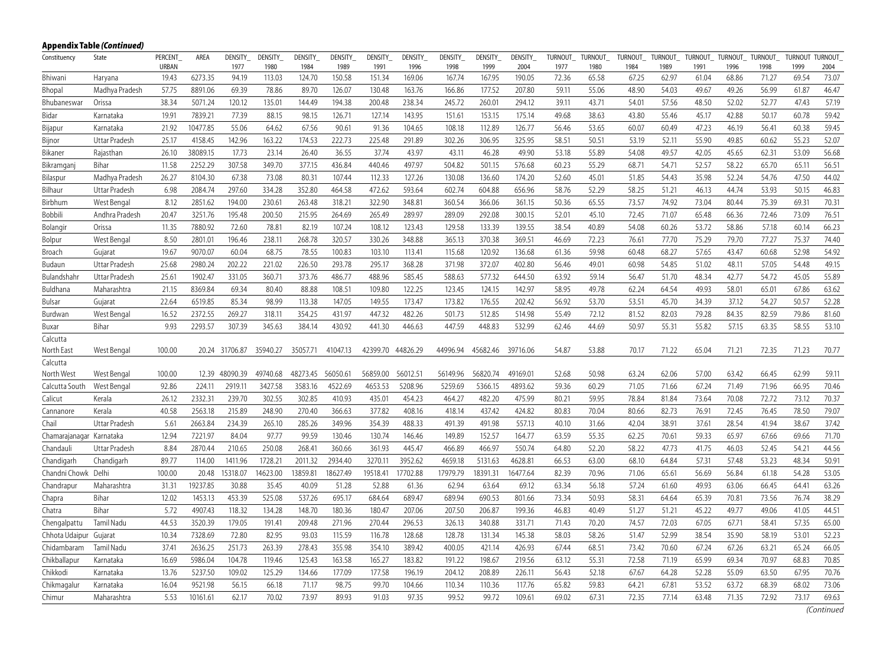**Appendix Table *(Continued)***

| Constituency | State | PERCENT_URBAN | AREA | DENSITY_1977 | DENSITY_1980 | DENSITY_1984 | DENSITY_1989 | DENSITY_1991 | DENSITY_1996 | DENSITY_1998 | DENSITY_1999 | DENSITY_2004 | TURNOUT_1977 | TURNOUT_1980 | TURNOUT_1984 | TURNOUT_1989 | TURNOUT_1991 | TURNOUT_1996 | TURNOUT_1998 | TURNOUT_1999 | TURNOUT_2004 |
|---|---|---|---|---|---|---|---|---|---|---|---|---|---|---|---|---|---|---|---|---|---|
| Bhiwani | Haryana | 19.43 | 6273.35 | 94.19 | 113.03 | 124.70 | 150.58 | 151.34 | 169.06 | 167.74 | 167.95 | 190.05 | 72.36 | 65.58 | 67.25 | 62.97 | 61.04 | 68.86 | 71.27 | 69.54 | 73.07 |
| Bhopal | Madhya Pradesh | 57.75 | 8891.06 | 69.39 | 78.86 | 89.70 | 126.07 | 130.48 | 163.76 | 166.86 | 177.52 | 207.80 | 59.11 | 55.06 | 48.90 | 54.03 | 49.67 | 49.26 | 56.99 | 61.87 | 46.47 |
| Bhubaneswar | Orissa | 38.34 | 5071.24 | 120.12 | 135.01 | 144.49 | 194.38 | 200.48 | 238.34 | 245.72 | 260.01 | 294.12 | 39.11 | 43.71 | 54.01 | 57.56 | 48.50 | 52.02 | 52.77 | 47.43 | 57.19 |
| Bidar | Karnataka | 19.91 | 7839.21 | 77.39 | 88.15 | 98.15 | 126.71 | 127.14 | 143.95 | 151.61 | 153.15 | 175.14 | 49.68 | 38.63 | 43.80 | 55.46 | 45.17 | 42.88 | 50.17 | 60.78 | 59.42 |
| Bijapur | Karnataka | 21.92 | 10477.85 | 55.06 | 64.62 | 67.56 | 90.61 | 91.36 | 104.65 | 108.18 | 112.89 | 126.77 | 56.46 | 53.65 | 60.07 | 60.49 | 47.23 | 46.19 | 56.41 | 60.38 | 59.45 |
| Bijnor | Uttar Pradesh | 25.17 | 4158.45 | 142.96 | 163.22 | 174.53 | 222.73 | 225.48 | 291.89 | 302.26 | 306.95 | 325.95 | 58.51 | 50.51 | 53.19 | 52.11 | 55.90 | 49.85 | 60.62 | 55.23 | 52.07 |
| Bikaner | Rajasthan | 26.10 | 38089.15 | 17.73 | 23.14 | 26.40 | 36.55 | 37.74 | 43.97 | 43.11 | 46.28 | 49.90 | 53.18 | 55.89 | 54.08 | 49.57 | 42.05 | 45.65 | 62.31 | 53.09 | 56.68 |
| Bikramganj | Bihar | 11.58 | 2252.29 | 307.58 | 349.70 | 377.15 | 436.84 | 440.46 | 497.97 | 504.82 | 501.15 | 576.68 | 60.23 | 55.29 | 68.71 | 54.71 | 52.57 | 58.22 | 65.70 | 65.11 | 56.51 |
| Bilaspur | Madhya Pradesh | 26.27 | 8104.30 | 67.38 | 73.08 | 80.31 | 107.44 | 112.33 | 127.26 | 130.08 | 136.60 | 174.20 | 52.60 | 45.01 | 51.85 | 54.43 | 35.98 | 52.24 | 54.76 | 47.50 | 44.02 |
| Bilhaur | Uttar Pradesh | 6.98 | 2084.74 | 297.60 | 334.28 | 352.80 | 464.58 | 472.62 | 593.64 | 602.74 | 604.88 | 656.96 | 58.76 | 52.29 | 58.25 | 51.21 | 46.13 | 44.74 | 53.93 | 50.15 | 46.83 |
| Birbhum | West Bengal | 8.12 | 2851.62 | 194.00 | 230.61 | 263.48 | 318.21 | 322.90 | 348.81 | 360.54 | 366.06 | 361.15 | 50.36 | 65.55 | 73.57 | 74.92 | 73.04 | 80.44 | 75.39 | 69.31 | 70.31 |
| Bobbili | Andhra Pradesh | 20.47 | 3251.76 | 195.48 | 200.50 | 215.95 | 264.69 | 265.49 | 289.97 | 289.09 | 292.08 | 300.15 | 52.01 | 45.10 | 72.45 | 71.07 | 65.48 | 66.36 | 72.46 | 73.09 | 76.51 |
| Bolangir | Orissa | 11.35 | 7880.92 | 72.60 | 78.81 | 82.19 | 107.24 | 108.12 | 123.43 | 129.58 | 133.39 | 139.55 | 38.54 | 40.89 | 54.08 | 60.26 | 53.72 | 58.86 | 57.18 | 60.14 | 66.23 |
| Bolpur | West Bengal | 8.50 | 2801.01 | 196.46 | 238.11 | 268.78 | 320.57 | 330.26 | 348.88 | 365.13 | 370.38 | 369.51 | 46.69 | 72.23 | 76.61 | 77.70 | 75.29 | 79.70 | 77.27 | 75.37 | 74.40 |
| Broach | Gujarat | 19.67 | 9070.07 | 60.04 | 68.75 | 78.55 | 100.83 | 103.10 | 113.41 | 115.68 | 120.92 | 136.68 | 61.36 | 59.98 | 60.48 | 68.27 | 57.65 | 43.47 | 60.68 | 52.98 | 54.92 |
| Budaun | Uttar Pradesh | 25.68 | 2980.24 | 202.22 | 221.02 | 226.50 | 293.78 | 295.17 | 368.28 | 371.98 | 372.07 | 402.80 | 56.46 | 49.01 | 60.98 | 54.85 | 51.02 | 48.11 | 57.05 | 54.48 | 49.15 |
| Bulandshahr | Uttar Pradesh | 25.61 | 1902.47 | 331.05 | 360.71 | 373.76 | 486.77 | 488.96 | 585.45 | 588.63 | 577.32 | 644.50 | 63.92 | 59.14 | 56.47 | 51.70 | 48.34 | 42.77 | 54.72 | 45.05 | 55.89 |
| Buldhana | Maharashtra | 21.15 | 8369.84 | 69.34 | 80.40 | 88.88 | 108.51 | 109.80 | 122.25 | 123.45 | 124.15 | 142.97 | 58.95 | 49.78 | 62.24 | 64.54 | 49.93 | 58.01 | 65.01 | 67.86 | 63.62 |
| Bulsar | Gujarat | 22.64 | 6519.85 | 85.34 | 98.99 | 113.38 | 147.05 | 149.55 | 173.47 | 173.82 | 176.55 | 202.42 | 56.92 | 53.70 | 53.51 | 45.70 | 34.39 | 37.12 | 54.27 | 50.57 | 52.28 |
| Burdwan | West Bengal | 16.52 | 2372.55 | 269.27 | 318.11 | 354.25 | 431.97 | 447.32 | 482.26 | 501.73 | 512.85 | 514.98 | 55.49 | 72.12 | 81.52 | 82.03 | 79.28 | 84.35 | 82.59 | 79.86 | 81.60 |
| Buxar | Bihar | 9.93 | 2293.57 | 307.39 | 345.63 | 384.14 | 430.92 | 441.30 | 446.63 | 447.59 | 448.83 | 532.99 | 62.46 | 44.69 | 50.97 | 55.31 | 55.82 | 57.15 | 63.35 | 58.55 | 53.10 |
| Calcutta North East | West Bengal | 100.00 | 20.24 | 31706.87 | 35940.27 | 35057.71 | 41047.13 | 42399.70 | 44826.29 | 44996.94 | 45682.46 | 39716.06 | 54.87 | 53.88 | 70.17 | 71.22 | 65.04 | 71.21 | 72.35 | 71.23 | 70.77 |
| Calcutta North West | West Bengal | 100.00 | 12.39 | 48090.39 | 49740.68 | 48273.45 | 56050.61 | 56859.00 | 56012.51 | 56149.96 | 56820.74 | 49169.01 | 52.68 | 50.98 | 63.24 | 62.06 | 57.00 | 63.42 | 66.45 | 62.99 | 59.11 |
| Calcutta South | West Bengal | 92.86 | 224.11 | 2919.11 | 3427.58 | 3583.16 | 4522.69 | 4653.53 | 5208.96 | 5259.69 | 5366.15 | 4893.62 | 59.36 | 60.29 | 71.05 | 71.66 | 67.24 | 71.49 | 71.96 | 66.95 | 70.46 |
| Calicut | Kerala | 26.12 | 2332.31 | 239.70 | 302.55 | 302.85 | 410.93 | 435.01 | 454.23 | 464.27 | 482.20 | 475.99 | 80.21 | 59.95 | 78.84 | 81.84 | 73.64 | 70.08 | 72.72 | 73.12 | 70.37 |
| Cannanore | Kerala | 40.58 | 2563.18 | 215.89 | 248.90 | 270.40 | 366.63 | 377.82 | 408.16 | 418.14 | 437.42 | 424.82 | 80.83 | 70.04 | 80.66 | 82.73 | 76.91 | 72.45 | 76.45 | 78.50 | 79.07 |
| Chail | Uttar Pradesh | 5.61 | 2663.84 | 234.39 | 265.10 | 285.26 | 349.96 | 354.39 | 488.33 | 491.39 | 491.98 | 557.13 | 40.10 | 31.66 | 42.04 | 38.91 | 37.61 | 28.54 | 41.94 | 38.67 | 37.42 |
| Chamarajanagar | Karnataka | 12.94 | 7221.97 | 84.04 | 97.77 | 99.59 | 130.46 | 130.74 | 146.46 | 149.89 | 152.57 | 164.77 | 63.59 | 55.35 | 62.25 | 70.61 | 59.33 | 65.97 | 67.66 | 69.66 | 71.70 |
| Chandauli | Uttar Pradesh | 8.84 | 2870.44 | 210.65 | 250.08 | 268.41 | 360.66 | 361.93 | 445.47 | 466.89 | 466.97 | 550.74 | 64.80 | 52.20 | 58.22 | 47.73 | 41.75 | 46.03 | 52.45 | 54.21 | 44.56 |
| Chandigarh | Chandigarh | 89.77 | 114.00 | 1411.96 | 1728.21 | 2011.32 | 2934.40 | 3270.11 | 3952.62 | 4659.18 | 5131.63 | 4628.81 | 66.53 | 63.00 | 68.10 | 64.84 | 57.31 | 57.48 | 53.23 | 48.34 | 50.91 |
| Chandni Chowk | Delhi | 100.00 | 20.48 | 15318.07 | 14623.00 | 13859.81 | 18627.49 | 19518.41 | 17702.88 | 17979.79 | 18391.31 | 16477.64 | 82.39 | 70.96 | 71.06 | 65.61 | 56.69 | 56.84 | 61.18 | 54.28 | 53.05 |
| Chandrapur | Maharashtra | 31.31 | 19237.85 | 30.88 | 35.45 | 40.09 | 51.28 | 52.88 | 61.36 | 62.94 | 63.64 | 69.12 | 63.34 | 56.18 | 57.24 | 61.60 | 49.93 | 63.06 | 66.45 | 64.41 | 63.26 |
| Chapra | Bihar | 12.02 | 1453.13 | 453.39 | 525.08 | 537.26 | 695.17 | 684.64 | 689.47 | 689.94 | 690.53 | 801.66 | 73.34 | 50.93 | 58.31 | 64.64 | 65.39 | 70.81 | 73.56 | 76.74 | 38.29 |
| Chatra | Bihar | 5.72 | 4907.43 | 118.32 | 134.28 | 148.70 | 180.36 | 180.47 | 207.06 | 207.50 | 206.87 | 199.36 | 46.83 | 40.49 | 51.27 | 51.21 | 45.22 | 49.77 | 49.06 | 41.05 | 44.51 |
| Chengalpattu | Tamil Nadu | 44.53 | 3520.39 | 179.05 | 191.41 | 209.48 | 271.96 | 270.44 | 296.53 | 326.13 | 340.88 | 331.71 | 71.43 | 70.20 | 74.57 | 72.03 | 67.05 | 67.71 | 58.41 | 57.35 | 65.00 |
| Chhota Udaipur | Gujarat | 10.34 | 7328.69 | 72.80 | 82.95 | 93.03 | 115.59 | 116.78 | 128.68 | 128.78 | 131.34 | 145.38 | 58.03 | 58.26 | 51.47 | 52.99 | 38.54 | 35.90 | 58.19 | 53.01 | 52.23 |
| Chidambaram | Tamil Nadu | 37.41 | 2636.25 | 251.73 | 263.39 | 278.43 | 355.98 | 354.10 | 389.42 | 400.05 | 421.14 | 426.93 | 67.44 | 68.51 | 73.42 | 70.60 | 67.24 | 67.26 | 63.21 | 65.24 | 66.05 |
| Chikballapur | Karnataka | 16.69 | 5986.04 | 104.78 | 119.46 | 125.43 | 163.58 | 165.27 | 183.82 | 191.22 | 198.67 | 219.56 | 63.12 | 55.31 | 72.58 | 71.19 | 65.99 | 69.34 | 70.97 | 68.83 | 70.85 |
| Chikkodi | Karnataka | 13.76 | 5237.50 | 109.02 | 125.29 | 134.66 | 177.09 | 177.58 | 196.19 | 204.12 | 208.89 | 226.11 | 56.43 | 52.18 | 67.67 | 64.28 | 52.28 | 55.09 | 63.50 | 67.95 | 70.76 |
| Chikmagalur | Karnataka | 16.04 | 9521.98 | 56.15 | 66.18 | 71.17 | 98.75 | 99.70 | 104.66 | 110.34 | 110.36 | 117.76 | 65.82 | 59.83 | 64.21 | 67.81 | 53.52 | 63.72 | 68.39 | 68.02 | 73.06 |
| Chimur | Maharashtra | 5.53 | 10161.61 | 62.17 | 70.02 | 73.97 | 89.93 | 91.03 | 97.35 | 99.52 | 99.72 | 109.61 | 69.02 | 67.31 | 72.35 | 77.14 | 63.48 | 71.35 | 72.92 | 73.17 | 69.63 |

*(Continued)*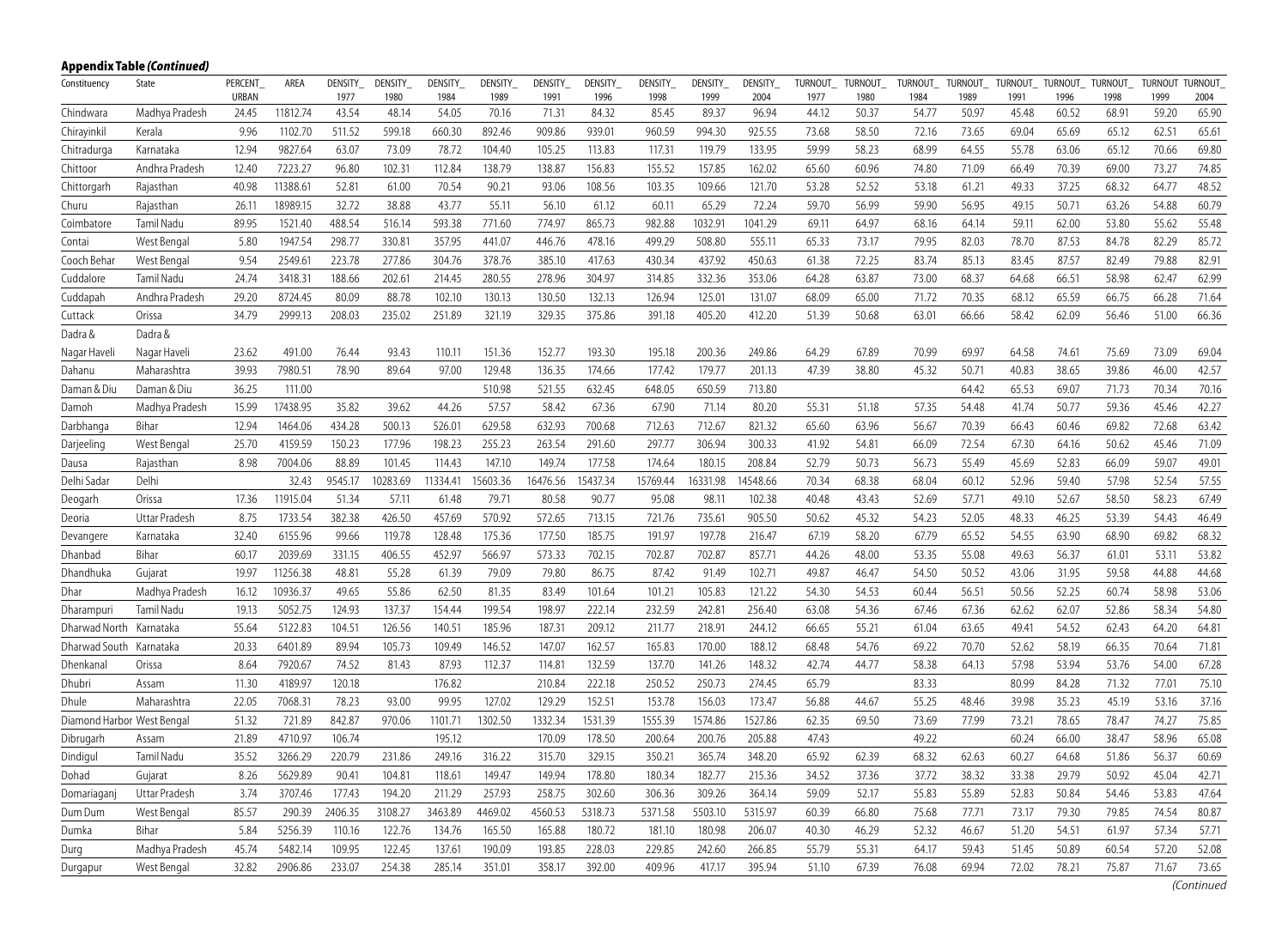**Appendix Table *(Continued)***

| Constituency | State | PERCENT_URBAN | AREA | DENSITY_1977 | DENSITY_1980 | DENSITY_1984 | DENSITY_1989 | DENSITY_1991 | DENSITY_1996 | DENSITY_1998 | DENSITY_1999 | DENSITY_2004 | TURNOUT_1977 | TURNOUT_1980 | TURNOUT_1984 | TURNOUT_1989 | TURNOUT_1991 | TURNOUT_1996 | TURNOUT_1998 | TURNOUT 1999 | TURNOUT_2004 |
|---|---|---|---|---|---|---|---|---|---|---|---|---|---|---|---|---|---|---|---|---|---|
| Chindwara | Madhya Pradesh | 24.45 | 11812.74 | 43.54 | 48.14 | 54.05 | 70.16 | 71.31 | 84.32 | 85.45 | 89.37 | 96.94 | 44.12 | 50.37 | 54.77 | 50.97 | 45.48 | 60.52 | 68.91 | 59.20 | 65.90 |
| Chirayinkil | Kerala | 9.96 | 1102.70 | 511.52 | 599.18 | 660.30 | 892.46 | 909.86 | 939.01 | 960.59 | 994.30 | 925.55 | 73.68 | 58.50 | 72.16 | 73.65 | 69.04 | 65.69 | 65.12 | 62.51 | 65.61 |
| Chitradurga | Karnataka | 12.94 | 9827.64 | 63.07 | 73.09 | 78.72 | 104.40 | 105.25 | 113.83 | 117.31 | 119.79 | 133.95 | 59.99 | 58.23 | 68.99 | 64.55 | 55.78 | 63.06 | 65.12 | 70.66 | 69.80 |
| Chittoor | Andhra Pradesh | 12.40 | 7223.27 | 96.80 | 102.31 | 112.84 | 138.79 | 138.87 | 156.83 | 155.52 | 157.85 | 162.02 | 65.60 | 60.96 | 74.80 | 71.09 | 66.49 | 70.39 | 69.00 | 73.27 | 74.85 |
| Chittorgarh | Rajasthan | 40.98 | 11388.61 | 52.81 | 61.00 | 70.54 | 90.21 | 93.06 | 108.56 | 103.35 | 109.66 | 121.70 | 53.28 | 52.52 | 53.18 | 61.21 | 49.33 | 37.25 | 68.32 | 64.77 | 48.52 |
| Churu | Rajasthan | 26.11 | 18989.15 | 32.72 | 38.88 | 43.77 | 55.11 | 56.10 | 61.12 | 60.11 | 65.29 | 72.24 | 59.70 | 56.99 | 59.90 | 56.95 | 49.15 | 50.71 | 63.26 | 54.88 | 60.79 |
| Coimbatore | Tamil Nadu | 89.95 | 1521.40 | 488.54 | 516.14 | 593.38 | 771.60 | 774.97 | 865.73 | 982.88 | 1032.91 | 1041.29 | 69.11 | 64.97 | 68.16 | 64.14 | 59.11 | 62.00 | 53.80 | 55.62 | 55.48 |
| Contai | West Bengal | 5.80 | 1947.54 | 298.77 | 330.81 | 357.95 | 441.07 | 446.76 | 478.16 | 499.29 | 508.80 | 555.11 | 65.33 | 73.17 | 79.95 | 82.03 | 78.70 | 87.53 | 84.78 | 82.29 | 85.72 |
| Cooch Behar | West Bengal | 9.54 | 2549.61 | 223.78 | 277.86 | 304.76 | 378.76 | 385.10 | 417.63 | 430.34 | 437.92 | 450.63 | 61.38 | 72.25 | 83.74 | 85.13 | 83.45 | 87.57 | 82.49 | 79.88 | 82.91 |
| Cuddalore | Tamil Nadu | 24.74 | 3418.31 | 188.66 | 202.61 | 214.45 | 280.55 | 278.96 | 304.97 | 314.85 | 332.36 | 353.06 | 64.28 | 63.87 | 73.00 | 68.37 | 64.68 | 66.51 | 58.98 | 62.47 | 62.99 |
| Cuddapah | Andhra Pradesh | 29.20 | 8724.45 | 80.09 | 88.78 | 102.10 | 130.13 | 130.50 | 132.13 | 126.94 | 125.01 | 131.07 | 68.09 | 65.00 | 71.72 | 70.35 | 68.12 | 65.59 | 66.75 | 66.28 | 71.64 |
| Cuttack | Orissa | 34.79 | 2999.13 | 208.03 | 235.02 | 251.89 | 321.19 | 329.35 | 375.86 | 391.18 | 405.20 | 412.20 | 51.39 | 50.68 | 63.01 | 66.66 | 58.42 | 62.09 | 56.46 | 51.00 | 66.36 |
| Dadra & Nagar Haveli | Dadra & Nagar Haveli | 23.62 | 491.00 | 76.44 | 93.43 | 110.11 | 151.36 | 152.77 | 193.30 | 195.18 | 200.36 | 249.86 | 64.29 | 67.89 | 70.99 | 69.97 | 64.58 | 74.61 | 75.69 | 73.09 | 69.04 |
| Dahanu | Maharashtra | 39.93 | 7980.51 | 78.90 | 89.64 | 97.00 | 129.48 | 136.35 | 174.66 | 177.42 | 179.77 | 201.13 | 47.39 | 38.80 | 45.32 | 50.71 | 40.83 | 38.65 | 39.86 | 46.00 | 42.57 |
| Daman & Diu | Daman & Diu | 36.25 | 111.00 | | | | 510.98 | 521.55 | 632.45 | 648.05 | 650.59 | 713.80 | | | | 64.42 | 65.53 | 69.07 | 71.73 | 70.34 | 70.16 |
| Damoh | Madhya Pradesh | 15.99 | 17438.95 | 35.82 | 39.62 | 44.26 | 57.57 | 58.42 | 67.36 | 67.90 | 71.14 | 80.20 | 55.31 | 51.18 | 57.35 | 54.48 | 41.74 | 50.77 | 59.36 | 45.46 | 42.27 |
| Darbhanga | Bihar | 12.94 | 1464.06 | 434.28 | 500.13 | 526.01 | 629.58 | 632.93 | 700.68 | 712.63 | 712.67 | 821.32 | 65.60 | 63.96 | 56.67 | 70.39 | 66.43 | 60.46 | 69.82 | 72.68 | 63.42 |
| Darjeeling | West Bengal | 25.70 | 4159.59 | 150.23 | 177.96 | 198.23 | 255.23 | 263.54 | 291.60 | 297.77 | 306.94 | 300.33 | 41.92 | 54.81 | 66.09 | 72.54 | 67.30 | 64.16 | 50.62 | 45.46 | 71.09 |
| Dausa | Rajasthan | 8.98 | 7004.06 | 88.89 | 101.45 | 114.43 | 147.10 | 149.74 | 177.58 | 174.64 | 180.15 | 208.84 | 52.79 | 50.73 | 56.73 | 55.49 | 45.69 | 52.83 | 66.09 | 59.07 | 49.01 |
| Delhi Sadar | Delhi | | 32.43 | 9545.17 | 10283.69 | 11334.41 | 15603.36 | 16476.56 | 15437.34 | 15769.44 | 16331.98 | 14548.66 | 70.34 | 68.38 | 68.04 | 60.12 | 52.96 | 59.40 | 57.98 | 52.54 | 57.55 |
| Deogarh | Orissa | 17.36 | 11915.04 | 51.34 | 57.11 | 61.48 | 79.71 | 80.58 | 90.77 | 95.08 | 98.11 | 102.38 | 40.48 | 43.43 | 52.69 | 57.71 | 49.10 | 52.67 | 58.50 | 58.23 | 67.49 |
| Deoria | Uttar Pradesh | 8.75 | 1733.54 | 382.38 | 426.50 | 457.69 | 570.92 | 572.65 | 713.15 | 721.76 | 735.61 | 905.50 | 50.62 | 45.32 | 54.23 | 52.05 | 48.33 | 46.25 | 53.39 | 54.43 | 46.49 |
| Devangere | Karnataka | 32.40 | 6155.96 | 99.66 | 119.78 | 128.48 | 175.36 | 177.50 | 185.75 | 191.97 | 197.78 | 216.47 | 67.19 | 58.20 | 67.79 | 65.52 | 54.55 | 63.90 | 68.90 | 69.82 | 68.32 |
| Dhanbad | Bihar | 60.17 | 2039.69 | 331.15 | 406.55 | 452.97 | 566.97 | 573.33 | 702.15 | 702.87 | 702.87 | 857.71 | 44.26 | 48.00 | 53.35 | 55.08 | 49.63 | 56.37 | 61.01 | 53.11 | 53.82 |
| Dhandhuka | Gujarat | 19.97 | 11256.38 | 48.81 | 55.28 | 61.39 | 79.09 | 79.80 | 86.75 | 87.42 | 91.49 | 102.71 | 49.87 | 46.47 | 54.50 | 50.52 | 43.06 | 31.95 | 59.58 | 44.88 | 44.68 |
| Dhar | Madhya Pradesh | 16.12 | 10936.37 | 49.65 | 55.86 | 62.50 | 81.35 | 83.49 | 101.64 | 101.21 | 105.83 | 121.22 | 54.30 | 54.53 | 60.44 | 56.51 | 50.56 | 52.25 | 60.74 | 58.98 | 53.06 |
| Dharampuri | Tamil Nadu | 19.13 | 5052.75 | 124.93 | 137.37 | 154.44 | 199.54 | 198.97 | 222.14 | 232.59 | 242.81 | 256.40 | 63.08 | 54.36 | 67.46 | 67.36 | 62.62 | 62.07 | 52.86 | 58.34 | 54.80 |
| Dharwad North | Karnataka | 55.64 | 5122.83 | 104.51 | 126.56 | 140.51 | 185.96 | 187.31 | 209.12 | 211.77 | 218.91 | 244.12 | 66.65 | 55.21 | 61.04 | 63.65 | 49.41 | 54.52 | 62.43 | 64.20 | 64.81 |
| Dharwad South | Karnataka | 20.33 | 6401.89 | 89.94 | 105.73 | 109.49 | 146.52 | 147.07 | 162.57 | 165.83 | 170.00 | 188.12 | 68.48 | 54.76 | 69.22 | 70.70 | 52.62 | 58.19 | 66.35 | 70.64 | 71.81 |
| Dhenkanal | Orissa | 8.64 | 7920.67 | 74.52 | 81.43 | 87.93 | 112.37 | 114.81 | 132.59 | 137.70 | 141.26 | 148.32 | 42.74 | 44.77 | 58.38 | 64.13 | 57.98 | 53.94 | 53.76 | 54.00 | 67.28 |
| Dhubri | Assam | 11.30 | 4189.97 | 120.18 | | 176.82 | | 210.84 | 222.18 | 250.52 | 250.73 | 274.45 | 65.79 | | 83.33 | | 80.99 | 84.28 | 71.32 | 77.01 | 75.10 |
| Dhule | Maharashtra | 22.05 | 7068.31 | 78.23 | 93.00 | 99.95 | 127.02 | 129.29 | 152.51 | 153.78 | 156.03 | 173.47 | 56.88 | 44.67 | 55.25 | 48.46 | 39.98 | 35.23 | 45.19 | 53.16 | 37.16 |
| Diamond Harbor | West Bengal | 51.32 | 721.89 | 842.87 | 970.06 | 1101.71 | 1302.50 | 1332.34 | 1531.39 | 1555.39 | 1574.86 | 1527.86 | 62.35 | 69.50 | 73.69 | 77.99 | 73.21 | 78.65 | 78.47 | 74.27 | 75.85 |
| Dibrugarh | Assam | 21.89 | 4710.97 | 106.74 | | 195.12 | | 170.09 | 178.50 | 200.64 | 200.76 | 205.88 | 47.43 | | 49.22 | | 60.24 | 66.00 | 38.47 | 58.96 | 65.08 |
| Dindigul | Tamil Nadu | 35.52 | 3266.29 | 220.79 | 231.86 | 249.16 | 316.22 | 315.70 | 329.15 | 350.21 | 365.74 | 348.20 | 65.92 | 62.39 | 68.32 | 62.63 | 60.27 | 64.68 | 51.86 | 56.37 | 60.69 |
| Dohad | Gujarat | 8.26 | 5629.89 | 90.41 | 104.81 | 118.61 | 149.47 | 149.94 | 178.80 | 180.34 | 182.77 | 215.36 | 34.52 | 37.36 | 37.72 | 38.32 | 33.38 | 29.79 | 50.92 | 45.04 | 42.71 |
| Domariaganj | Uttar Pradesh | 3.74 | 3707.46 | 177.43 | 194.20 | 211.29 | 257.93 | 258.75 | 302.60 | 306.36 | 309.26 | 364.14 | 59.09 | 52.17 | 55.83 | 55.89 | 52.83 | 50.84 | 54.46 | 53.83 | 47.64 |
| Dum Dum | West Bengal | 85.57 | 290.39 | 2406.35 | 3108.27 | 3463.89 | 4469.02 | 4560.53 | 5318.73 | 5371.58 | 5503.10 | 5315.97 | 60.39 | 66.80 | 75.68 | 77.71 | 73.17 | 79.30 | 79.85 | 74.54 | 80.87 |
| Dumka | Bihar | 5.84 | 5256.39 | 110.16 | 122.76 | 134.76 | 165.50 | 165.88 | 180.72 | 181.10 | 180.98 | 206.07 | 40.30 | 46.29 | 52.32 | 46.67 | 51.20 | 54.51 | 61.97 | 57.34 | 57.71 |
| Durg | Madhya Pradesh | 45.74 | 5482.14 | 109.95 | 122.45 | 137.61 | 190.09 | 193.85 | 228.03 | 229.85 | 242.60 | 266.85 | 55.79 | 55.31 | 64.17 | 59.43 | 51.45 | 50.89 | 60.54 | 57.20 | 52.08 |
| Durgapur | West Bengal | 32.82 | 2906.86 | 233.07 | 254.38 | 285.14 | 351.01 | 358.17 | 392.00 | 409.96 | 417.17 | 395.94 | 51.10 | 67.39 | 76.08 | 69.94 | 72.02 | 78.21 | 75.87 | 71.67 | 73.65 |

*(Continued)*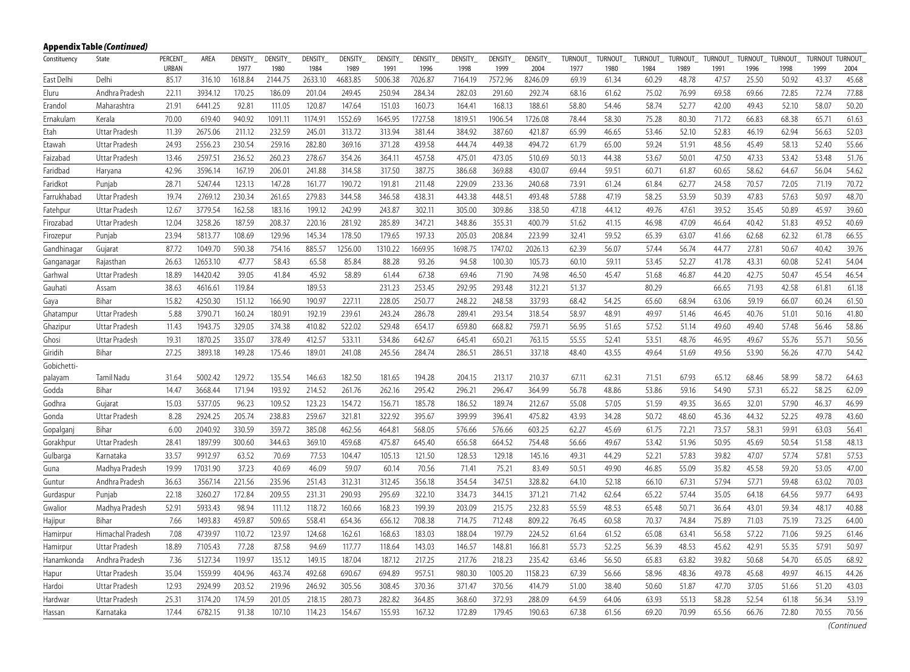**Appendix Table *(Continued)***

| Constituency | State | PERCENT_URBAN | AREA | DENSITY_1977 | DENSITY_1980 | DENSITY_1984 | DENSITY_1989 | DENSITY_1991 | DENSITY_1996 | DENSITY_1998 | DENSITY_1999 | DENSITY_2004 | TURNOUT_1977 | TURNOUT_1980 | TURNOUT_1984 | TURNOUT_1989 | TURNOUT_1991 | TURNOUT_1996 | TURNOUT_1998 | TURNOUT_1999 | TURNOUT_2004 |
|---|---|---|---|---|---|---|---|---|---|---|---|---|---|---|---|---|---|---|---|---|---|
| East Delhi | Delhi | 85.17 | 316.10 | 1618.84 | 2144.75 | 2633.10 | 4683.85 | 5006.38 | 7026.87 | 7164.19 | 7572.96 | 8246.09 | 69.19 | 61.34 | 60.29 | 48.78 | 47.57 | 25.50 | 50.92 | 43.37 | 45.68 |
| Eluru | Andhra Pradesh | 22.11 | 3934.12 | 170.25 | 186.09 | 201.04 | 249.45 | 250.94 | 284.34 | 282.03 | 291.60 | 292.74 | 68.16 | 61.62 | 75.02 | 76.99 | 69.58 | 69.66 | 72.85 | 72.74 | 77.88 |
| Erandol | Maharashtra | 21.91 | 6441.25 | 92.81 | 111.05 | 120.87 | 147.64 | 151.03 | 160.73 | 164.41 | 168.13 | 188.61 | 58.80 | 54.46 | 58.74 | 52.77 | 42.00 | 49.43 | 52.10 | 58.07 | 50.20 |
| Ernakulam | Kerala | 70.00 | 619.40 | 940.92 | 1091.11 | 1174.91 | 1552.69 | 1645.95 | 1727.58 | 1819.51 | 1906.54 | 1726.08 | 78.44 | 58.30 | 75.28 | 80.30 | 71.72 | 66.83 | 68.38 | 65.71 | 61.63 |
| Etah | Uttar Pradesh | 11.39 | 2675.06 | 211.12 | 232.59 | 245.01 | 313.72 | 313.94 | 381.44 | 384.92 | 387.60 | 421.87 | 65.99 | 46.65 | 53.46 | 52.10 | 52.83 | 46.19 | 62.94 | 56.63 | 52.03 |
| Etawah | Uttar Pradesh | 24.93 | 2556.23 | 230.54 | 259.16 | 282.80 | 369.16 | 371.28 | 439.58 | 444.74 | 449.38 | 494.72 | 61.79 | 65.00 | 59.24 | 51.91 | 48.56 | 45.49 | 58.13 | 52.40 | 55.66 |
| Faizabad | Uttar Pradesh | 13.46 | 2597.51 | 236.52 | 260.23 | 278.67 | 354.26 | 364.11 | 457.58 | 475.01 | 473.05 | 510.69 | 50.13 | 44.38 | 53.67 | 50.01 | 47.50 | 47.33 | 53.42 | 53.48 | 51.76 |
| Faridbad | Haryana | 42.96 | 3596.14 | 167.19 | 206.01 | 241.88 | 314.58 | 317.50 | 387.75 | 386.68 | 369.88 | 430.07 | 69.44 | 59.51 | 60.71 | 61.87 | 60.65 | 58.62 | 64.67 | 56.04 | 54.62 |
| Faridkot | Punjab | 28.71 | 5247.44 | 123.13 | 147.28 | 161.77 | 190.72 | 191.81 | 211.48 | 229.09 | 233.36 | 240.68 | 73.91 | 61.24 | 61.84 | 62.77 | 24.58 | 70.57 | 72.05 | 71.19 | 70.72 |
| Farrukhabad | Uttar Pradesh | 19.74 | 2769.12 | 230.34 | 261.65 | 279.83 | 344.58 | 346.58 | 438.31 | 443.38 | 448.51 | 493.48 | 57.88 | 47.19 | 58.25 | 53.59 | 50.39 | 47.83 | 57.63 | 50.97 | 48.70 |
| Fatehpur | Uttar Pradesh | 12.67 | 3779.54 | 162.58 | 183.16 | 199.12 | 242.99 | 243.87 | 302.11 | 305.00 | 309.86 | 338.50 | 47.18 | 44.12 | 49.76 | 47.61 | 39.52 | 35.45 | 50.89 | 45.97 | 39.60 |
| Firozabad | Uttar Pradesh | 12.04 | 3258.26 | 187.59 | 208.37 | 220.16 | 281.92 | 285.89 | 347.21 | 348.86 | 355.31 | 400.79 | 51.62 | 41.15 | 46.98 | 47.09 | 46.64 | 40.42 | 51.83 | 49.52 | 40.69 |
| Firozepur | Punjab | 23.94 | 5813.77 | 108.69 | 129.96 | 145.34 | 178.50 | 179.65 | 197.33 | 205.03 | 208.84 | 223.99 | 32.41 | 59.52 | 65.39 | 63.07 | 41.66 | 62.68 | 62.32 | 61.78 | 66.55 |
| Gandhinagar | Gujarat | 87.72 | 1049.70 | 590.38 | 754.16 | 885.57 | 1256.00 | 1310.22 | 1669.95 | 1698.75 | 1747.02 | 2026.13 | 62.39 | 56.07 | 57.44 | 56.74 | 44.77 | 27.81 | 50.67 | 40.42 | 39.76 |
| Ganganagar | Rajasthan | 26.63 | 12653.10 | 47.77 | 58.43 | 65.58 | 85.84 | 88.28 | 93.26 | 94.58 | 100.30 | 105.73 | 60.10 | 59.11 | 53.45 | 52.27 | 41.78 | 43.31 | 60.08 | 52.41 | 54.04 |
| Garhwal | Uttar Pradesh | 18.89 | 14420.42 | 39.05 | 41.84 | 45.92 | 58.89 | 61.44 | 67.38 | 69.46 | 71.90 | 74.98 | 46.50 | 45.47 | 51.68 | 46.87 | 44.20 | 42.75 | 50.47 | 45.54 | 46.54 |
| Gauhati | Assam | 38.63 | 4616.61 | 119.84 | | 189.53 | | 231.23 | 253.45 | 292.95 | 293.48 | 312.21 | 51.37 | | 80.29 | | 66.65 | 71.93 | 42.58 | 61.81 | 61.18 |
| Gaya | Bihar | 15.82 | 4250.30 | 151.12 | 166.90 | 190.97 | 227.11 | 228.05 | 250.77 | 248.22 | 248.58 | 337.93 | 68.42 | 54.25 | 65.60 | 68.94 | 63.06 | 59.19 | 66.07 | 60.24 | 61.50 |
| Ghatampur | Uttar Pradesh | 5.88 | 3790.71 | 160.24 | 180.91 | 192.19 | 239.61 | 243.24 | 286.78 | 289.41 | 293.54 | 318.54 | 58.97 | 48.91 | 49.97 | 51.46 | 46.45 | 40.76 | 51.01 | 50.16 | 41.80 |
| Ghazipur | Uttar Pradesh | 11.43 | 1943.75 | 329.05 | 374.38 | 410.82 | 522.02 | 529.48 | 654.17 | 659.80 | 668.82 | 759.71 | 56.95 | 51.65 | 57.52 | 51.14 | 49.60 | 49.40 | 57.48 | 56.46 | 58.86 |
| Ghosi | Uttar Pradesh | 19.31 | 1870.25 | 335.07 | 378.49 | 412.57 | 533.11 | 534.86 | 642.67 | 645.41 | 650.21 | 763.15 | 55.55 | 52.41 | 53.51 | 48.76 | 46.95 | 49.67 | 55.76 | 55.71 | 50.56 |
| Giridih | Bihar | 27.25 | 3893.18 | 149.28 | 175.46 | 189.01 | 241.08 | 245.56 | 284.74 | 286.51 | 286.51 | 337.18 | 48.40 | 43.55 | 49.64 | 51.69 | 49.56 | 53.90 | 56.26 | 47.70 | 54.42 |
| Gobichetti-palayam | Tamil Nadu | 31.64 | 5002.42 | 129.72 | 135.54 | 146.63 | 182.50 | 181.65 | 194.28 | 204.15 | 213.17 | 210.37 | 67.11 | 62.31 | 71.51 | 67.93 | 65.12 | 68.46 | 58.99 | 58.72 | 64.63 |
| Godda | Bihar | 14.47 | 3668.44 | 171.94 | 193.92 | 214.52 | 261.76 | 262.16 | 295.42 | 296.21 | 296.47 | 364.99 | 56.78 | 48.86 | 53.86 | 59.16 | 54.90 | 57.31 | 65.22 | 58.25 | 62.09 |
| Godhra | Gujarat | 15.03 | 5377.05 | 96.23 | 109.52 | 123.23 | 154.72 | 156.71 | 185.78 | 186.52 | 189.74 | 212.67 | 55.08 | 57.05 | 51.59 | 49.35 | 36.65 | 32.01 | 57.90 | 46.37 | 46.99 |
| Gonda | Uttar Pradesh | 8.28 | 2924.25 | 205.74 | 238.83 | 259.67 | 321.81 | 322.92 | 395.67 | 399.99 | 396.41 | 475.82 | 43.93 | 34.28 | 50.72 | 48.60 | 45.36 | 44.32 | 52.25 | 49.78 | 43.60 |
| Gopalganj | Bihar | 6.00 | 2040.92 | 330.59 | 359.72 | 385.08 | 462.56 | 464.81 | 568.05 | 576.66 | 576.66 | 603.25 | 62.27 | 45.69 | 61.75 | 72.21 | 73.57 | 58.31 | 59.91 | 63.03 | 56.41 |
| Gorakhpur | Uttar Pradesh | 28.41 | 1897.99 | 300.60 | 344.63 | 369.10 | 459.68 | 475.87 | 645.40 | 656.58 | 664.52 | 754.48 | 56.66 | 49.67 | 53.42 | 51.96 | 50.95 | 45.69 | 50.54 | 51.58 | 48.13 |
| Gulbarga | Karnataka | 33.57 | 9912.97 | 63.52 | 70.69 | 77.53 | 104.47 | 105.13 | 121.50 | 128.53 | 129.18 | 145.16 | 49.31 | 44.29 | 52.21 | 57.83 | 39.82 | 47.07 | 57.74 | 57.81 | 57.53 |
| Guna | Madhya Pradesh | 19.99 | 17031.90 | 37.23 | 40.69 | 46.09 | 59.07 | 60.14 | 70.56 | 71.41 | 75.21 | 83.49 | 50.51 | 49.90 | 46.85 | 55.09 | 35.82 | 45.58 | 59.20 | 53.05 | 47.00 |
| Guntur | Andhra Pradesh | 36.63 | 3567.14 | 221.56 | 235.96 | 251.43 | 312.31 | 312.45 | 356.18 | 354.54 | 347.51 | 328.82 | 64.10 | 52.18 | 66.10 | 67.31 | 57.94 | 57.71 | 59.48 | 63.02 | 70.03 |
| Gurdaspur | Punjab | 22.18 | 3260.27 | 172.84 | 209.55 | 231.31 | 290.93 | 295.69 | 322.10 | 334.73 | 344.15 | 371.21 | 71.42 | 62.64 | 65.22 | 57.44 | 35.05 | 64.18 | 64.56 | 59.77 | 64.93 |
| Gwalior | Madhya Pradesh | 52.91 | 5933.43 | 98.94 | 111.12 | 118.72 | 160.66 | 168.23 | 199.39 | 203.09 | 215.75 | 232.83 | 55.59 | 48.53 | 65.48 | 50.71 | 36.64 | 43.01 | 59.34 | 48.17 | 40.88 |
| Hajipur | Bihar | 7.66 | 1493.83 | 459.87 | 509.65 | 558.41 | 654.36 | 656.12 | 708.38 | 714.75 | 712.48 | 809.22 | 76.45 | 60.58 | 70.37 | 74.84 | 75.89 | 71.03 | 75.19 | 73.25 | 64.00 |
| Hamirpur | Himachal Pradesh | 7.08 | 4739.97 | 110.72 | 123.97 | 124.68 | 162.61 | 168.63 | 183.03 | 188.04 | 197.79 | 224.52 | 61.64 | 61.52 | 65.08 | 63.41 | 56.58 | 57.22 | 71.06 | 59.25 | 61.46 |
| Hamirpur | Uttar Pradesh | 18.89 | 7105.43 | 77.28 | 87.58 | 94.69 | 117.77 | 118.64 | 143.03 | 146.57 | 148.81 | 166.81 | 55.73 | 52.25 | 56.39 | 48.53 | 45.62 | 42.91 | 55.35 | 57.91 | 50.97 |
| Hanamkonda | Andhra Pradesh | 7.36 | 5127.34 | 119.97 | 135.12 | 149.15 | 187.04 | 187.12 | 217.25 | 217.76 | 218.23 | 235.42 | 63.46 | 56.50 | 65.83 | 63.82 | 39.82 | 50.68 | 54.70 | 65.05 | 68.92 |
| Hapur | Uttar Pradesh | 35.04 | 1559.99 | 404.96 | 463.74 | 492.68 | 690.67 | 694.89 | 957.51 | 980.30 | 1005.20 | 1158.23 | 67.39 | 56.66 | 58.96 | 48.36 | 49.78 | 45.68 | 49.97 | 46.15 | 44.26 |
| Hardoi | Uttar Pradesh | 12.93 | 2924.99 | 203.52 | 219.96 | 246.92 | 305.56 | 308.45 | 370.36 | 371.47 | 370.56 | 414.79 | 51.00 | 38.40 | 50.60 | 51.87 | 47.70 | 37.05 | 51.66 | 51.20 | 43.03 |
| Hardwar | Uttar Pradesh | 25.31 | 3174.20 | 174.59 | 201.05 | 218.15 | 280.73 | 282.82 | 364.85 | 368.60 | 372.93 | 288.09 | 64.59 | 64.06 | 63.93 | 55.13 | 58.28 | 52.54 | 61.18 | 56.34 | 53.19 |
| Hassan | Karnataka | 17.44 | 6782.15 | 91.38 | 107.10 | 114.23 | 154.67 | 155.93 | 167.32 | 172.89 | 179.45 | 190.63 | 67.38 | 61.56 | 69.20 | 70.99 | 65.56 | 66.76 | 72.80 | 70.55 | 70.56 |

*(Continued*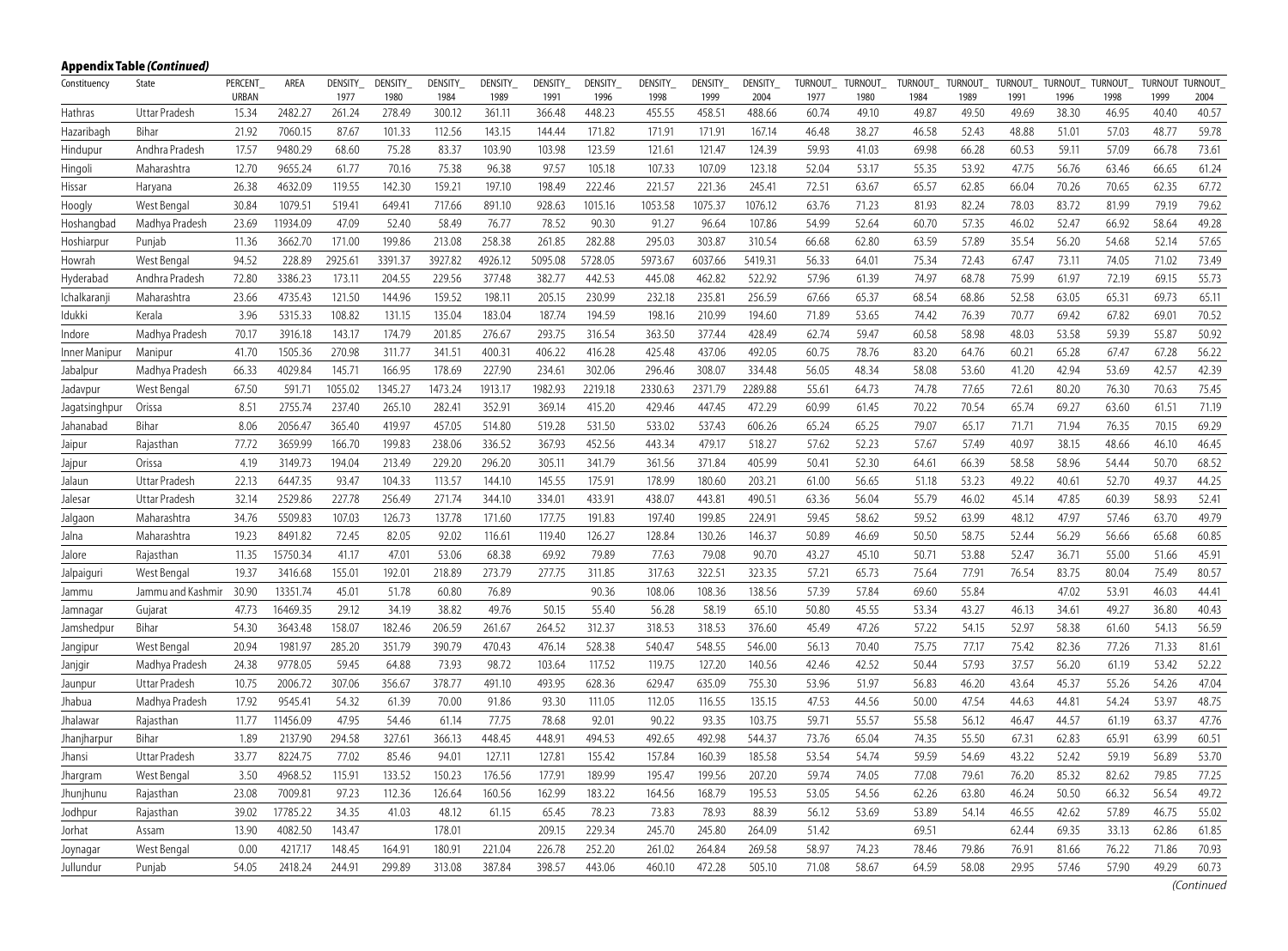**Appendix Table *(Continued)***

| Constituency | State | PERCENT_URBAN | AREA | DENSITY_1977 | DENSITY_1980 | DENSITY_1984 | DENSITY_1989 | DENSITY_1991 | DENSITY_1996 | DENSITY_1998 | DENSITY_1999 | DENSITY_2004 | TURNOUT_1977 | TURNOUT_1980 | TURNOUT_1984 | TURNOUT_1989 | TURNOUT_1991 | TURNOUT_1996 | TURNOUT_1998 | TURNOUT 1999 | TURNOUT_2004 |
|---|---|---|---|---|---|---|---|---|---|---|---|---|---|---|---|---|---|---|---|---|---|
| Hathras | Uttar Pradesh | 15.34 | 2482.27 | 261.24 | 278.49 | 300.12 | 361.11 | 366.48 | 448.23 | 455.55 | 458.51 | 488.66 | 60.74 | 49.10 | 49.87 | 49.50 | 49.69 | 38.30 | 46.95 | 40.40 | 40.57 |
| Hazaribagh | Bihar | 21.92 | 7060.15 | 87.67 | 101.33 | 112.56 | 143.15 | 144.44 | 171.82 | 171.91 | 171.91 | 167.14 | 46.48 | 38.27 | 46.58 | 52.43 | 48.88 | 51.01 | 57.03 | 48.77 | 59.78 |
| Hindupur | Andhra Pradesh | 17.57 | 9480.29 | 68.60 | 75.28 | 83.37 | 103.90 | 103.98 | 123.59 | 121.61 | 121.47 | 124.39 | 59.93 | 41.03 | 69.98 | 66.28 | 60.53 | 59.11 | 57.09 | 66.78 | 73.61 |
| Hingoli | Maharashtra | 12.70 | 9655.24 | 61.77 | 70.16 | 75.38 | 96.38 | 97.57 | 105.18 | 107.33 | 107.09 | 123.18 | 52.04 | 53.17 | 55.35 | 53.92 | 47.75 | 56.76 | 63.46 | 66.65 | 61.24 |
| Hissar | Haryana | 26.38 | 4632.09 | 119.55 | 142.30 | 159.21 | 197.10 | 198.49 | 222.46 | 221.57 | 221.36 | 245.41 | 72.51 | 63.67 | 65.57 | 62.85 | 66.04 | 70.26 | 70.65 | 62.35 | 67.72 |
| Hoogly | West Bengal | 30.84 | 1079.51 | 519.41 | 649.41 | 717.66 | 891.10 | 928.63 | 1015.16 | 1053.58 | 1075.37 | 1076.12 | 63.76 | 71.23 | 81.93 | 82.24 | 78.03 | 83.72 | 81.99 | 79.19 | 79.62 |
| Hoshangbad | Madhya Pradesh | 23.69 | 11934.09 | 47.09 | 52.40 | 58.49 | 76.77 | 78.52 | 90.30 | 91.27 | 96.64 | 107.86 | 54.99 | 52.64 | 60.70 | 57.35 | 46.02 | 52.47 | 66.92 | 58.64 | 49.28 |
| Hoshiarpur | Punjab | 11.36 | 3662.70 | 171.00 | 199.86 | 213.08 | 258.38 | 261.85 | 282.88 | 295.03 | 303.87 | 310.54 | 66.68 | 62.80 | 63.59 | 57.89 | 35.54 | 56.20 | 54.68 | 52.14 | 57.65 |
| Howrah | West Bengal | 94.52 | 228.89 | 2925.61 | 3391.37 | 3927.82 | 4926.12 | 5095.08 | 5728.05 | 5973.67 | 6037.66 | 5419.31 | 56.33 | 64.01 | 75.34 | 72.43 | 67.47 | 73.11 | 74.05 | 71.02 | 73.49 |
| Hyderabad | Andhra Pradesh | 72.80 | 3386.23 | 173.11 | 204.55 | 229.56 | 377.48 | 382.77 | 442.53 | 445.08 | 462.82 | 522.92 | 57.96 | 61.39 | 74.97 | 68.78 | 75.99 | 61.97 | 72.19 | 69.15 | 55.73 |
| Ichalkaranji | Maharashtra | 23.66 | 4735.43 | 121.50 | 144.96 | 159.52 | 198.11 | 205.15 | 230.99 | 232.18 | 235.81 | 256.59 | 67.66 | 65.37 | 68.54 | 68.86 | 52.58 | 63.05 | 65.31 | 69.73 | 65.11 |
| Idukki | Kerala | 3.96 | 5315.33 | 108.82 | 131.15 | 135.04 | 183.04 | 187.74 | 194.59 | 198.16 | 210.99 | 194.60 | 71.89 | 53.65 | 74.42 | 76.39 | 70.77 | 69.42 | 67.82 | 69.01 | 70.52 |
| Indore | Madhya Pradesh | 70.17 | 3916.18 | 143.17 | 174.79 | 201.85 | 276.67 | 293.75 | 316.54 | 363.50 | 377.44 | 428.49 | 62.74 | 59.47 | 60.58 | 58.98 | 48.03 | 53.58 | 59.39 | 55.87 | 50.92 |
| Inner Manipur | Manipur | 41.70 | 1505.36 | 270.98 | 311.77 | 341.51 | 400.31 | 406.22 | 416.28 | 425.48 | 437.06 | 492.05 | 60.75 | 78.76 | 83.20 | 64.76 | 60.21 | 65.28 | 67.47 | 67.28 | 56.22 |
| Jabalpur | Madhya Pradesh | 66.33 | 4029.84 | 145.71 | 166.95 | 178.69 | 227.90 | 234.61 | 302.06 | 296.46 | 308.07 | 334.48 | 56.05 | 48.34 | 58.08 | 53.60 | 41.20 | 42.94 | 53.69 | 42.57 | 42.39 |
| Jadavpur | West Bengal | 67.50 | 591.71 | 1055.02 | 1345.27 | 1473.24 | 1913.17 | 1982.93 | 2219.18 | 2330.63 | 2371.79 | 2289.88 | 55.61 | 64.73 | 74.78 | 77.65 | 72.61 | 80.20 | 76.30 | 70.63 | 75.45 |
| Jagatsinghpur | Orissa | 8.51 | 2755.74 | 237.40 | 265.10 | 282.41 | 352.91 | 369.14 | 415.20 | 429.46 | 447.45 | 472.29 | 60.99 | 61.45 | 70.22 | 70.54 | 65.74 | 69.27 | 63.60 | 61.51 | 71.19 |
| Jahanabad | Bihar | 8.06 | 2056.47 | 365.40 | 419.97 | 457.05 | 514.80 | 519.28 | 531.50 | 533.02 | 537.43 | 606.26 | 65.24 | 65.25 | 79.07 | 65.17 | 71.71 | 71.94 | 76.35 | 70.15 | 69.29 |
| Jaipur | Rajasthan | 77.72 | 3659.99 | 166.70 | 199.83 | 238.06 | 336.52 | 367.93 | 452.56 | 443.34 | 479.17 | 518.27 | 57.62 | 52.23 | 57.67 | 57.49 | 40.97 | 38.15 | 48.66 | 46.10 | 46.45 |
| Jajpur | Orissa | 4.19 | 3149.73 | 194.04 | 213.49 | 229.20 | 296.20 | 305.11 | 341.79 | 361.56 | 371.84 | 405.99 | 50.41 | 52.30 | 64.61 | 66.39 | 58.58 | 58.96 | 54.44 | 50.70 | 68.52 |
| Jalaun | Uttar Pradesh | 22.13 | 6447.35 | 93.47 | 104.33 | 113.57 | 144.10 | 145.55 | 175.91 | 178.99 | 180.60 | 203.21 | 61.00 | 56.65 | 51.18 | 53.23 | 49.22 | 40.61 | 52.70 | 49.37 | 44.25 |
| Jalesar | Uttar Pradesh | 32.14 | 2529.86 | 227.78 | 256.49 | 271.74 | 344.10 | 334.01 | 433.91 | 438.07 | 443.81 | 490.51 | 63.36 | 56.04 | 55.79 | 46.02 | 45.14 | 47.85 | 60.39 | 58.93 | 52.41 |
| Jalgaon | Maharashtra | 34.76 | 5509.83 | 107.03 | 126.73 | 137.78 | 171.60 | 177.75 | 191.83 | 197.40 | 199.85 | 224.91 | 59.45 | 58.62 | 59.52 | 63.99 | 48.12 | 47.97 | 57.46 | 63.70 | 49.79 |
| Jalna | Maharashtra | 19.23 | 8491.82 | 72.45 | 82.05 | 92.02 | 116.61 | 119.40 | 126.27 | 128.84 | 130.26 | 146.37 | 50.89 | 46.69 | 50.50 | 58.75 | 52.44 | 56.29 | 56.66 | 65.68 | 60.85 |
| Jalore | Rajasthan | 11.35 | 15750.34 | 41.17 | 47.01 | 53.06 | 68.38 | 69.92 | 79.89 | 77.63 | 79.08 | 90.70 | 43.27 | 45.10 | 50.71 | 53.88 | 52.47 | 36.71 | 55.00 | 51.66 | 45.91 |
| Jalpaiguri | West Bengal | 19.37 | 3416.68 | 155.01 | 192.01 | 218.89 | 273.79 | 277.75 | 311.85 | 317.63 | 322.51 | 323.35 | 57.21 | 65.73 | 75.64 | 77.91 | 76.54 | 83.75 | 80.04 | 75.49 | 80.57 |
| Jammu | Jammu and Kashmir | 30.90 | 13351.74 | 45.01 | 51.78 | 60.80 | 76.89 | | 90.36 | 108.06 | 108.36 | 138.56 | 57.39 | 57.84 | 69.60 | 55.84 | | 47.02 | 53.91 | 46.03 | 44.41 |
| Jamnagar | Gujarat | 47.73 | 16469.35 | 29.12 | 34.19 | 38.82 | 49.76 | 50.15 | 55.40 | 56.28 | 58.19 | 65.10 | 50.80 | 45.55 | 53.34 | 43.27 | 46.13 | 34.61 | 49.27 | 36.80 | 40.43 |
| Jamshedpur | Bihar | 54.30 | 3643.48 | 158.07 | 182.46 | 206.59 | 261.67 | 264.52 | 312.37 | 318.53 | 318.53 | 376.60 | 45.49 | 47.26 | 57.22 | 54.15 | 52.97 | 58.38 | 61.60 | 54.13 | 56.59 |
| Jangipur | West Bengal | 20.94 | 1981.97 | 285.20 | 351.79 | 390.79 | 470.43 | 476.14 | 528.38 | 540.47 | 548.55 | 546.00 | 56.13 | 70.40 | 75.75 | 77.17 | 75.42 | 82.36 | 77.26 | 71.33 | 81.61 |
| Janjgir | Madhya Pradesh | 24.38 | 9778.05 | 59.45 | 64.88 | 73.93 | 98.72 | 103.64 | 117.52 | 119.75 | 127.20 | 140.56 | 42.46 | 42.52 | 50.44 | 57.93 | 37.57 | 56.20 | 61.19 | 53.42 | 52.22 |
| Jaunpur | Uttar Pradesh | 10.75 | 2006.72 | 307.06 | 356.67 | 378.77 | 491.10 | 493.95 | 628.36 | 629.47 | 635.09 | 755.30 | 53.96 | 51.97 | 56.83 | 46.20 | 43.64 | 45.37 | 55.26 | 54.26 | 47.04 |
| Jhabua | Madhya Pradesh | 17.92 | 9545.41 | 54.32 | 61.39 | 70.00 | 91.86 | 93.30 | 111.05 | 112.05 | 116.55 | 135.15 | 47.53 | 44.56 | 50.00 | 47.54 | 44.63 | 44.81 | 54.24 | 53.97 | 48.75 |
| Jhalawar | Rajasthan | 11.77 | 11456.09 | 47.95 | 54.46 | 61.14 | 77.75 | 78.68 | 92.01 | 90.22 | 93.35 | 103.75 | 59.71 | 55.57 | 55.58 | 56.12 | 46.47 | 44.57 | 61.19 | 63.37 | 47.76 |
| Jhanjharpur | Bihar | 1.89 | 2137.90 | 294.58 | 327.61 | 366.13 | 448.45 | 448.91 | 494.53 | 492.65 | 492.98 | 544.37 | 73.76 | 65.04 | 74.35 | 55.50 | 67.31 | 62.83 | 65.91 | 63.99 | 60.51 |
| Jhansi | Uttar Pradesh | 33.77 | 8224.75 | 77.02 | 85.46 | 94.01 | 127.11 | 127.81 | 155.42 | 157.84 | 160.39 | 185.58 | 53.54 | 54.74 | 59.59 | 54.69 | 43.22 | 52.42 | 59.19 | 56.89 | 53.70 |
| Jhargram | West Bengal | 3.50 | 4968.52 | 115.91 | 133.52 | 150.23 | 176.56 | 177.91 | 189.99 | 195.47 | 199.56 | 207.20 | 59.74 | 74.05 | 77.08 | 79.61 | 76.20 | 85.32 | 82.62 | 79.85 | 77.25 |
| Jhunjhunu | Rajasthan | 23.08 | 7009.81 | 97.23 | 112.36 | 126.64 | 160.56 | 162.99 | 183.22 | 164.56 | 168.79 | 195.53 | 53.05 | 54.56 | 62.26 | 63.80 | 46.24 | 50.50 | 66.32 | 56.54 | 49.72 |
| Jodhpur | Rajasthan | 39.02 | 17785.22 | 34.35 | 41.03 | 48.12 | 61.15 | 65.45 | 78.23 | 73.83 | 78.93 | 88.39 | 56.12 | 53.69 | 53.89 | 54.14 | 46.55 | 42.62 | 57.89 | 46.75 | 55.02 |
| Jorhat | Assam | 13.90 | 4082.50 | 143.47 | | 178.01 | | 209.15 | 229.34 | 245.70 | 245.80 | 264.09 | 51.42 | | 69.51 | | 62.44 | 69.35 | 33.13 | 62.86 | 61.85 |
| Joynagar | West Bengal | 0.00 | 4217.17 | 148.45 | 164.91 | 180.91 | 221.04 | 226.78 | 252.20 | 261.02 | 264.84 | 269.58 | 58.97 | 74.23 | 78.46 | 79.86 | 76.91 | 81.66 | 76.22 | 71.86 | 70.93 |
| Jullundur | Punjab | 54.05 | 2418.24 | 244.91 | 299.89 | 313.08 | 387.84 | 398.57 | 443.06 | 460.10 | 472.28 | 505.10 | 71.08 | 58.67 | 64.59 | 58.08 | 29.95 | 57.46 | 57.90 | 49.29 | 60.73 |

*(Continued)*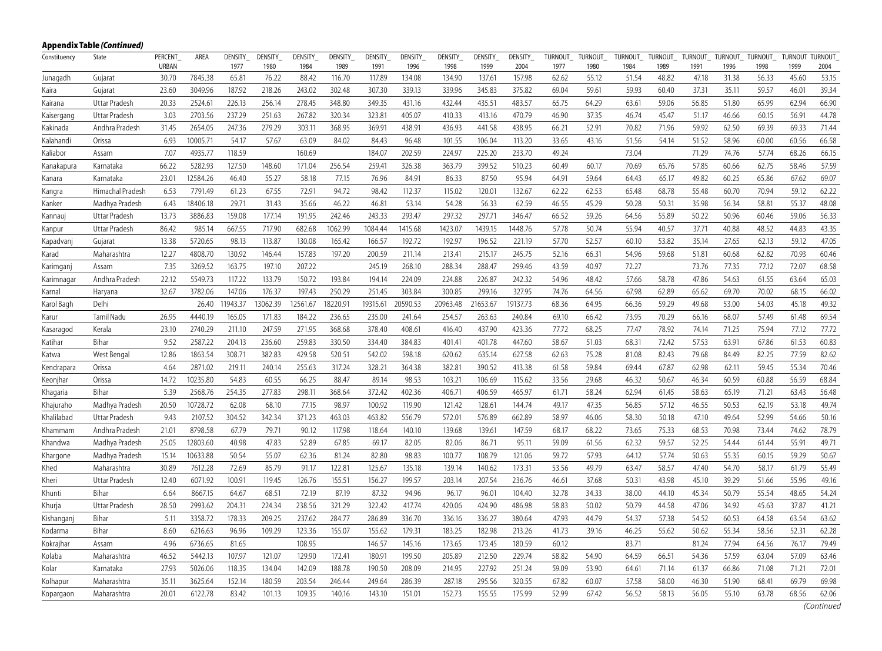**Appendix Table *(Continued)***

| Constituency | State | PERCENT_URBAN | AREA | DENSITY_1977 | DENSITY_1980 | DENSITY_1984 | DENSITY_1989 | DENSITY_1991 | DENSITY_1996 | DENSITY_1998 | DENSITY_1999 | DENSITY_2004 | TURNOUT_1977 | TURNOUT_1980 | TURNOUT_1984 | TURNOUT_1989 | TURNOUT_1991 | TURNOUT_1996 | TURNOUT_1998 | TURNOUT_1999 | TURNOUT_2004 |
|---|---|---|---|---|---|---|---|---|---|---|---|---|---|---|---|---|---|---|---|---|---|
| Junagadh | Gujarat | 30.70 | 7845.38 | 65.81 | 76.22 | 88.42 | 116.70 | 117.89 | 134.08 | 134.90 | 137.61 | 157.98 | 62.62 | 55.12 | 51.54 | 48.82 | 47.18 | 31.38 | 56.33 | 45.60 | 53.15 |
| Kaira | Gujarat | 23.60 | 3049.96 | 187.92 | 218.26 | 243.02 | 302.48 | 307.30 | 339.13 | 339.96 | 345.83 | 375.82 | 69.04 | 59.61 | 59.93 | 60.40 | 37.31 | 35.11 | 59.57 | 46.01 | 39.34 |
| Kairana | Uttar Pradesh | 20.33 | 2524.61 | 226.13 | 256.14 | 278.45 | 348.80 | 349.35 | 431.16 | 432.44 | 435.51 | 483.57 | 65.75 | 64.29 | 63.61 | 59.06 | 56.85 | 51.80 | 65.99 | 62.94 | 66.90 |
| Kaisergang | Uttar Pradesh | 3.03 | 2703.56 | 237.29 | 251.63 | 267.82 | 320.34 | 323.81 | 405.07 | 410.33 | 413.16 | 470.79 | 46.90 | 37.35 | 46.74 | 45.47 | 51.17 | 46.66 | 60.15 | 56.91 | 44.78 |
| Kakinada | Andhra Pradesh | 31.45 | 2654.05 | 247.36 | 279.29 | 303.11 | 368.95 | 369.91 | 438.91 | 436.93 | 441.58 | 438.95 | 66.21 | 52.91 | 70.82 | 71.96 | 59.92 | 62.50 | 69.39 | 69.33 | 71.44 |
| Kalahandi | Orissa | 6.93 | 10005.71 | 54.17 | 57.67 | 63.09 | 84.02 | 84.43 | 96.48 | 101.55 | 106.04 | 113.20 | 33.65 | 43.16 | 51.56 | 54.14 | 51.52 | 58.96 | 60.00 | 60.56 | 66.58 |
| Kaliabor | Assam | 7.07 | 4935.77 | 118.59 | | 160.69 | | 184.07 | 202.59 | 224.97 | 225.20 | 233.70 | 49.24 | | 73.04 | | 71.29 | 74.76 | 57.74 | 68.26 | 66.15 |
| Kanakapura | Karnataka | 66.22 | 5282.93 | 127.50 | 148.60 | 171.04 | 256.54 | 259.41 | 326.38 | 363.79 | 399.52 | 510.23 | 60.49 | 60.17 | 70.69 | 65.76 | 57.85 | 60.66 | 62.75 | 58.46 | 57.59 |
| Kanara | Karnataka | 23.01 | 12584.26 | 46.40 | 55.27 | 58.18 | 77.15 | 76.96 | 84.91 | 86.33 | 87.50 | 95.94 | 64.91 | 59.64 | 64.43 | 65.17 | 49.82 | 60.25 | 65.86 | 67.62 | 69.07 |
| Kangra | Himachal Pradesh | 6.53 | 7791.49 | 61.23 | 67.55 | 72.91 | 94.72 | 98.42 | 112.37 | 115.02 | 120.01 | 132.67 | 62.22 | 62.53 | 65.48 | 68.78 | 55.48 | 60.70 | 70.94 | 59.12 | 62.22 |
| Kanker | Madhya Pradesh | 6.43 | 18406.18 | 29.71 | 31.43 | 35.66 | 46.22 | 46.81 | 53.14 | 54.28 | 56.33 | 62.59 | 46.55 | 45.29 | 50.28 | 50.31 | 35.98 | 56.34 | 58.81 | 55.37 | 48.08 |
| Kannauj | Uttar Pradesh | 13.73 | 3886.83 | 159.08 | 177.14 | 191.95 | 242.46 | 243.33 | 293.47 | 297.32 | 297.71 | 346.47 | 66.52 | 59.26 | 64.56 | 55.89 | 50.22 | 50.96 | 60.46 | 59.06 | 56.33 |
| Kanpur | Uttar Pradesh | 86.42 | 985.14 | 667.55 | 717.90 | 682.68 | 1062.99 | 1084.44 | 1415.68 | 1423.07 | 1439.15 | 1448.76 | 57.78 | 50.74 | 55.94 | 40.57 | 37.71 | 40.88 | 48.52 | 44.83 | 43.35 |
| Kapadvanj | Gujarat | 13.38 | 5720.65 | 98.13 | 113.87 | 130.08 | 165.42 | 166.57 | 192.72 | 192.97 | 196.52 | 221.19 | 57.70 | 52.57 | 60.10 | 53.82 | 35.14 | 27.65 | 62.13 | 59.12 | 47.05 |
| Karad | Maharashtra | 12.27 | 4808.70 | 130.92 | 146.44 | 157.83 | 197.20 | 200.59 | 211.14 | 213.41 | 215.17 | 245.75 | 52.16 | 66.31 | 54.96 | 59.68 | 51.81 | 60.68 | 62.82 | 70.93 | 60.46 |
| Karimganj | Assam | 7.35 | 3269.52 | 163.75 | 197.10 | 207.22 | | 245.19 | 268.10 | 288.34 | 288.47 | 299.46 | 43.59 | 40.97 | 72.27 | | 73.76 | 77.35 | 77.12 | 72.07 | 68.58 |
| Karimnagar | Andhra Pradesh | 22.12 | 5549.73 | 117.22 | 133.79 | 150.72 | 193.84 | 194.14 | 224.09 | 224.88 | 226.87 | 242.32 | 54.96 | 48.42 | 57.66 | 58.78 | 47.86 | 54.63 | 61.55 | 63.64 | 65.03 |
| Karnal | Haryana | 32.67 | 3782.06 | 147.06 | 176.37 | 197.43 | 250.29 | 251.45 | 303.84 | 300.85 | 299.16 | 327.95 | 74.76 | 64.56 | 67.98 | 62.89 | 65.62 | 69.70 | 70.02 | 68.15 | 66.02 |
| Karol Bagh | Delhi | | 26.40 | 11943.37 | 13062.39 | 12561.67 | 18220.91 | 19315.61 | 20590.53 | 20963.48 | 21653.67 | 19137.73 | 68.36 | 64.95 | 66.36 | 59.29 | 49.68 | 53.00 | 54.03 | 45.18 | 49.32 |
| Karur | Tamil Nadu | 26.95 | 4440.19 | 165.05 | 171.83 | 184.22 | 236.65 | 235.00 | 241.64 | 254.57 | 263.63 | 240.84 | 69.10 | 66.42 | 73.95 | 70.29 | 66.16 | 68.07 | 57.49 | 61.48 | 69.54 |
| Kasaragod | Kerala | 23.10 | 2740.29 | 211.10 | 247.59 | 271.95 | 368.68 | 378.40 | 408.61 | 416.40 | 437.90 | 423.36 | 77.72 | 68.25 | 77.47 | 78.92 | 74.14 | 71.25 | 75.94 | 77.12 | 77.72 |
| Katihar | Bihar | 9.52 | 2587.22 | 204.13 | 236.60 | 259.83 | 330.50 | 334.40 | 384.83 | 401.41 | 401.78 | 447.60 | 58.67 | 51.03 | 68.31 | 72.42 | 57.53 | 63.91 | 67.86 | 61.53 | 60.83 |
| Katwa | West Bengal | 12.86 | 1863.54 | 308.71 | 382.83 | 429.58 | 520.51 | 542.02 | 598.18 | 620.62 | 635.14 | 627.58 | 62.63 | 75.28 | 81.08 | 82.43 | 79.68 | 84.49 | 82.25 | 77.59 | 82.62 |
| Kendrapara | Orissa | 4.64 | 2871.02 | 219.11 | 240.14 | 255.63 | 317.24 | 328.21 | 364.38 | 382.81 | 390.52 | 413.38 | 61.58 | 59.84 | 69.44 | 67.87 | 62.98 | 62.11 | 59.45 | 55.34 | 70.46 |
| Keonjhar | Orissa | 14.72 | 10235.80 | 54.83 | 60.55 | 66.25 | 88.47 | 89.14 | 98.53 | 103.21 | 106.69 | 115.62 | 33.56 | 29.68 | 46.32 | 50.67 | 46.34 | 60.59 | 60.88 | 56.59 | 68.84 |
| Khagaria | Bihar | 5.39 | 2568.76 | 254.35 | 277.83 | 298.11 | 368.64 | 372.42 | 402.36 | 406.71 | 406.59 | 465.97 | 61.71 | 58.24 | 62.94 | 61.45 | 58.63 | 65.19 | 71.21 | 63.43 | 56.48 |
| Khajuraho | Madhya Pradesh | 20.50 | 10728.72 | 62.08 | 68.10 | 77.15 | 98.97 | 100.92 | 119.90 | 121.42 | 128.61 | 144.74 | 49.17 | 47.35 | 56.85 | 57.12 | 46.55 | 50.53 | 62.19 | 53.18 | 49.74 |
| Khalilabad | Uttar Pradesh | 9.43 | 2107.52 | 304.52 | 342.34 | 371.23 | 463.03 | 463.82 | 556.79 | 572.01 | 576.89 | 662.89 | 58.97 | 46.06 | 58.30 | 50.18 | 47.10 | 49.64 | 52.99 | 54.66 | 50.16 |
| Khammam | Andhra Pradesh | 21.01 | 8798.58 | 67.79 | 79.71 | 90.12 | 117.98 | 118.64 | 140.10 | 139.68 | 139.61 | 147.59 | 68.17 | 68.22 | 73.65 | 75.33 | 68.53 | 70.98 | 73.44 | 74.62 | 78.79 |
| Khandwa | Madhya Pradesh | 25.05 | 12803.60 | 40.98 | 47.83 | 52.89 | 67.85 | 69.17 | 82.05 | 82.06 | 86.71 | 95.11 | 59.09 | 61.56 | 62.32 | 59.57 | 52.25 | 54.44 | 61.44 | 55.91 | 49.71 |
| Khargone | Madhya Pradesh | 15.14 | 10633.88 | 50.54 | 55.07 | 62.36 | 81.24 | 82.80 | 98.83 | 100.77 | 108.79 | 121.06 | 59.72 | 57.93 | 64.12 | 57.74 | 50.63 | 55.35 | 60.15 | 59.29 | 50.67 |
| Khed | Maharashtra | 30.89 | 7612.28 | 72.69 | 85.79 | 91.17 | 122.81 | 125.67 | 135.18 | 139.14 | 140.62 | 173.31 | 53.56 | 49.79 | 63.47 | 58.57 | 47.40 | 54.70 | 58.17 | 61.79 | 55.49 |
| Kheri | Uttar Pradesh | 12.40 | 6071.92 | 100.91 | 119.45 | 126.76 | 155.51 | 156.27 | 199.57 | 203.14 | 207.54 | 236.76 | 46.61 | 37.68 | 50.31 | 43.98 | 45.10 | 39.29 | 51.66 | 55.96 | 49.16 |
| Khunti | Bihar | 6.64 | 8667.15 | 64.67 | 68.51 | 72.19 | 87.19 | 87.32 | 94.96 | 96.17 | 96.01 | 104.40 | 32.78 | 34.33 | 38.00 | 44.10 | 45.34 | 50.79 | 55.54 | 48.65 | 54.24 |
| Khurja | Uttar Pradesh | 28.50 | 2993.62 | 204.31 | 224.34 | 238.56 | 321.29 | 322.42 | 417.74 | 420.06 | 424.90 | 486.98 | 58.83 | 50.02 | 50.79 | 44.58 | 47.06 | 34.92 | 45.63 | 37.87 | 41.21 |
| Kishanganj | Bihar | 5.11 | 3358.72 | 178.33 | 209.25 | 237.62 | 284.77 | 286.89 | 336.70 | 336.16 | 336.27 | 380.64 | 47.93 | 44.79 | 54.37 | 57.38 | 54.52 | 60.53 | 64.58 | 63.54 | 63.62 |
| Kodarma | Bihar | 8.60 | 6216.63 | 96.96 | 109.29 | 123.36 | 155.07 | 155.62 | 179.31 | 183.25 | 182.98 | 213.26 | 41.73 | 39.16 | 46.25 | 55.62 | 50.62 | 55.34 | 58.56 | 52.31 | 62.28 |
| Kokrajhar | Assam | 4.96 | 6736.65 | 81.65 | | 108.95 | | 146.57 | 145.16 | 173.65 | 173.45 | 180.59 | 60.12 | | 83.71 | | 81.24 | 77.94 | 64.56 | 76.17 | 79.49 |
| Kolaba | Maharashtra | 46.52 | 5442.13 | 107.97 | 121.07 | 129.90 | 172.41 | 180.91 | 199.50 | 205.89 | 212.50 | 229.74 | 58.82 | 54.90 | 64.59 | 66.51 | 54.36 | 57.59 | 63.04 | 57.09 | 63.46 |
| Kolar | Karnataka | 27.93 | 5026.06 | 118.35 | 134.04 | 142.09 | 188.78 | 190.50 | 208.09 | 214.95 | 227.92 | 251.24 | 59.09 | 53.90 | 64.61 | 71.14 | 61.37 | 66.86 | 71.08 | 71.21 | 72.01 |
| Kolhapur | Maharashtra | 35.11 | 3625.64 | 152.14 | 180.59 | 203.54 | 246.44 | 249.64 | 286.39 | 287.18 | 295.56 | 320.55 | 67.82 | 60.07 | 57.58 | 58.00 | 46.30 | 51.90 | 68.41 | 69.79 | 69.98 |
| Kopargaon | Maharashtra | 20.01 | 6122.78 | 83.42 | 101.13 | 109.35 | 140.16 | 143.10 | 151.01 | 152.73 | 155.55 | 175.99 | 52.99 | 67.42 | 56.52 | 58.13 | 56.05 | 55.10 | 63.78 | 68.56 | 62.06 |

*(Continued)*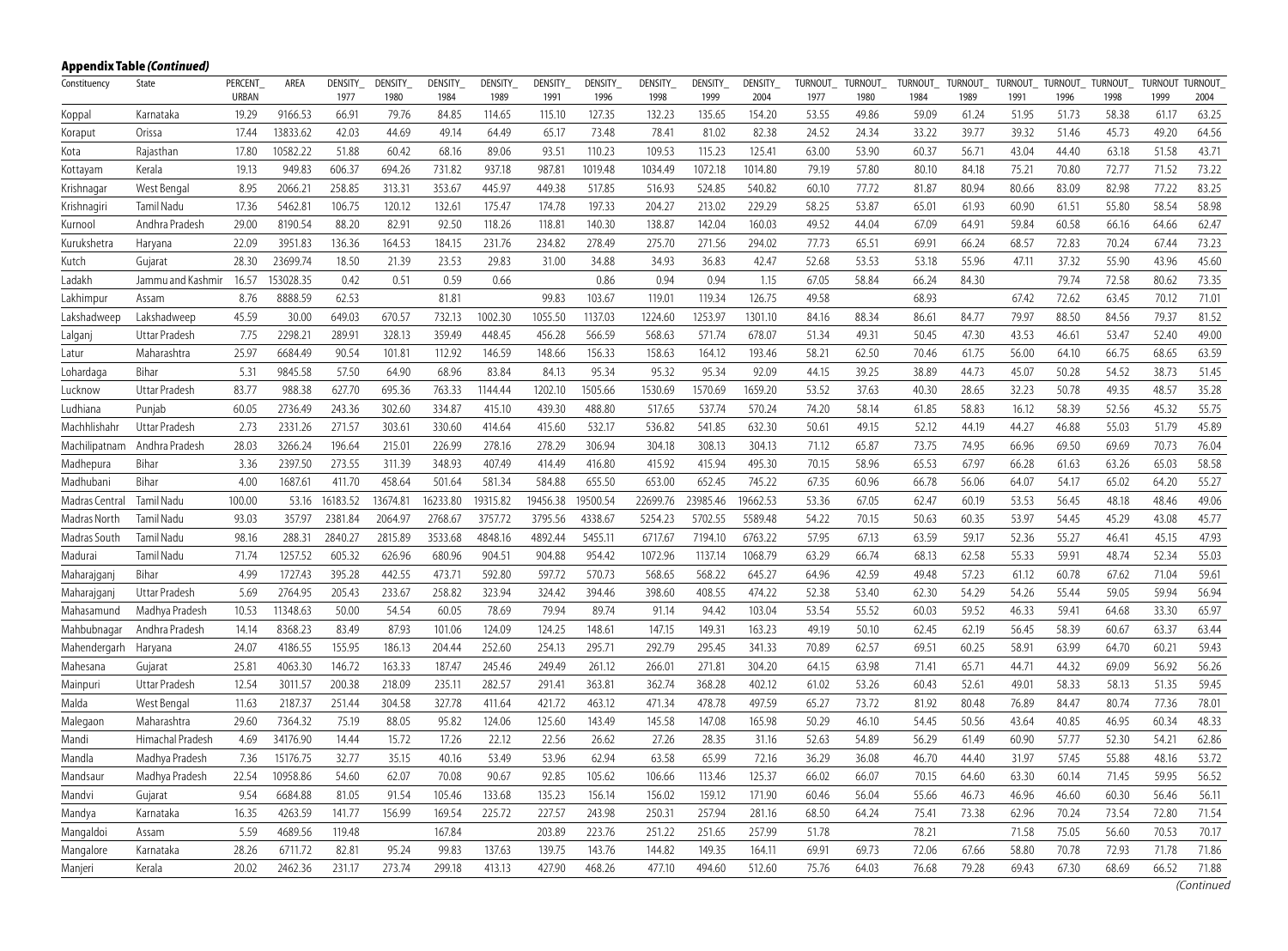**Appendix Table *(Continued)***

| Constituency | State | PERCENT_URBAN | AREA | DENSITY_1977 | DENSITY_1980 | DENSITY_1984 | DENSITY_1989 | DENSITY_1991 | DENSITY_1996 | DENSITY_1998 | DENSITY_1999 | DENSITY_2004 | TURNOUT_1977 | TURNOUT_1980 | TURNOUT_1984 | TURNOUT_1989 | TURNOUT_1991 | TURNOUT_1996 | TURNOUT_1998 | TURNOUT_1999 | TURNOUT_2004 |
|---|---|---|---|---|---|---|---|---|---|---|---|---|---|---|---|---|---|---|---|---|---|
| Koppal | Karnataka | 19.29 | 9166.53 | 66.91 | 79.76 | 84.85 | 114.65 | 115.10 | 127.35 | 132.23 | 135.65 | 154.20 | 53.55 | 49.86 | 59.09 | 61.24 | 51.95 | 51.73 | 58.38 | 61.17 | 63.25 |
| Koraput | Orissa | 17.44 | 13833.62 | 42.03 | 44.69 | 49.14 | 64.49 | 65.17 | 73.48 | 78.41 | 81.02 | 82.38 | 24.52 | 24.34 | 33.22 | 39.77 | 39.32 | 51.46 | 45.73 | 49.20 | 64.56 |
| Kota | Rajasthan | 17.80 | 10582.22 | 51.88 | 60.42 | 68.16 | 89.06 | 93.51 | 110.23 | 109.53 | 115.23 | 125.41 | 63.00 | 53.90 | 60.37 | 56.71 | 43.04 | 44.40 | 63.18 | 51.58 | 43.71 |
| Kottayam | Kerala | 19.13 | 949.83 | 606.37 | 694.26 | 731.82 | 937.18 | 987.81 | 1019.48 | 1034.49 | 1072.18 | 1014.80 | 79.19 | 57.80 | 80.10 | 84.18 | 75.21 | 70.80 | 72.77 | 71.52 | 73.22 |
| Krishnagar | West Bengal | 8.95 | 2066.21 | 258.85 | 313.31 | 353.67 | 445.97 | 449.38 | 517.85 | 516.93 | 524.85 | 540.82 | 60.10 | 77.72 | 81.87 | 80.94 | 80.66 | 83.09 | 82.98 | 77.22 | 83.25 |
| Krishnagiri | Tamil Nadu | 17.36 | 5462.81 | 106.75 | 120.12 | 132.61 | 175.47 | 174.78 | 197.33 | 204.27 | 213.02 | 229.29 | 58.25 | 53.87 | 65.01 | 61.93 | 60.90 | 61.51 | 55.80 | 58.54 | 58.98 |
| Kurnool | Andhra Pradesh | 29.00 | 8190.54 | 88.20 | 82.91 | 92.50 | 118.26 | 118.81 | 140.30 | 138.87 | 142.04 | 160.03 | 49.52 | 44.04 | 67.09 | 64.91 | 59.84 | 60.58 | 66.16 | 64.66 | 62.47 |
| Kurukshetra | Haryana | 22.09 | 3951.83 | 136.36 | 164.53 | 184.15 | 231.76 | 234.82 | 278.49 | 275.70 | 271.56 | 294.02 | 77.73 | 65.51 | 69.91 | 66.24 | 68.57 | 72.83 | 70.24 | 67.44 | 73.23 |
| Kutch | Gujarat | 28.30 | 23699.74 | 18.50 | 21.39 | 23.53 | 29.83 | 31.00 | 34.88 | 34.93 | 36.83 | 42.47 | 52.68 | 53.53 | 53.18 | 55.96 | 47.11 | 37.32 | 55.90 | 43.96 | 45.60 |
| Ladakh | Jammu and Kashmir | 16.57 | 153028.35 | 0.42 | 0.51 | 0.59 | 0.66 | | 0.86 | 0.94 | 0.94 | 1.15 | 67.05 | 58.84 | 66.24 | 84.30 | | 79.74 | 72.58 | 80.62 | 73.35 |
| Lakhimpur | Assam | 8.76 | 8888.59 | 62.53 | | 81.81 | | 99.83 | 103.67 | 119.01 | 119.34 | 126.75 | 49.58 | | 68.93 | | 67.42 | 72.62 | 63.45 | 70.12 | 71.01 |
| Lakshadweep | Lakshadweep | 45.59 | 30.00 | 649.03 | 670.57 | 732.13 | 1002.30 | 1055.50 | 1137.03 | 1224.60 | 1253.97 | 1301.10 | 84.16 | 88.34 | 86.61 | 84.77 | 79.97 | 88.50 | 84.56 | 79.37 | 81.52 |
| Lalganj | Uttar Pradesh | 7.75 | 2298.21 | 289.91 | 328.13 | 359.49 | 448.45 | 456.28 | 566.59 | 568.63 | 571.74 | 678.07 | 51.34 | 49.31 | 50.45 | 47.30 | 43.53 | 46.61 | 53.47 | 52.40 | 49.00 |
| Latur | Maharashtra | 25.97 | 6684.49 | 90.54 | 101.81 | 112.92 | 146.59 | 148.66 | 156.33 | 158.63 | 164.12 | 193.46 | 58.21 | 62.50 | 70.46 | 61.75 | 56.00 | 64.10 | 66.75 | 68.65 | 63.59 |
| Lohardaga | Bihar | 5.31 | 9845.58 | 57.50 | 64.90 | 68.96 | 83.84 | 84.13 | 95.34 | 95.32 | 95.34 | 92.09 | 44.15 | 39.25 | 38.89 | 44.73 | 45.07 | 50.28 | 54.52 | 38.73 | 51.45 |
| Lucknow | Uttar Pradesh | 83.77 | 988.38 | 627.70 | 695.36 | 763.33 | 1144.44 | 1202.10 | 1505.66 | 1530.69 | 1570.69 | 1659.20 | 53.52 | 37.63 | 40.30 | 28.65 | 32.23 | 50.78 | 49.35 | 48.57 | 35.28 |
| Ludhiana | Punjab | 60.05 | 2736.49 | 243.36 | 302.60 | 334.87 | 415.10 | 439.30 | 488.80 | 517.65 | 537.74 | 570.24 | 74.20 | 58.14 | 61.85 | 58.83 | 16.12 | 58.39 | 52.56 | 45.32 | 55.75 |
| Machhlishahr | Uttar Pradesh | 2.73 | 2331.26 | 271.57 | 303.61 | 330.60 | 414.64 | 415.60 | 532.17 | 536.82 | 541.85 | 632.30 | 50.61 | 49.15 | 52.12 | 44.19 | 44.27 | 46.88 | 55.03 | 51.79 | 45.89 |
| Machilipatnam | Andhra Pradesh | 28.03 | 3266.24 | 196.64 | 215.01 | 226.99 | 278.16 | 278.29 | 306.94 | 304.18 | 308.13 | 304.13 | 71.12 | 65.87 | 73.75 | 74.95 | 66.96 | 69.50 | 69.69 | 70.73 | 76.04 |
| Madhepura | Bihar | 3.36 | 2397.50 | 273.55 | 311.39 | 348.93 | 407.49 | 414.49 | 416.80 | 415.92 | 415.94 | 495.30 | 70.15 | 58.96 | 65.53 | 67.97 | 66.28 | 61.63 | 63.26 | 65.03 | 58.58 |
| Madhubani | Bihar | 4.00 | 1687.61 | 411.70 | 458.64 | 501.64 | 581.34 | 584.88 | 655.50 | 653.00 | 652.45 | 745.22 | 67.35 | 60.96 | 66.78 | 56.06 | 64.07 | 54.17 | 65.02 | 64.20 | 55.27 |
| Madras Central | Tamil Nadu | 100.00 | 53.16 | 16183.52 | 13674.81 | 16233.80 | 19315.82 | 19456.38 | 19500.54 | 22699.76 | 23985.46 | 19662.53 | 53.36 | 67.05 | 62.47 | 60.19 | 53.53 | 56.45 | 48.18 | 48.46 | 49.06 |
| Madras North | Tamil Nadu | 93.03 | 357.97 | 2381.84 | 2064.97 | 2768.67 | 3757.72 | 3795.56 | 4338.67 | 5254.23 | 5702.55 | 5589.48 | 54.22 | 70.15 | 50.63 | 60.35 | 53.97 | 54.45 | 45.29 | 43.08 | 45.77 |
| Madras South | Tamil Nadu | 98.16 | 288.31 | 2840.27 | 2815.89 | 3533.68 | 4848.16 | 4892.44 | 5455.11 | 6717.67 | 7194.10 | 6763.22 | 57.95 | 67.13 | 63.59 | 59.17 | 52.36 | 55.27 | 46.41 | 45.15 | 47.93 |
| Madurai | Tamil Nadu | 71.74 | 1257.52 | 605.32 | 626.96 | 680.96 | 904.51 | 904.88 | 954.42 | 1072.96 | 1137.14 | 1068.79 | 63.29 | 66.74 | 68.13 | 62.58 | 55.33 | 59.91 | 48.74 | 52.34 | 55.03 |
| Maharajganj | Bihar | 4.99 | 1727.43 | 395.28 | 442.55 | 473.71 | 592.80 | 597.72 | 570.73 | 568.65 | 568.22 | 645.27 | 64.96 | 42.59 | 49.48 | 57.23 | 61.12 | 60.78 | 67.62 | 71.04 | 59.61 |
| Maharajganj | Uttar Pradesh | 5.69 | 2764.95 | 205.43 | 233.67 | 258.82 | 323.94 | 324.42 | 394.46 | 398.60 | 408.55 | 474.22 | 52.38 | 53.40 | 62.30 | 54.29 | 54.26 | 55.44 | 59.05 | 59.94 | 56.94 |
| Mahasamund | Madhya Pradesh | 10.53 | 11348.63 | 50.00 | 54.54 | 60.05 | 78.69 | 79.94 | 89.74 | 91.14 | 94.42 | 103.04 | 53.54 | 55.52 | 60.03 | 59.52 | 46.33 | 59.41 | 64.68 | 33.30 | 65.97 |
| Mahbubnagar | Andhra Pradesh | 14.14 | 8368.23 | 83.49 | 87.93 | 101.06 | 124.09 | 124.25 | 148.61 | 147.15 | 149.31 | 163.23 | 49.19 | 50.10 | 62.45 | 62.19 | 56.45 | 58.39 | 60.67 | 63.37 | 63.44 |
| Mahendergarh | Haryana | 24.07 | 4186.55 | 155.95 | 186.13 | 204.44 | 252.60 | 254.13 | 295.71 | 292.79 | 295.45 | 341.33 | 70.89 | 62.57 | 69.51 | 60.25 | 58.91 | 63.99 | 64.70 | 60.21 | 59.43 |
| Mahesana | Gujarat | 25.81 | 4063.30 | 146.72 | 163.33 | 187.47 | 245.46 | 249.49 | 261.12 | 266.01 | 271.81 | 304.20 | 64.15 | 63.98 | 71.41 | 65.71 | 44.71 | 44.32 | 69.09 | 56.92 | 56.26 |
| Mainpuri | Uttar Pradesh | 12.54 | 3011.57 | 200.38 | 218.09 | 235.11 | 282.57 | 291.41 | 363.81 | 362.74 | 368.28 | 402.12 | 61.02 | 53.26 | 60.43 | 52.61 | 49.01 | 58.33 | 58.13 | 51.35 | 59.45 |
| Malda | West Bengal | 11.63 | 2187.37 | 251.44 | 304.58 | 327.78 | 411.64 | 421.72 | 463.12 | 471.34 | 478.78 | 497.59 | 65.27 | 73.72 | 81.92 | 80.48 | 76.89 | 84.47 | 80.74 | 77.36 | 78.01 |
| Malegaon | Maharashtra | 29.60 | 7364.32 | 75.19 | 88.05 | 95.82 | 124.06 | 125.60 | 143.49 | 145.58 | 147.08 | 165.98 | 50.29 | 46.10 | 54.45 | 50.56 | 43.64 | 40.85 | 46.95 | 60.34 | 48.33 |
| Mandi | Himachal Pradesh | 4.69 | 34176.90 | 14.44 | 15.72 | 17.26 | 22.12 | 22.56 | 26.62 | 27.26 | 28.35 | 31.16 | 52.63 | 54.89 | 56.29 | 61.49 | 60.90 | 57.77 | 52.30 | 54.21 | 62.86 |
| Mandla | Madhya Pradesh | 7.36 | 15176.75 | 32.77 | 35.15 | 40.16 | 53.49 | 53.96 | 62.94 | 63.58 | 65.99 | 72.16 | 36.29 | 36.08 | 46.70 | 44.40 | 31.97 | 57.45 | 55.88 | 48.16 | 53.72 |
| Mandsaur | Madhya Pradesh | 22.54 | 10958.86 | 54.60 | 62.07 | 70.08 | 90.67 | 92.85 | 105.62 | 106.66 | 113.46 | 125.37 | 66.02 | 66.07 | 70.15 | 64.60 | 63.30 | 60.14 | 71.45 | 59.95 | 56.52 |
| Mandvi | Gujarat | 9.54 | 6684.88 | 81.05 | 91.54 | 105.46 | 133.68 | 135.23 | 156.14 | 156.02 | 159.12 | 171.90 | 60.46 | 56.04 | 55.66 | 46.73 | 46.96 | 46.60 | 60.30 | 56.46 | 56.11 |
| Mandya | Karnataka | 16.35 | 4263.59 | 141.77 | 156.99 | 169.54 | 225.72 | 227.57 | 243.98 | 250.31 | 257.94 | 281.16 | 68.50 | 64.24 | 75.41 | 73.38 | 62.96 | 70.24 | 73.54 | 72.80 | 71.54 |
| Mangaldoi | Assam | 5.59 | 4689.56 | 119.48 | | 167.84 | | 203.89 | 223.76 | 251.22 | 251.65 | 257.99 | 51.78 | | 78.21 | | 71.58 | 75.05 | 56.60 | 70.53 | 70.17 |
| Mangalore | Karnataka | 28.26 | 6711.72 | 82.81 | 95.24 | 99.83 | 137.63 | 139.75 | 143.76 | 144.82 | 149.35 | 164.11 | 69.91 | 69.73 | 72.06 | 67.66 | 58.80 | 70.78 | 72.93 | 71.78 | 71.86 |
| Manjeri | Kerala | 20.02 | 2462.36 | 231.17 | 273.74 | 299.18 | 413.13 | 427.90 | 468.26 | 477.10 | 494.60 | 512.60 | 75.76 | 64.03 | 76.68 | 79.28 | 69.43 | 67.30 | 68.69 | 66.52 | 71.88 |

*(Continued)*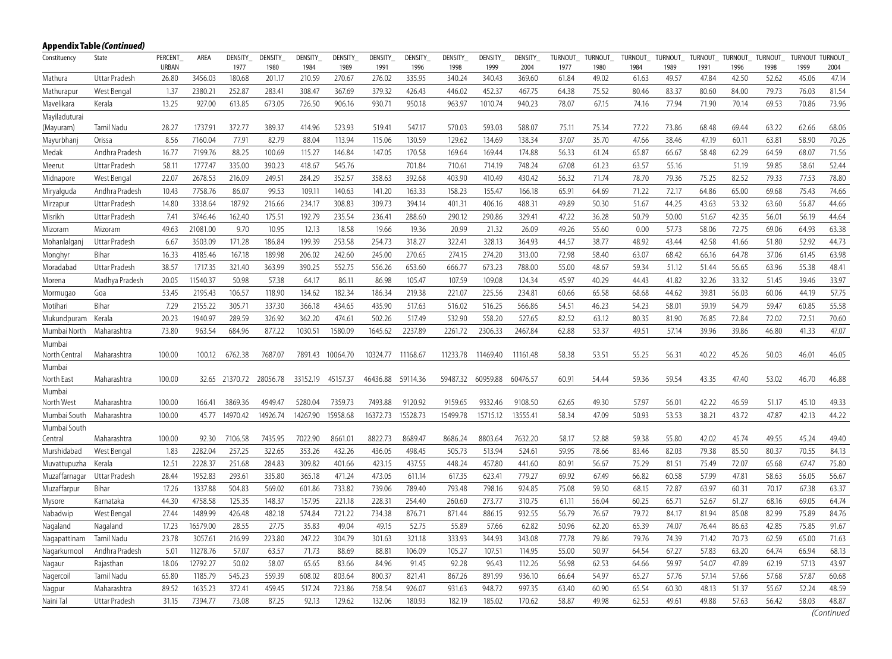**Appendix Table *(Continued)***

| Constituency | State | PERCENT_URBAN | AREA | DENSITY_1977 | DENSITY_1980 | DENSITY_1984 | DENSITY_1989 | DENSITY_1991 | DENSITY_1996 | DENSITY_1998 | DENSITY_1999 | DENSITY_2004 | TURNOUT_1977 | TURNOUT_1980 | TURNOUT_1984 | TURNOUT_1989 | TURNOUT_1991 | TURNOUT_1996 | TURNOUT_1998 | TURNOUT_1999 | TURNOUT_2004 |
|---|---|---|---|---|---|---|---|---|---|---|---|---|---|---|---|---|---|---|---|---|---|
| Mathura | Uttar Pradesh | 26.80 | 3456.03 | 180.68 | 201.17 | 210.59 | 270.67 | 276.02 | 335.95 | 340.24 | 340.43 | 369.60 | 61.84 | 49.02 | 61.63 | 49.57 | 47.84 | 42.50 | 52.62 | 45.06 | 47.14 |
| Mathurapur | West Bengal | 1.37 | 2380.21 | 252.87 | 283.41 | 308.47 | 367.69 | 379.32 | 426.43 | 446.02 | 452.37 | 467.75 | 64.38 | 75.52 | 80.46 | 83.37 | 80.60 | 84.00 | 79.73 | 76.03 | 81.54 |
| Mavelikara | Kerala | 13.25 | 927.00 | 613.85 | 673.05 | 726.50 | 906.16 | 930.71 | 950.18 | 963.97 | 1010.74 | 940.23 | 78.07 | 67.15 | 74.16 | 77.94 | 71.90 | 70.14 | 69.53 | 70.86 | 73.96 |
| Mayiladuturai (Mayuram) | Tamil Nadu | 28.27 | 1737.91 | 372.77 | 389.37 | 414.96 | 523.93 | 519.41 | 547.17 | 570.03 | 593.03 | 588.07 | 75.11 | 75.34 | 77.22 | 73.86 | 68.48 | 69.44 | 63.22 | 62.66 | 68.06 |
| Mayurbhanj | Orissa | 8.56 | 7160.04 | 77.91 | 82.79 | 88.04 | 113.94 | 115.06 | 130.59 | 129.62 | 134.69 | 138.34 | 37.07 | 35.70 | 47.66 | 38.46 | 47.19 | 60.11 | 63.81 | 58.90 | 70.26 |
| Medak | Andhra Pradesh | 16.77 | 7199.76 | 88.25 | 100.69 | 115.27 | 146.84 | 147.05 | 170.58 | 169.64 | 169.44 | 174.88 | 56.33 | 61.24 | 65.87 | 66.67 | 58.48 | 62.29 | 64.59 | 68.07 | 71.56 |
| Meerut | Uttar Pradesh | 58.11 | 1777.47 | 335.00 | 390.23 | 418.67 | 545.76 | | 701.84 | 710.61 | 714.19 | 748.24 | 67.08 | 61.23 | 63.57 | 55.16 | | 51.19 | 59.85 | 58.61 | 52.44 |
| Midnapore | West Bengal | 22.07 | 2678.53 | 216.09 | 249.51 | 284.29 | 352.57 | 358.63 | 392.68 | 403.90 | 410.49 | 430.42 | 56.32 | 71.74 | 78.70 | 79.36 | 75.25 | 82.52 | 79.33 | 77.53 | 78.80 |
| Miryalguda | Andhra Pradesh | 10.43 | 7758.76 | 86.07 | 99.53 | 109.11 | 140.63 | 141.20 | 163.33 | 158.23 | 155.47 | 166.18 | 65.91 | 64.69 | 71.22 | 72.17 | 64.86 | 65.00 | 69.68 | 75.43 | 74.66 |
| Mirzapur | Uttar Pradesh | 14.80 | 3338.64 | 187.92 | 216.66 | 234.17 | 308.83 | 309.73 | 394.14 | 401.31 | 406.16 | 488.31 | 49.89 | 50.30 | 51.67 | 44.25 | 43.63 | 53.32 | 63.60 | 56.87 | 44.66 |
| Misrikh | Uttar Pradesh | 7.41 | 3746.46 | 162.40 | 175.51 | 192.79 | 235.54 | 236.41 | 288.60 | 290.12 | 290.86 | 329.41 | 47.22 | 36.28 | 50.79 | 50.00 | 51.67 | 42.35 | 56.01 | 56.19 | 44.64 |
| Mizoram | Mizoram | 49.63 | 21081.00 | 9.70 | 10.95 | 12.13 | 18.58 | 19.66 | 19.36 | 20.99 | 21.32 | 26.09 | 49.26 | 55.60 | 0.00 | 57.73 | 58.06 | 72.75 | 69.06 | 64.93 | 63.38 |
| Mohanlalganj | Uttar Pradesh | 6.67 | 3503.09 | 171.28 | 186.84 | 199.39 | 253.58 | 254.73 | 318.27 | 322.41 | 328.13 | 364.93 | 44.57 | 38.77 | 48.92 | 43.44 | 42.58 | 41.66 | 51.80 | 52.92 | 44.73 |
| Monghyr | Bihar | 16.33 | 4185.46 | 167.18 | 189.98 | 206.02 | 242.60 | 245.00 | 270.65 | 274.15 | 274.20 | 313.00 | 72.98 | 58.40 | 63.07 | 68.42 | 66.16 | 64.78 | 37.06 | 61.45 | 63.98 |
| Moradabad | Uttar Pradesh | 38.57 | 1717.35 | 321.40 | 363.99 | 390.25 | 552.75 | 556.26 | 653.60 | 666.77 | 673.23 | 788.00 | 55.00 | 48.67 | 59.34 | 51.12 | 51.44 | 56.65 | 63.96 | 55.38 | 48.41 |
| Morena | Madhya Pradesh | 20.05 | 11540.37 | 50.98 | 57.38 | 64.17 | 86.11 | 86.98 | 105.47 | 107.59 | 109.08 | 124.34 | 45.97 | 40.29 | 44.43 | 41.82 | 32.26 | 33.32 | 51.45 | 39.46 | 33.97 |
| Mormugao | Goa | 53.45 | 2195.43 | 106.57 | 118.90 | 134.62 | 182.34 | 186.34 | 219.38 | 221.07 | 225.56 | 234.81 | 60.66 | 65.58 | 68.68 | 44.62 | 39.81 | 56.03 | 60.06 | 44.19 | 57.75 |
| Motihari | Bihar | 7.29 | 2155.22 | 305.71 | 337.30 | 366.18 | 434.65 | 435.90 | 517.63 | 516.02 | 516.25 | 566.86 | 54.51 | 46.23 | 54.23 | 58.01 | 59.19 | 54.79 | 59.47 | 60.85 | 55.58 |
| Mukundpuram | Kerala | 20.23 | 1940.97 | 289.59 | 326.92 | 362.20 | 474.61 | 502.26 | 517.49 | 532.90 | 558.20 | 527.65 | 82.52 | 63.12 | 80.35 | 81.90 | 76.85 | 72.84 | 72.02 | 72.51 | 70.60 |
| Mumbai North | Maharashtra | 73.80 | 963.54 | 684.96 | 877.22 | 1030.51 | 1580.09 | 1645.62 | 2237.89 | 2261.72 | 2306.33 | 2467.84 | 62.88 | 53.37 | 49.51 | 57.14 | 39.96 | 39.86 | 46.80 | 41.33 | 47.07 |
| Mumbai North Central | Maharashtra | 100.00 | 100.12 | 6762.38 | 7687.07 | 7891.43 | 10064.70 | 10324.77 | 11168.67 | 11233.78 | 11469.40 | 11161.48 | 58.38 | 53.51 | 55.25 | 56.31 | 40.22 | 45.26 | 50.03 | 46.01 | 46.05 |
| Mumbai North East | Maharashtra | 100.00 | 32.65 | 21370.72 | 28056.78 | 33152.19 | 45157.37 | 46436.88 | 59114.36 | 59487.32 | 60959.88 | 60476.57 | 60.91 | 54.44 | 59.36 | 59.54 | 43.35 | 47.40 | 53.02 | 46.70 | 46.88 |
| Mumbai North West | Maharashtra | 100.00 | 166.41 | 3869.36 | 4949.47 | 5280.04 | 7359.73 | 7493.88 | 9120.92 | 9159.65 | 9332.46 | 9108.50 | 62.65 | 49.30 | 57.97 | 56.01 | 42.22 | 46.59 | 51.17 | 45.10 | 49.33 |
| Mumbai South | Maharashtra | 100.00 | 45.77 | 14970.42 | 14926.74 | 14267.90 | 15958.68 | 16372.73 | 15528.73 | 15499.78 | 15715.12 | 13555.41 | 58.34 | 47.09 | 50.93 | 53.53 | 38.21 | 43.72 | 47.87 | 42.13 | 44.22 |
| Mumbai South Central | Maharashtra | 100.00 | 92.30 | 7106.58 | 7435.95 | 7022.90 | 8661.01 | 8822.73 | 8689.47 | 8686.24 | 8803.64 | 7632.20 | 58.17 | 52.88 | 59.38 | 55.80 | 42.02 | 45.74 | 49.55 | 45.24 | 49.40 |
| Murshidabad | West Bengal | 1.83 | 2282.04 | 257.25 | 322.65 | 353.26 | 432.26 | 436.05 | 498.45 | 505.73 | 513.94 | 524.61 | 59.95 | 78.66 | 83.46 | 82.03 | 79.38 | 85.50 | 80.37 | 70.55 | 84.13 |
| Muvattupuzha | Kerala | 12.51 | 2228.37 | 251.68 | 284.83 | 309.82 | 401.66 | 423.15 | 437.55 | 448.24 | 457.80 | 441.60 | 80.91 | 56.67 | 75.29 | 81.51 | 75.49 | 72.07 | 65.68 | 67.47 | 75.80 |
| Muzaffarnagar | Uttar Pradesh | 28.44 | 1952.83 | 293.61 | 335.80 | 365.18 | 471.24 | 473.05 | 611.14 | 617.35 | 623.41 | 779.27 | 69.92 | 67.49 | 66.82 | 60.58 | 57.99 | 47.81 | 58.63 | 56.05 | 56.67 |
| Muzaffarpur | Bihar | 17.26 | 1337.88 | 504.83 | 569.02 | 601.86 | 733.82 | 739.06 | 789.40 | 793.48 | 798.16 | 924.85 | 75.08 | 59.50 | 68.15 | 72.87 | 63.97 | 60.31 | 70.17 | 67.38 | 63.37 |
| Mysore | Karnataka | 44.30 | 4758.58 | 125.35 | 148.37 | 157.95 | 221.18 | 228.31 | 254.40 | 260.60 | 273.77 | 310.75 | 61.11 | 56.04 | 60.25 | 65.71 | 52.67 | 61.27 | 68.16 | 69.05 | 64.74 |
| Nabadwip | West Bengal | 27.44 | 1489.99 | 426.48 | 482.18 | 574.84 | 721.22 | 734.38 | 876.71 | 871.44 | 886.15 | 932.55 | 56.79 | 76.67 | 79.72 | 84.17 | 81.94 | 85.08 | 82.99 | 75.89 | 84.76 |
| Nagaland | Nagaland | 17.23 | 16579.00 | 28.55 | 27.75 | 35.83 | 49.04 | 49.15 | 52.75 | 55.89 | 57.66 | 62.82 | 50.96 | 62.20 | 65.39 | 74.07 | 76.44 | 86.63 | 42.85 | 75.85 | 91.67 |
| Nagapattinam | Tamil Nadu | 23.78 | 3057.61 | 216.99 | 223.80 | 247.22 | 304.79 | 301.63 | 321.18 | 333.93 | 344.93 | 343.08 | 77.78 | 79.86 | 79.76 | 74.39 | 71.42 | 70.73 | 62.59 | 65.00 | 71.63 |
| Nagarkurnool | Andhra Pradesh | 5.01 | 11278.76 | 57.07 | 63.57 | 71.73 | 88.69 | 88.81 | 106.09 | 105.27 | 107.51 | 114.95 | 55.00 | 50.97 | 64.54 | 67.27 | 57.83 | 63.20 | 64.74 | 66.94 | 68.13 |
| Nagaur | Rajasthan | 18.06 | 12792.27 | 50.02 | 58.07 | 65.65 | 83.66 | 84.96 | 91.45 | 92.28 | 96.43 | 112.26 | 56.98 | 62.53 | 64.66 | 59.97 | 54.07 | 47.89 | 62.19 | 57.13 | 43.97 |
| Nagercoil | Tamil Nadu | 65.80 | 1185.79 | 545.23 | 559.39 | 608.02 | 803.64 | 800.37 | 821.41 | 867.26 | 891.99 | 936.10 | 66.64 | 54.97 | 65.27 | 57.76 | 57.14 | 57.66 | 57.68 | 57.87 | 60.68 |
| Nagpur | Maharashtra | 89.52 | 1635.23 | 372.41 | 459.45 | 517.24 | 723.86 | 758.54 | 926.07 | 931.63 | 948.72 | 997.35 | 63.40 | 60.90 | 65.54 | 60.30 | 48.13 | 51.37 | 55.67 | 52.24 | 48.59 |
| Naini Tal | Uttar Pradesh | 31.15 | 7394.77 | 73.08 | 87.25 | 92.13 | 129.62 | 132.06 | 180.93 | 182.19 | 185.02 | 170.62 | 58.87 | 49.98 | 62.53 | 49.61 | 49.88 | 57.63 | 56.42 | 58.03 | 48.87 |

*(Continued)*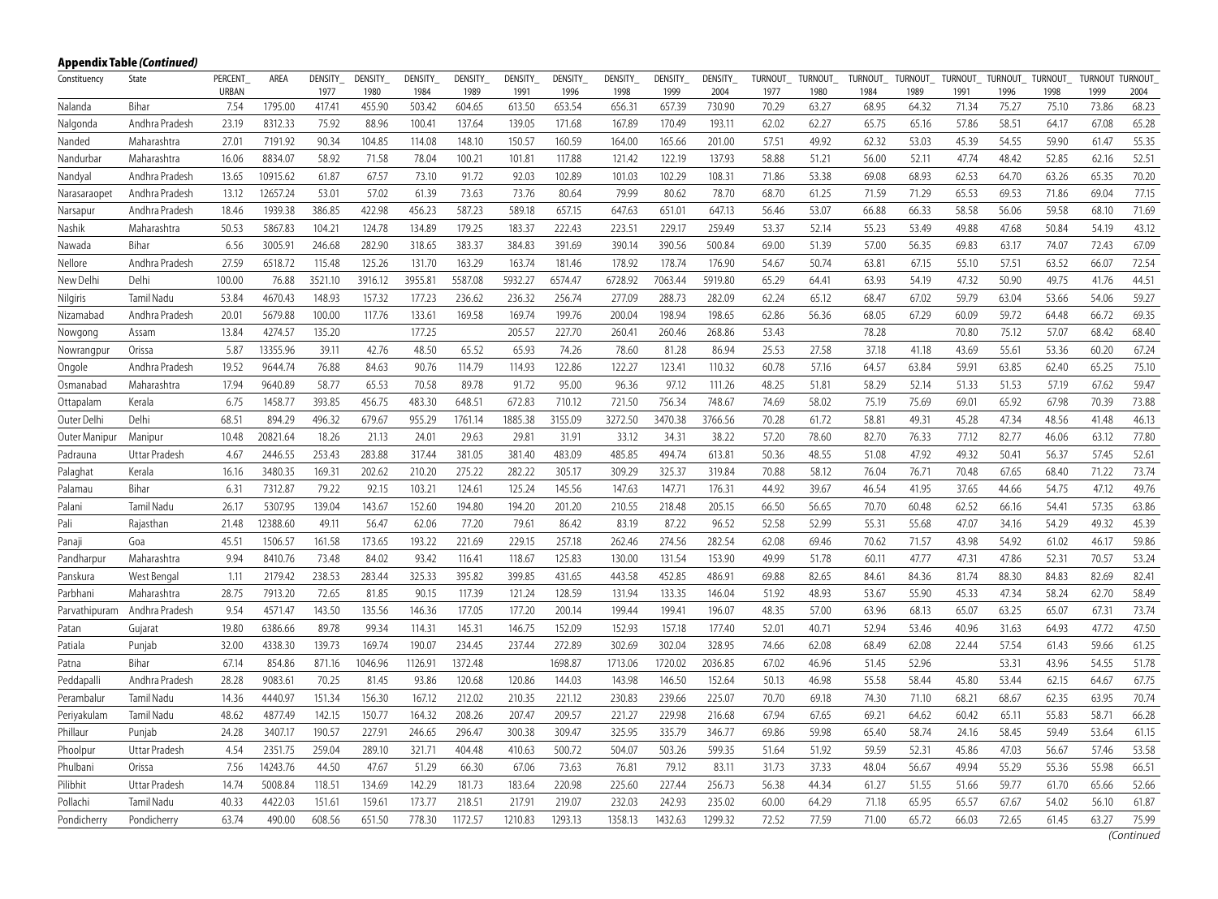**Appendix Table *(Continued)***

| Constituency | State | PERCENT_URBAN | AREA | DENSITY_1977 | DENSITY_1980 | DENSITY_1984 | DENSITY_1989 | DENSITY_1991 | DENSITY_1996 | DENSITY_1998 | DENSITY_1999 | DENSITY_2004 | TURNOUT_1977 | TURNOUT_1980 | TURNOUT_1984 | TURNOUT_1989 | TURNOUT_1991 | TURNOUT_1996 | TURNOUT_1998 | TURNOUT 1999 | TURNOUT_2004 |
|---|---|---|---|---|---|---|---|---|---|---|---|---|---|---|---|---|---|---|---|---|---|
| Nalanda | Bihar | 7.54 | 1795.00 | 417.41 | 455.90 | 503.42 | 604.65 | 613.50 | 653.54 | 656.31 | 657.39 | 730.90 | 70.29 | 63.27 | 68.95 | 64.32 | 71.34 | 75.27 | 75.10 | 73.86 | 68.23 |
| Nalgonda | Andhra Pradesh | 23.19 | 8312.33 | 75.92 | 88.96 | 100.41 | 137.64 | 139.05 | 171.68 | 167.89 | 170.49 | 193.11 | 62.02 | 62.27 | 65.75 | 65.16 | 57.86 | 58.51 | 64.17 | 67.08 | 65.28 |
| Nanded | Maharashtra | 27.01 | 7191.92 | 90.34 | 104.85 | 114.08 | 148.10 | 150.57 | 160.59 | 164.00 | 165.66 | 201.00 | 57.51 | 49.92 | 62.32 | 53.03 | 45.39 | 54.55 | 59.90 | 61.47 | 55.35 |
| Nandurbar | Maharashtra | 16.06 | 8834.07 | 58.92 | 71.58 | 78.04 | 100.21 | 101.81 | 117.88 | 121.42 | 122.19 | 137.93 | 58.88 | 51.21 | 56.00 | 52.11 | 47.74 | 48.42 | 52.85 | 62.16 | 52.51 |
| Nandyal | Andhra Pradesh | 13.65 | 10915.62 | 61.87 | 67.57 | 73.10 | 91.72 | 92.03 | 102.89 | 101.03 | 102.29 | 108.31 | 71.86 | 53.38 | 69.08 | 68.93 | 62.53 | 64.70 | 63.26 | 65.35 | 70.20 |
| Narasaraopet | Andhra Pradesh | 13.12 | 12657.24 | 53.01 | 57.02 | 61.39 | 73.63 | 73.76 | 80.64 | 79.99 | 80.62 | 78.70 | 68.70 | 61.25 | 71.59 | 71.29 | 65.53 | 69.53 | 71.86 | 69.04 | 77.15 |
| Narsapur | Andhra Pradesh | 18.46 | 1939.38 | 386.85 | 422.98 | 456.23 | 587.23 | 589.18 | 657.15 | 647.63 | 651.01 | 647.13 | 56.46 | 53.07 | 66.88 | 66.33 | 58.58 | 56.06 | 59.58 | 68.10 | 71.69 |
| Nashik | Maharashtra | 50.53 | 5867.83 | 104.21 | 124.78 | 134.89 | 179.25 | 183.37 | 222.43 | 223.51 | 229.17 | 259.49 | 53.37 | 52.14 | 55.23 | 53.49 | 49.88 | 47.68 | 50.84 | 54.19 | 43.12 |
| Nawada | Bihar | 6.56 | 3005.91 | 246.68 | 282.90 | 318.65 | 383.37 | 384.83 | 391.69 | 390.14 | 390.56 | 500.84 | 69.00 | 51.39 | 57.00 | 56.35 | 69.83 | 63.17 | 74.07 | 72.43 | 67.09 |
| Nellore | Andhra Pradesh | 27.59 | 6518.72 | 115.48 | 125.26 | 131.70 | 163.29 | 163.74 | 181.46 | 178.92 | 178.74 | 176.90 | 54.67 | 50.74 | 63.81 | 67.15 | 55.10 | 57.51 | 63.52 | 66.07 | 72.54 |
| New Delhi | Delhi | 100.00 | 76.88 | 3521.10 | 3916.12 | 3955.81 | 5587.08 | 5932.27 | 6574.47 | 6728.92 | 7063.44 | 5919.80 | 65.29 | 64.41 | 63.93 | 54.19 | 47.32 | 50.90 | 49.75 | 41.76 | 44.51 |
| Nilgiris | Tamil Nadu | 53.84 | 4670.43 | 148.93 | 157.32 | 177.23 | 236.62 | 236.32 | 256.74 | 277.09 | 288.73 | 282.09 | 62.24 | 65.12 | 68.47 | 67.02 | 59.79 | 63.04 | 53.66 | 54.06 | 59.27 |
| Nizamabad | Andhra Pradesh | 20.01 | 5679.88 | 100.00 | 117.76 | 133.61 | 169.58 | 169.74 | 199.76 | 200.04 | 198.94 | 198.65 | 62.86 | 56.36 | 68.05 | 67.29 | 60.09 | 59.72 | 64.48 | 66.72 | 69.35 |
| Nowgong | Assam | 13.84 | 4274.57 | 135.20 | | 177.25 | | 205.57 | 227.70 | 260.41 | 260.46 | 268.86 | 53.43 | | 78.28 | | 70.80 | 75.12 | 57.07 | 68.42 | 68.40 |
| Nowrangpur | Orissa | 5.87 | 13355.96 | 39.11 | 42.76 | 48.50 | 65.52 | 65.93 | 74.26 | 78.60 | 81.28 | 86.94 | 25.53 | 27.58 | 37.18 | 41.18 | 43.69 | 55.61 | 53.36 | 60.20 | 67.24 |
| Ongole | Andhra Pradesh | 19.52 | 9644.74 | 76.88 | 84.63 | 90.76 | 114.79 | 114.93 | 122.86 | 122.27 | 123.41 | 110.32 | 60.78 | 57.16 | 64.57 | 63.84 | 59.91 | 63.85 | 62.40 | 65.25 | 75.10 |
| Osmanabad | Maharashtra | 17.94 | 9640.89 | 58.77 | 65.53 | 70.58 | 89.78 | 91.72 | 95.00 | 96.36 | 97.12 | 111.26 | 48.25 | 51.81 | 58.29 | 52.14 | 51.33 | 51.53 | 57.19 | 67.62 | 59.47 |
| Ottapalam | Kerala | 6.75 | 1458.77 | 393.85 | 456.75 | 483.30 | 648.51 | 672.83 | 710.12 | 721.50 | 756.34 | 748.67 | 74.69 | 58.02 | 75.19 | 75.69 | 69.01 | 65.92 | 67.98 | 70.39 | 73.88 |
| Outer Delhi | Delhi | 68.51 | 894.29 | 496.32 | 679.67 | 955.29 | 1761.14 | 1885.38 | 3155.09 | 3272.50 | 3470.38 | 3766.56 | 70.28 | 61.72 | 58.81 | 49.31 | 45.28 | 47.34 | 48.56 | 41.48 | 46.13 |
| Outer Manipur | Manipur | 10.48 | 20821.64 | 18.26 | 21.13 | 24.01 | 29.63 | 29.81 | 31.91 | 33.12 | 34.31 | 38.22 | 57.20 | 78.60 | 82.70 | 76.33 | 77.12 | 82.77 | 46.06 | 63.12 | 77.80 |
| Padrauna | Uttar Pradesh | 4.67 | 2446.55 | 253.43 | 283.88 | 317.44 | 381.05 | 381.40 | 483.09 | 485.85 | 494.74 | 613.81 | 50.36 | 48.55 | 51.08 | 47.92 | 49.32 | 50.41 | 56.37 | 57.45 | 52.61 |
| Palaghat | Kerala | 16.16 | 3480.35 | 169.31 | 202.62 | 210.20 | 275.22 | 282.22 | 305.17 | 309.29 | 325.37 | 319.84 | 70.88 | 58.12 | 76.04 | 76.71 | 70.48 | 67.65 | 68.40 | 71.22 | 73.74 |
| Palamau | Bihar | 6.31 | 7312.87 | 79.22 | 92.15 | 103.21 | 124.61 | 125.24 | 145.56 | 147.63 | 147.71 | 176.31 | 44.92 | 39.67 | 46.54 | 41.95 | 37.65 | 44.66 | 54.75 | 47.12 | 49.76 |
| Palani | Tamil Nadu | 26.17 | 5307.95 | 139.04 | 143.67 | 152.60 | 194.80 | 194.20 | 201.20 | 210.55 | 218.48 | 205.15 | 66.50 | 56.65 | 70.70 | 60.48 | 62.52 | 66.16 | 54.41 | 57.35 | 63.86 |
| Pali | Rajasthan | 21.48 | 12388.60 | 49.11 | 56.47 | 62.06 | 77.20 | 79.61 | 86.42 | 83.19 | 87.22 | 96.52 | 52.58 | 52.99 | 55.31 | 55.68 | 47.07 | 34.16 | 54.29 | 49.32 | 45.39 |
| Panaji | Goa | 45.51 | 1506.57 | 161.58 | 173.65 | 193.22 | 221.69 | 229.15 | 257.18 | 262.46 | 274.56 | 282.54 | 62.08 | 69.46 | 70.62 | 71.57 | 43.98 | 54.92 | 61.02 | 46.17 | 59.86 |
| Pandharpur | Maharashtra | 9.94 | 8410.76 | 73.48 | 84.02 | 93.42 | 116.41 | 118.67 | 125.83 | 130.00 | 131.54 | 153.90 | 49.99 | 51.78 | 60.11 | 47.77 | 47.31 | 47.86 | 52.31 | 70.57 | 53.24 |
| Panskura | West Bengal | 1.11 | 2179.42 | 238.53 | 283.44 | 325.33 | 395.82 | 399.85 | 431.65 | 443.58 | 452.85 | 486.91 | 69.88 | 82.65 | 84.61 | 84.36 | 81.74 | 88.30 | 84.83 | 82.69 | 82.41 |
| Parbhani | Maharashtra | 28.75 | 7913.20 | 72.65 | 81.85 | 90.15 | 117.39 | 121.24 | 128.59 | 131.94 | 133.35 | 146.04 | 51.92 | 48.93 | 53.67 | 55.90 | 45.33 | 47.34 | 58.24 | 62.70 | 58.49 |
| Parvathipuram | Andhra Pradesh | 9.54 | 4571.47 | 143.50 | 135.56 | 146.36 | 177.05 | 177.20 | 200.14 | 199.44 | 199.41 | 196.07 | 48.35 | 57.00 | 63.96 | 68.13 | 65.07 | 63.25 | 65.07 | 67.31 | 73.74 |
| Patan | Gujarat | 19.80 | 6386.66 | 89.78 | 99.34 | 114.31 | 145.31 | 146.75 | 152.09 | 152.93 | 157.18 | 177.40 | 52.01 | 40.71 | 52.94 | 53.46 | 40.96 | 31.63 | 64.93 | 47.72 | 47.50 |
| Patiala | Punjab | 32.00 | 4338.30 | 139.73 | 169.74 | 190.07 | 234.45 | 237.44 | 272.89 | 302.69 | 302.04 | 328.95 | 74.66 | 62.08 | 68.49 | 62.08 | 22.44 | 57.54 | 61.43 | 59.66 | 61.25 |
| Patna | Bihar | 67.14 | 854.86 | 871.16 | 1046.96 | 1126.91 | 1372.48 | | 1698.87 | 1713.06 | 1720.02 | 2036.85 | 67.02 | 46.96 | 51.45 | 52.96 | | 53.31 | 43.96 | 54.55 | 51.78 |
| Peddapalli | Andhra Pradesh | 28.28 | 9083.61 | 70.25 | 81.45 | 93.86 | 120.68 | 120.86 | 144.03 | 143.98 | 146.50 | 152.64 | 50.13 | 46.98 | 55.58 | 58.44 | 45.80 | 53.44 | 62.15 | 64.67 | 67.75 |
| Perambalur | Tamil Nadu | 14.36 | 4440.97 | 151.34 | 156.30 | 167.12 | 212.02 | 210.35 | 221.12 | 230.83 | 239.66 | 225.07 | 70.70 | 69.18 | 74.30 | 71.10 | 68.21 | 68.67 | 62.35 | 63.95 | 70.74 |
| Periyakulam | Tamil Nadu | 48.62 | 4877.49 | 142.15 | 150.77 | 164.32 | 208.26 | 207.47 | 209.57 | 221.27 | 229.98 | 216.68 | 67.94 | 67.65 | 69.21 | 64.62 | 60.42 | 65.11 | 55.83 | 58.71 | 66.28 |
| Phillaur | Punjab | 24.28 | 3407.17 | 190.57 | 227.91 | 246.65 | 296.47 | 300.38 | 309.47 | 325.95 | 335.79 | 346.77 | 69.86 | 59.98 | 65.40 | 58.74 | 24.16 | 58.45 | 59.49 | 53.64 | 61.15 |
| Phoolpur | Uttar Pradesh | 4.54 | 2351.75 | 259.04 | 289.10 | 321.71 | 404.48 | 410.63 | 500.72 | 504.07 | 503.26 | 599.35 | 51.64 | 51.92 | 59.59 | 52.31 | 45.86 | 47.03 | 56.67 | 57.46 | 53.58 |
| Phulbani | Orissa | 7.56 | 14243.76 | 44.50 | 47.67 | 51.29 | 66.30 | 67.06 | 73.63 | 76.81 | 79.12 | 83.11 | 31.73 | 37.33 | 48.04 | 56.67 | 49.94 | 55.29 | 55.36 | 55.98 | 66.51 |
| Pilibhit | Uttar Pradesh | 14.74 | 5008.84 | 118.51 | 134.69 | 142.29 | 181.73 | 183.64 | 220.98 | 225.60 | 227.44 | 256.73 | 56.38 | 44.34 | 61.27 | 51.55 | 51.66 | 59.77 | 61.70 | 65.66 | 52.66 |
| Pollachi | Tamil Nadu | 40.33 | 4422.03 | 151.61 | 159.61 | 173.77 | 218.51 | 217.91 | 219.07 | 232.03 | 242.93 | 235.02 | 60.00 | 64.29 | 71.18 | 65.95 | 65.57 | 67.67 | 54.02 | 56.10 | 61.87 |
| Pondicherry | Pondicherry | 63.74 | 490.00 | 608.56 | 651.50 | 778.30 | 1172.57 | 1210.83 | 1293.13 | 1358.13 | 1432.63 | 1299.32 | 72.52 | 77.59 | 71.00 | 65.72 | 66.03 | 72.65 | 61.45 | 63.27 | 75.99 |

*(Continued)*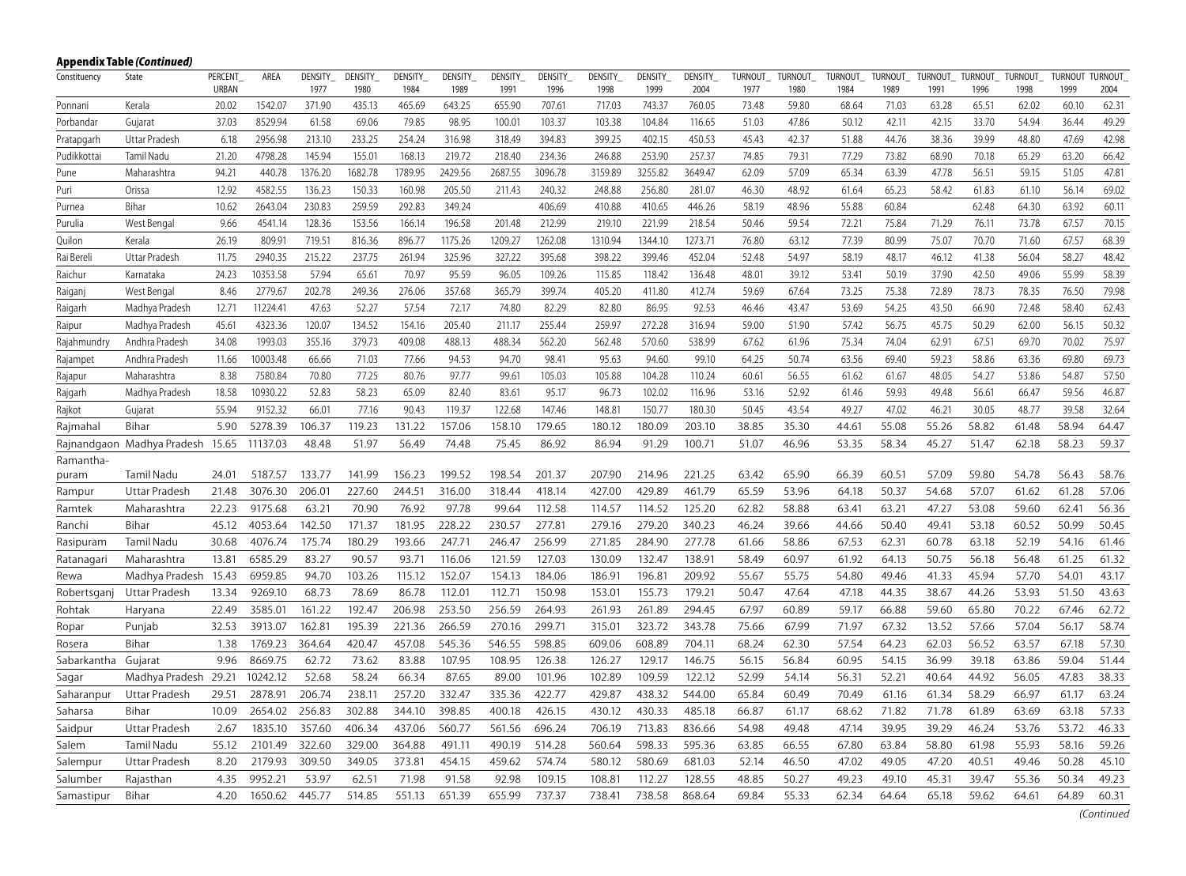**Appendix Table *(Continued)***

| Constituency | State | PERCENT_URBAN | AREA | DENSITY_1977 | DENSITY_1980 | DENSITY_1984 | DENSITY_1989 | DENSITY_1991 | DENSITY_1996 | DENSITY_1998 | DENSITY_1999 | DENSITY_2004 | TURNOUT_1977 | TURNOUT_1980 | TURNOUT_1984 | TURNOUT_1989 | TURNOUT_1991 | TURNOUT_1996 | TURNOUT_1998 | TURNOUT 1999 | TURNOUT_2004 |
|---|---|---|---|---|---|---|---|---|---|---|---|---|---|---|---|---|---|---|---|---|---|
| Ponnani | Kerala | 20.02 | 1542.07 | 371.90 | 435.13 | 465.69 | 643.25 | 655.90 | 707.61 | 717.03 | 743.37 | 760.05 | 73.48 | 59.80 | 68.64 | 71.03 | 63.28 | 65.51 | 62.02 | 60.10 | 62.31 |
| Porbandar | Gujarat | 37.03 | 8529.94 | 61.58 | 69.06 | 79.85 | 98.95 | 100.01 | 103.37 | 103.38 | 104.84 | 116.65 | 51.03 | 47.86 | 50.12 | 42.11 | 42.15 | 33.70 | 54.94 | 36.44 | 49.29 |
| Pratapgarh | Uttar Pradesh | 6.18 | 2956.98 | 213.10 | 233.25 | 254.24 | 316.98 | 318.49 | 394.83 | 399.25 | 402.15 | 450.53 | 45.43 | 42.37 | 51.88 | 44.76 | 38.36 | 39.99 | 48.80 | 47.69 | 42.98 |
| Pudikkottai | Tamil Nadu | 21.20 | 4798.28 | 145.94 | 155.01 | 168.13 | 219.72 | 218.40 | 234.36 | 246.88 | 253.90 | 257.37 | 74.85 | 79.31 | 77.29 | 73.82 | 68.90 | 70.18 | 65.29 | 63.20 | 66.42 |
| Pune | Maharashtra | 94.21 | 440.78 | 1376.20 | 1682.78 | 1789.95 | 2429.56 | 2687.55 | 3096.78 | 3159.89 | 3255.82 | 3649.47 | 62.09 | 57.09 | 65.34 | 63.39 | 47.78 | 56.51 | 59.15 | 51.05 | 47.81 |
| Puri | Orissa | 12.92 | 4582.55 | 136.23 | 150.33 | 160.98 | 205.50 | 211.43 | 240.32 | 248.88 | 256.80 | 281.07 | 46.30 | 48.92 | 61.64 | 65.23 | 58.42 | 61.83 | 61.10 | 56.14 | 69.02 |
| Purnea | Bihar | 10.62 | 2643.04 | 230.83 | 259.59 | 292.83 | 349.24 | | 406.69 | 410.88 | 410.65 | 446.26 | 58.19 | 48.96 | 55.88 | 60.84 | | 62.48 | 64.30 | 63.92 | 60.11 |
| Purulia | West Bengal | 9.66 | 4541.14 | 128.36 | 153.56 | 166.14 | 196.58 | 201.48 | 212.99 | 219.10 | 221.99 | 218.54 | 50.46 | 59.54 | 72.21 | 75.84 | 71.29 | 76.11 | 73.78 | 67.57 | 70.15 |
| Quilon | Kerala | 26.19 | 809.91 | 719.51 | 816.36 | 896.77 | 1175.26 | 1209.27 | 1262.08 | 1310.94 | 1344.10 | 1273.71 | 76.80 | 63.12 | 77.39 | 80.99 | 75.07 | 70.70 | 71.60 | 67.57 | 68.39 |
| Rai Bereli | Uttar Pradesh | 11.75 | 2940.35 | 215.22 | 237.75 | 261.94 | 325.96 | 327.22 | 395.68 | 398.22 | 399.46 | 452.04 | 52.48 | 54.97 | 58.19 | 48.17 | 46.12 | 41.38 | 56.04 | 58.27 | 48.42 |
| Raichur | Karnataka | 24.23 | 10353.58 | 57.94 | 65.61 | 70.97 | 95.59 | 96.05 | 109.26 | 115.85 | 118.42 | 136.48 | 48.01 | 39.12 | 53.41 | 50.19 | 37.90 | 42.50 | 49.06 | 55.99 | 58.39 |
| Raiganj | West Bengal | 8.46 | 2779.67 | 202.78 | 249.36 | 276.06 | 357.68 | 365.79 | 399.74 | 405.20 | 411.80 | 412.74 | 59.69 | 67.64 | 73.25 | 75.38 | 72.89 | 78.73 | 78.35 | 76.50 | 79.98 |
| Raigarh | Madhya Pradesh | 12.71 | 11224.41 | 47.63 | 52.27 | 57.54 | 72.17 | 74.80 | 82.29 | 82.80 | 86.95 | 92.53 | 46.46 | 43.47 | 53.69 | 54.25 | 43.50 | 66.90 | 72.48 | 58.40 | 62.43 |
| Raipur | Madhya Pradesh | 45.61 | 4323.36 | 120.07 | 134.52 | 154.16 | 205.40 | 211.17 | 255.44 | 259.97 | 272.28 | 316.94 | 59.00 | 51.90 | 57.42 | 56.75 | 45.75 | 50.29 | 62.00 | 56.15 | 50.32 |
| Rajahmundry | Andhra Pradesh | 34.08 | 1993.03 | 355.16 | 379.73 | 409.08 | 488.13 | 488.34 | 562.20 | 562.48 | 570.60 | 538.99 | 67.62 | 61.96 | 75.34 | 74.04 | 62.91 | 67.51 | 69.70 | 70.02 | 75.97 |
| Rajampet | Andhra Pradesh | 11.66 | 10003.48 | 66.66 | 71.03 | 77.66 | 94.53 | 94.70 | 98.41 | 95.63 | 94.60 | 99.10 | 64.25 | 50.74 | 63.56 | 69.40 | 59.23 | 58.86 | 63.36 | 69.80 | 69.73 |
| Rajapur | Maharashtra | 8.38 | 7580.84 | 70.80 | 77.25 | 80.76 | 97.77 | 99.61 | 105.03 | 105.88 | 104.28 | 110.24 | 60.61 | 56.55 | 61.62 | 61.67 | 48.05 | 54.27 | 53.86 | 54.87 | 57.50 |
| Rajgarh | Madhya Pradesh | 18.58 | 10930.22 | 52.83 | 58.23 | 65.09 | 82.40 | 83.61 | 95.17 | 96.73 | 102.02 | 116.96 | 53.16 | 52.92 | 61.46 | 59.93 | 49.48 | 56.61 | 66.47 | 59.56 | 46.87 |
| Rajkot | Gujarat | 55.94 | 9152.32 | 66.01 | 77.16 | 90.43 | 119.37 | 122.68 | 147.46 | 148.81 | 150.77 | 180.30 | 50.45 | 43.54 | 49.27 | 47.02 | 46.21 | 30.05 | 48.77 | 39.58 | 32.64 |
| Rajmahal | Bihar | 5.90 | 5278.39 | 106.37 | 119.23 | 131.22 | 157.06 | 158.10 | 179.65 | 180.12 | 180.09 | 203.10 | 38.85 | 35.30 | 44.61 | 55.08 | 55.26 | 58.82 | 61.48 | 58.94 | 64.47 |
| Rajnandgaon | Madhya Pradesh | 15.65 | 11137.03 | 48.48 | 51.97 | 56.49 | 74.48 | 75.45 | 86.92 | 86.94 | 91.29 | 100.71 | 51.07 | 46.96 | 53.35 | 58.34 | 45.27 | 51.47 | 62.18 | 58.23 | 59.37 |
| Ramantha-puram | Tamil Nadu | 24.01 | 5187.57 | 133.77 | 141.99 | 156.23 | 199.52 | 198.54 | 201.37 | 207.90 | 214.96 | 221.25 | 63.42 | 65.90 | 66.39 | 60.51 | 57.09 | 59.80 | 54.78 | 56.43 | 58.76 |
| Rampur | Uttar Pradesh | 21.48 | 3076.30 | 206.01 | 227.60 | 244.51 | 316.00 | 318.44 | 418.14 | 427.00 | 429.89 | 461.79 | 65.59 | 53.96 | 64.18 | 50.37 | 54.68 | 57.07 | 61.62 | 61.28 | 57.06 |
| Ramtek | Maharashtra | 22.23 | 9175.68 | 63.21 | 70.90 | 76.92 | 97.78 | 99.64 | 112.58 | 114.57 | 114.52 | 125.20 | 62.82 | 58.88 | 63.41 | 63.21 | 47.27 | 53.08 | 59.60 | 62.41 | 56.36 |
| Ranchi | Bihar | 45.12 | 4053.64 | 142.50 | 171.37 | 181.95 | 228.22 | 230.57 | 277.81 | 279.16 | 279.20 | 340.23 | 46.24 | 39.66 | 44.66 | 50.40 | 49.41 | 53.18 | 60.52 | 50.99 | 50.45 |
| Rasipuram | Tamil Nadu | 30.68 | 4076.74 | 175.74 | 180.29 | 193.66 | 247.71 | 246.47 | 256.99 | 271.85 | 284.90 | 277.78 | 61.66 | 58.86 | 67.53 | 62.31 | 60.78 | 63.18 | 52.19 | 54.16 | 61.46 |
| Ratanagari | Maharashtra | 13.81 | 6585.29 | 83.27 | 90.57 | 93.71 | 116.06 | 121.59 | 127.03 | 130.09 | 132.47 | 138.91 | 58.49 | 60.97 | 61.92 | 64.13 | 50.75 | 56.18 | 56.48 | 61.25 | 61.32 |
| Rewa | Madhya Pradesh | 15.43 | 6959.85 | 94.70 | 103.26 | 115.12 | 152.07 | 154.13 | 184.06 | 186.91 | 196.81 | 209.92 | 55.67 | 55.75 | 54.80 | 49.46 | 41.33 | 45.94 | 57.70 | 54.01 | 43.17 |
| Robertsganj | Uttar Pradesh | 13.34 | 9269.10 | 68.73 | 78.69 | 86.78 | 112.01 | 112.71 | 150.98 | 153.01 | 155.73 | 179.21 | 50.47 | 47.64 | 47.18 | 44.35 | 38.67 | 44.26 | 53.93 | 51.50 | 43.63 |
| Rohtak | Haryana | 22.49 | 3585.01 | 161.22 | 192.47 | 206.98 | 253.50 | 256.59 | 264.93 | 261.93 | 261.89 | 294.45 | 67.97 | 60.89 | 59.17 | 66.88 | 59.60 | 65.80 | 70.22 | 67.46 | 62.72 |
| Ropar | Punjab | 32.53 | 3913.07 | 162.81 | 195.39 | 221.36 | 266.59 | 270.16 | 299.71 | 315.01 | 323.72 | 343.78 | 75.66 | 67.99 | 71.97 | 67.32 | 13.52 | 57.66 | 57.04 | 56.17 | 58.74 |
| Rosera | Bihar | 1.38 | 1769.23 | 364.64 | 420.47 | 457.08 | 545.36 | 546.55 | 598.85 | 609.06 | 608.89 | 704.11 | 68.24 | 62.30 | 57.54 | 64.23 | 62.03 | 56.52 | 63.57 | 67.18 | 57.30 |
| Sabarkantha | Gujarat | 9.96 | 8669.75 | 62.72 | 73.62 | 83.88 | 107.95 | 108.95 | 126.38 | 126.27 | 129.17 | 146.75 | 56.15 | 56.84 | 60.95 | 54.15 | 36.99 | 39.18 | 63.86 | 59.04 | 51.44 |
| Sagar | Madhya Pradesh | 29.21 | 10242.12 | 52.68 | 58.24 | 66.34 | 87.65 | 89.00 | 101.96 | 102.89 | 109.59 | 122.12 | 52.99 | 54.14 | 56.31 | 52.21 | 40.64 | 44.92 | 56.05 | 47.83 | 38.33 |
| Saharanpur | Uttar Pradesh | 29.51 | 2878.91 | 206.74 | 238.11 | 257.20 | 332.47 | 335.36 | 422.77 | 429.87 | 438.32 | 544.00 | 65.84 | 60.49 | 70.49 | 61.16 | 61.34 | 58.29 | 66.97 | 61.17 | 63.24 |
| Saharsa | Bihar | 10.09 | 2654.02 | 256.83 | 302.88 | 344.10 | 398.85 | 400.18 | 426.15 | 430.12 | 430.33 | 485.18 | 66.87 | 61.17 | 68.62 | 71.82 | 71.78 | 61.89 | 63.69 | 63.18 | 57.33 |
| Saidpur | Uttar Pradesh | 2.67 | 1835.10 | 357.60 | 406.34 | 437.06 | 560.77 | 561.56 | 696.24 | 706.19 | 713.83 | 836.66 | 54.98 | 49.48 | 47.14 | 39.95 | 39.29 | 46.24 | 53.76 | 53.72 | 46.33 |
| Salem | Tamil Nadu | 55.12 | 2101.49 | 322.60 | 329.00 | 364.88 | 491.11 | 490.19 | 514.28 | 560.64 | 598.33 | 595.36 | 63.85 | 66.55 | 67.80 | 63.84 | 58.80 | 61.98 | 55.93 | 58.16 | 59.26 |
| Salempur | Uttar Pradesh | 8.20 | 2179.93 | 309.50 | 349.05 | 373.81 | 454.15 | 459.62 | 574.74 | 580.12 | 580.69 | 681.03 | 52.14 | 46.50 | 47.02 | 49.05 | 47.20 | 40.51 | 49.46 | 50.28 | 45.10 |
| Salumber | Rajasthan | 4.35 | 9952.21 | 53.97 | 62.51 | 71.98 | 91.58 | 92.98 | 109.15 | 108.81 | 112.27 | 128.55 | 48.85 | 50.27 | 49.23 | 49.10 | 45.31 | 39.47 | 55.36 | 50.34 | 49.23 |
| Samastipur | Bihar | 4.20 | 1650.62 | 445.77 | 514.85 | 551.13 | 651.39 | 655.99 | 737.37 | 738.41 | 738.58 | 868.64 | 69.84 | 55.33 | 62.34 | 64.64 | 65.18 | 59.62 | 64.61 | 64.89 | 60.31 |

*(Continued*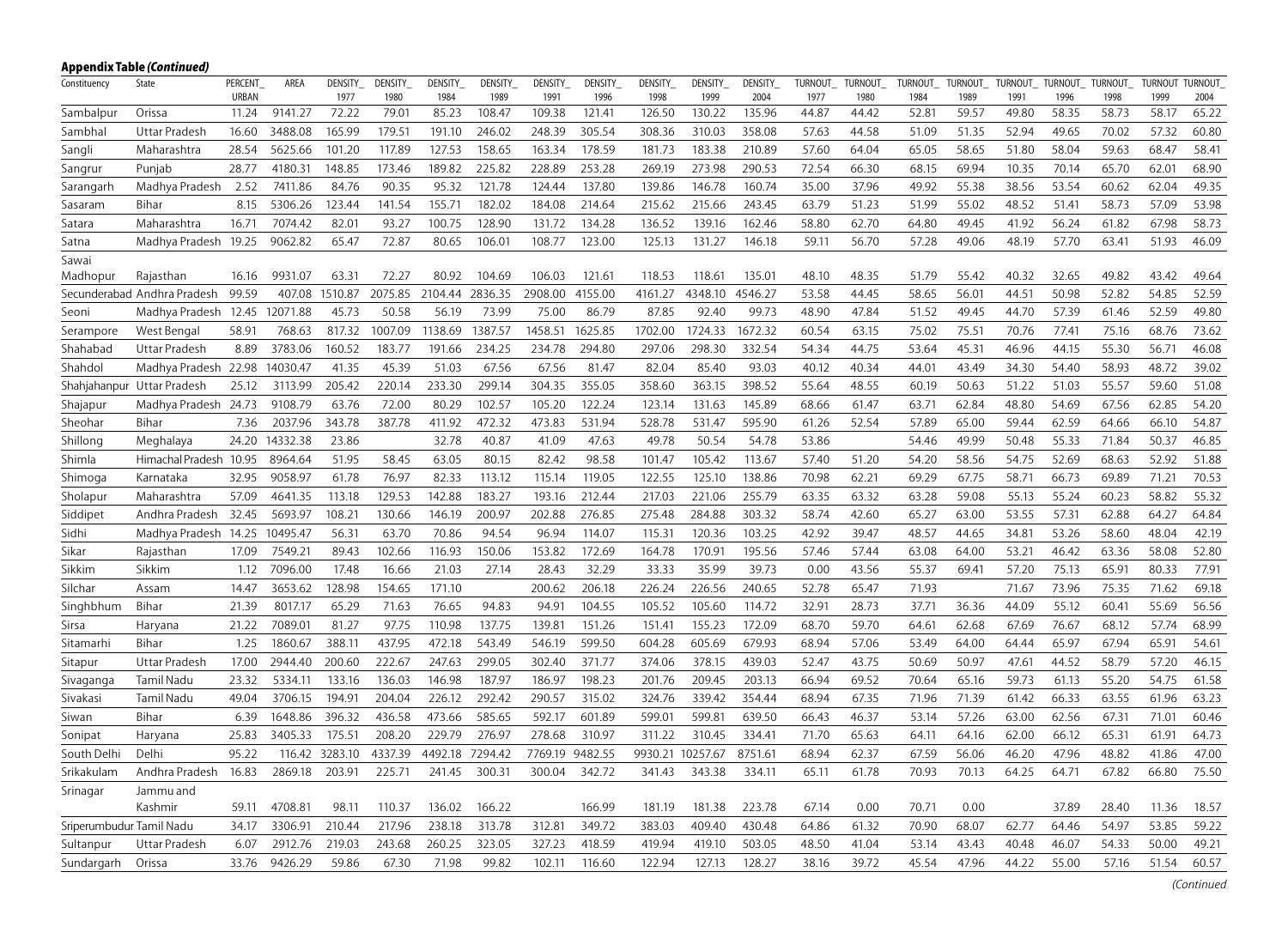**Appendix Table *(Continued)***

| Constituency | State | PERCENT_ URBAN | AREA | DENSITY_ 1977 | DENSITY_ 1980 | DENSITY_ 1984 | DENSITY_ 1989 | DENSITY_ 1991 | DENSITY_ 1996 | DENSITY_ 1998 | DENSITY_ 1999 | DENSITY_ 2004 | TURNOUT_ 1977 | TURNOUT_ 1980 | TURNOUT_ 1984 | TURNOUT_ 1989 | TURNOUT_ 1991 | TURNOUT_ 1996 | TURNOUT_ 1998 | TURNOUT 1999 | TURNOUT_ 2004 |
|---|---|---|---|---|---|---|---|---|---|---|---|---|---|---|---|---|---|---|---|---|---|
| Sambalpur | Orissa | 11.24 | 9141.27 | 72.22 | 79.01 | 85.23 | 108.47 | 109.38 | 121.41 | 126.50 | 130.22 | 135.96 | 44.87 | 44.42 | 52.81 | 59.57 | 49.80 | 58.35 | 58.73 | 58.17 | 65.22 |
| Sambhal | Uttar Pradesh | 16.60 | 3488.08 | 165.99 | 179.51 | 191.10 | 246.02 | 248.39 | 305.54 | 308.36 | 310.03 | 358.08 | 57.63 | 44.58 | 51.09 | 51.35 | 52.94 | 49.65 | 70.02 | 57.32 | 60.80 |
| Sangli | Maharashtra | 28.54 | 5625.66 | 101.20 | 117.89 | 127.53 | 158.65 | 163.34 | 178.59 | 181.73 | 183.38 | 210.89 | 57.60 | 64.04 | 65.05 | 58.65 | 51.80 | 58.04 | 59.63 | 68.47 | 58.41 |
| Sangrur | Punjab | 28.77 | 4180.31 | 148.85 | 173.46 | 189.82 | 225.82 | 228.89 | 253.28 | 269.19 | 273.98 | 290.53 | 72.54 | 66.30 | 68.15 | 69.94 | 10.35 | 70.14 | 65.70 | 62.01 | 68.90 |
| Sarangarh | Madhya Pradesh | 2.52 | 7411.86 | 84.76 | 90.35 | 95.32 | 121.78 | 124.44 | 137.80 | 139.86 | 146.78 | 160.74 | 35.00 | 37.96 | 49.92 | 55.38 | 38.56 | 53.54 | 60.62 | 62.04 | 49.35 |
| Sasaram | Bihar | 8.15 | 5306.26 | 123.44 | 141.54 | 155.71 | 182.02 | 184.08 | 214.64 | 215.62 | 215.66 | 243.45 | 63.79 | 51.23 | 51.99 | 55.02 | 48.52 | 51.41 | 58.73 | 57.09 | 53.98 |
| Satara | Maharashtra | 16.71 | 7074.42 | 82.01 | 93.27 | 100.75 | 128.90 | 131.72 | 134.28 | 136.52 | 139.16 | 162.46 | 58.80 | 62.70 | 64.80 | 49.45 | 41.92 | 56.24 | 61.82 | 67.98 | 58.73 |
| Satna | Madhya Pradesh | 19.25 | 9062.82 | 65.47 | 72.87 | 80.65 | 106.01 | 108.77 | 123.00 | 125.13 | 131.27 | 146.18 | 59.11 | 56.70 | 57.28 | 49.06 | 48.19 | 57.70 | 63.41 | 51.93 | 46.09 |
| Sawai Madhopur | Rajasthan | 16.16 | 9931.07 | 63.31 | 72.27 | 80.92 | 104.69 | 106.03 | 121.61 | 118.53 | 118.61 | 135.01 | 48.10 | 48.35 | 51.79 | 55.42 | 40.32 | 32.65 | 49.82 | 43.42 | 49.64 |
| Secunderabad | Andhra Pradesh | 99.59 | 407.08 | 1510.87 | 2075.85 | 2104.44 | 2836.35 | 2908.00 | 4155.00 | 4161.27 | 4348.10 | 4546.27 | 53.58 | 44.45 | 58.65 | 56.01 | 44.51 | 50.98 | 52.82 | 54.85 | 52.59 |
| Seoni | Madhya Pradesh | 12.45 | 12071.88 | 45.73 | 50.58 | 56.19 | 73.99 | 75.00 | 86.79 | 87.85 | 92.40 | 99.73 | 48.90 | 47.84 | 51.52 | 49.45 | 44.70 | 57.39 | 61.46 | 52.59 | 49.80 |
| Serampore | West Bengal | 58.91 | 768.63 | 817.32 | 1007.09 | 1138.69 | 1387.57 | 1458.51 | 1625.85 | 1702.00 | 1724.33 | 1672.32 | 60.54 | 63.15 | 75.02 | 75.51 | 70.76 | 77.41 | 75.16 | 68.76 | 73.62 |
| Shahabad | Uttar Pradesh | 8.89 | 3783.06 | 160.52 | 183.77 | 191.66 | 234.25 | 234.78 | 294.80 | 297.06 | 298.30 | 332.54 | 54.34 | 44.75 | 53.64 | 45.31 | 46.96 | 44.15 | 55.30 | 56.71 | 46.08 |
| Shahdol | Madhya Pradesh | 22.98 | 14030.47 | 41.35 | 45.39 | 51.03 | 67.56 | 67.56 | 81.47 | 82.04 | 85.40 | 93.03 | 40.12 | 40.34 | 44.01 | 43.49 | 34.30 | 54.40 | 58.93 | 48.72 | 39.02 |
| Shahjahanpur | Uttar Pradesh | 25.12 | 3113.99 | 205.42 | 220.14 | 233.30 | 299.14 | 304.35 | 355.05 | 358.60 | 363.15 | 398.52 | 55.64 | 48.55 | 60.19 | 50.63 | 51.22 | 51.03 | 55.57 | 59.60 | 51.08 |
| Shajapur | Madhya Pradesh | 24.73 | 9108.79 | 63.76 | 72.00 | 80.29 | 102.57 | 105.20 | 122.24 | 123.14 | 131.63 | 145.89 | 68.66 | 61.47 | 63.71 | 62.84 | 48.80 | 54.69 | 67.56 | 62.85 | 54.20 |
| Sheohar | Bihar | 7.36 | 2037.96 | 343.78 | 387.78 | 411.92 | 472.32 | 473.83 | 531.94 | 528.78 | 531.47 | 595.90 | 61.26 | 52.54 | 57.89 | 65.00 | 59.44 | 62.59 | 64.66 | 66.10 | 54.87 |
| Shillong | Meghalaya | 24.20 | 14332.38 | 23.86 | | 32.78 | 40.87 | 41.09 | 47.63 | 49.78 | 50.54 | 54.78 | 53.86 | | 54.46 | 49.99 | 50.48 | 55.33 | 71.84 | 50.37 | 46.85 |
| Shimla | Himachal Pradesh | 10.95 | 8964.64 | 51.95 | 58.45 | 63.05 | 80.15 | 82.42 | 98.58 | 101.47 | 105.42 | 113.67 | 57.40 | 51.20 | 54.20 | 58.56 | 54.75 | 52.69 | 68.63 | 52.92 | 51.88 |
| Shimoga | Karnataka | 32.95 | 9058.97 | 61.78 | 76.97 | 82.33 | 113.12 | 115.14 | 119.05 | 122.55 | 125.10 | 138.86 | 70.98 | 62.21 | 69.29 | 67.75 | 58.71 | 66.73 | 69.89 | 71.21 | 70.53 |
| Sholapur | Maharashtra | 57.09 | 4641.35 | 113.18 | 129.53 | 142.88 | 183.27 | 193.16 | 212.44 | 217.03 | 221.06 | 255.79 | 63.35 | 63.32 | 63.28 | 59.08 | 55.13 | 55.24 | 60.23 | 58.82 | 55.32 |
| Siddipet | Andhra Pradesh | 32.45 | 5693.97 | 108.21 | 130.66 | 146.19 | 200.97 | 202.88 | 276.85 | 275.48 | 284.88 | 303.32 | 58.74 | 42.60 | 65.27 | 63.00 | 53.55 | 57.31 | 62.88 | 64.27 | 64.84 |
| Sidhi | Madhya Pradesh | 14.25 | 10495.47 | 56.31 | 63.70 | 70.86 | 94.54 | 96.94 | 114.07 | 115.31 | 120.36 | 103.25 | 42.92 | 39.47 | 48.57 | 44.65 | 34.81 | 53.26 | 58.60 | 48.04 | 42.19 |
| Sikar | Rajasthan | 17.09 | 7549.21 | 89.43 | 102.66 | 116.93 | 150.06 | 153.82 | 172.69 | 164.78 | 170.91 | 195.56 | 57.46 | 57.44 | 63.08 | 64.00 | 53.21 | 46.42 | 63.36 | 58.08 | 52.80 |
| Sikkim | Sikkim | 1.12 | 7096.00 | 17.48 | 16.66 | 21.03 | 27.14 | 28.43 | 32.29 | 33.33 | 35.99 | 39.73 | 0.00 | 43.56 | 55.37 | 69.41 | 57.20 | 75.13 | 65.91 | 80.33 | 77.91 |
| Silchar | Assam | 14.47 | 3653.62 | 128.98 | 154.65 | 171.10 | | 200.62 | 206.18 | 226.24 | 226.56 | 240.65 | 52.78 | 65.47 | 71.93 | | 71.67 | 73.96 | 75.35 | 71.62 | 69.18 |
| Singhbhum | Bihar | 21.39 | 8017.17 | 65.29 | 71.63 | 76.65 | 94.83 | 94.91 | 104.55 | 105.52 | 105.60 | 114.72 | 32.91 | 28.73 | 37.71 | 36.36 | 44.09 | 55.12 | 60.41 | 55.69 | 56.56 |
| Sirsa | Haryana | 21.22 | 7089.01 | 81.27 | 97.75 | 110.98 | 137.75 | 139.81 | 151.26 | 151.41 | 155.23 | 172.09 | 68.70 | 59.70 | 64.61 | 62.68 | 67.69 | 76.67 | 68.12 | 57.74 | 68.99 |
| Sitamarhi | Bihar | 1.25 | 1860.67 | 388.11 | 437.95 | 472.18 | 543.49 | 546.19 | 599.50 | 604.28 | 605.69 | 679.93 | 68.94 | 57.06 | 53.49 | 64.00 | 64.44 | 65.97 | 67.94 | 65.91 | 54.61 |
| Sitapur | Uttar Pradesh | 17.00 | 2944.40 | 200.60 | 222.67 | 247.63 | 299.05 | 302.40 | 371.77 | 374.06 | 378.15 | 439.03 | 52.47 | 43.75 | 50.69 | 50.97 | 47.61 | 44.52 | 58.79 | 57.20 | 46.15 |
| Sivaganga | Tamil Nadu | 23.32 | 5334.11 | 133.16 | 136.03 | 146.98 | 187.97 | 186.97 | 198.23 | 201.76 | 209.45 | 203.13 | 66.94 | 69.52 | 70.64 | 65.16 | 59.73 | 61.13 | 55.20 | 54.75 | 61.58 |
| Sivakasi | Tamil Nadu | 49.04 | 3706.15 | 194.91 | 204.04 | 226.12 | 292.42 | 290.57 | 315.02 | 324.76 | 339.42 | 354.44 | 68.94 | 67.35 | 71.96 | 71.39 | 61.42 | 66.33 | 63.55 | 61.96 | 63.23 |
| Siwan | Bihar | 6.39 | 1648.86 | 396.32 | 436.58 | 473.66 | 585.65 | 592.17 | 601.89 | 599.01 | 599.81 | 639.50 | 66.43 | 46.37 | 53.14 | 57.26 | 63.00 | 62.56 | 67.31 | 71.01 | 60.46 |
| Sonipat | Haryana | 25.83 | 3405.33 | 175.51 | 208.20 | 229.79 | 276.97 | 278.68 | 310.97 | 311.22 | 310.45 | 334.41 | 71.70 | 65.63 | 64.11 | 64.16 | 62.00 | 66.12 | 65.31 | 61.91 | 64.73 |
| South Delhi | Delhi | 95.22 | 116.42 | 3283.10 | 4337.39 | 4492.18 | 7294.42 | 7769.19 | 9482.55 | 9930.21 | 10257.67 | 8751.61 | 68.94 | 62.37 | 67.59 | 56.06 | 46.20 | 47.96 | 48.82 | 41.86 | 47.00 |
| Srikakulam | Andhra Pradesh | 16.83 | 2869.18 | 203.91 | 225.71 | 241.45 | 300.31 | 300.04 | 342.72 | 341.43 | 343.38 | 334.11 | 65.11 | 61.78 | 70.93 | 70.13 | 64.25 | 64.71 | 67.82 | 66.80 | 75.50 |
| Srinagar | Jammu and Kashmir | 59.11 | 4708.81 | 98.11 | 110.37 | 136.02 | 166.22 | | 166.99 | 181.19 | 181.38 | 223.78 | 67.14 | 0.00 | 70.71 | 0.00 | | 37.89 | 28.40 | 11.36 | 18.57 |
| Sriperumbudur | Tamil Nadu | 34.17 | 3306.91 | 210.44 | 217.96 | 238.18 | 313.78 | 312.81 | 349.72 | 383.03 | 409.40 | 430.48 | 64.86 | 61.32 | 70.90 | 68.07 | 62.77 | 64.46 | 54.97 | 53.85 | 59.22 |
| Sultanpur | Uttar Pradesh | 6.07 | 2912.76 | 219.03 | 243.68 | 260.25 | 323.05 | 327.23 | 418.59 | 419.94 | 419.10 | 503.05 | 48.50 | 41.04 | 53.14 | 43.43 | 40.48 | 46.07 | 54.33 | 50.00 | 49.21 |
| Sundargarh | Orissa | 33.76 | 9426.29 | 59.86 | 67.30 | 71.98 | 99.82 | 102.11 | 116.60 | 122.94 | 127.13 | 128.27 | 38.16 | 39.72 | 45.54 | 47.96 | 44.22 | 55.00 | 57.16 | 51.54 | 60.57 |

*(Continued*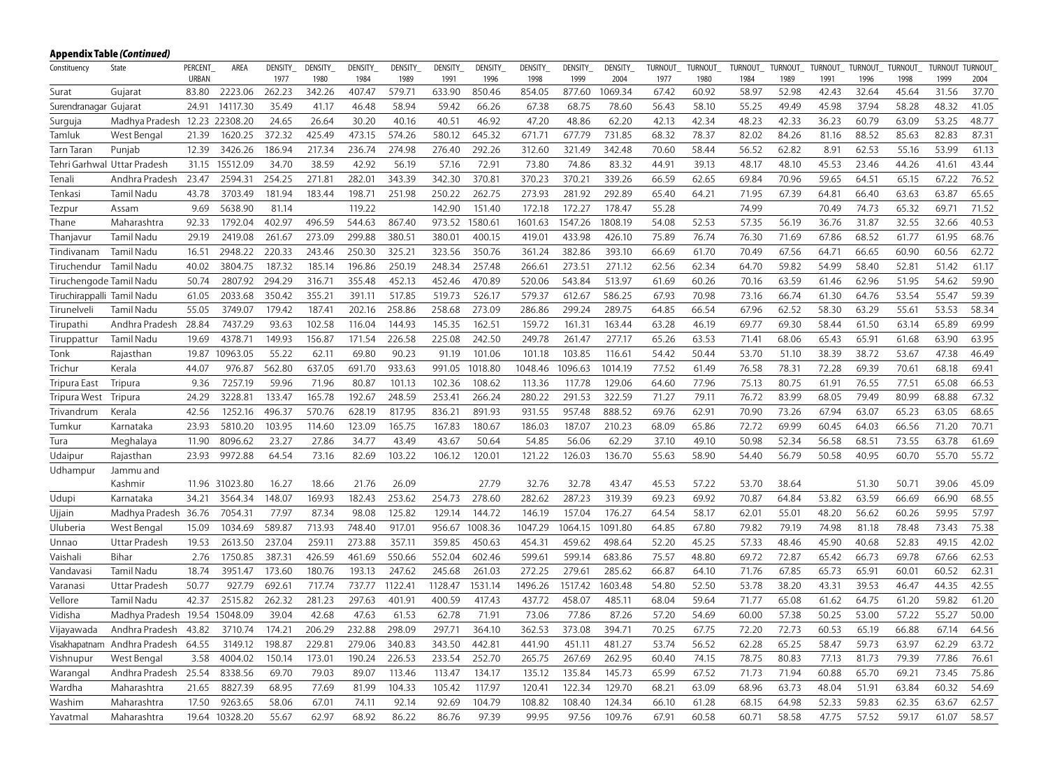**Appendix Table *(Continued)***

| Constituency | State | PERCENT_URBAN | AREA | DENSITY_1977 | DENSITY_1980 | DENSITY_1984 | DENSITY_1989 | DENSITY_1991 | DENSITY_1996 | DENSITY_1998 | DENSITY_1999 | DENSITY_2004 | TURNOUT_1977 | TURNOUT_1980 | TURNOUT_1984 | TURNOUT_1989 | TURNOUT_1991 | TURNOUT_1996 | TURNOUT_1998 | TURNOUT_1999 | TURNOUT_2004 |
|---|---|---|---|---|---|---|---|---|---|---|---|---|---|---|---|---|---|---|---|---|---|
| Surat | Gujarat | 83.80 | 2223.06 | 262.23 | 342.26 | 407.47 | 579.71 | 633.90 | 850.46 | 854.05 | 877.60 | 1069.34 | 67.42 | 60.92 | 58.97 | 52.98 | 42.43 | 32.64 | 45.64 | 31.56 | 37.70 |
| Surendranagar | Gujarat | 24.91 | 14117.30 | 35.49 | 41.17 | 46.48 | 58.94 | 59.42 | 66.26 | 67.38 | 68.75 | 78.60 | 56.43 | 58.10 | 55.25 | 49.49 | 45.98 | 37.94 | 58.28 | 48.32 | 41.05 |
| Surguja | Madhya Pradesh | 12.23 | 22308.20 | 24.65 | 26.64 | 30.20 | 40.16 | 40.51 | 46.92 | 47.20 | 48.86 | 62.20 | 42.13 | 42.34 | 48.23 | 42.33 | 36.23 | 60.79 | 63.09 | 53.25 | 48.77 |
| Tamluk | West Bengal | 21.39 | 1620.25 | 372.32 | 425.49 | 473.15 | 574.26 | 580.12 | 645.32 | 671.71 | 677.79 | 731.85 | 68.32 | 78.37 | 82.02 | 84.26 | 81.16 | 88.52 | 85.63 | 82.83 | 87.31 |
| Tarn Taran | Punjab | 12.39 | 3426.26 | 186.94 | 217.34 | 236.74 | 274.98 | 276.40 | 292.26 | 312.60 | 321.49 | 342.48 | 70.60 | 58.44 | 56.52 | 62.82 | 8.91 | 62.53 | 55.16 | 53.99 | 61.13 |
| Tehri Garhwal | Uttar Pradesh | 31.15 | 15512.09 | 34.70 | 38.59 | 42.92 | 56.19 | 57.16 | 72.91 | 73.80 | 74.86 | 83.32 | 44.91 | 39.13 | 48.17 | 48.10 | 45.53 | 23.46 | 44.26 | 41.61 | 43.44 |
| Tenali | Andhra Pradesh | 23.47 | 2594.31 | 254.25 | 271.81 | 282.01 | 343.39 | 342.30 | 370.81 | 370.23 | 370.21 | 339.26 | 66.59 | 62.65 | 69.84 | 70.96 | 59.65 | 64.51 | 65.15 | 67.22 | 76.52 |
| Tenkasi | Tamil Nadu | 43.78 | 3703.49 | 181.94 | 183.44 | 198.71 | 251.98 | 250.22 | 262.75 | 273.93 | 281.92 | 292.89 | 65.40 | 64.21 | 71.95 | 67.39 | 64.81 | 66.40 | 63.63 | 63.87 | 65.65 |
| Tezpur | Assam | 9.69 | 5638.90 | 81.14 | | 119.22 | | 142.90 | 151.40 | 172.18 | 172.27 | 178.47 | 55.28 | | 74.99 | | 70.49 | 74.73 | 65.32 | 69.71 | 71.52 |
| Thane | Maharashtra | 92.33 | 1792.04 | 402.97 | 496.59 | 544.63 | 867.40 | 973.52 | 1580.61 | 1601.63 | 1547.26 | 1808.19 | 54.08 | 52.53 | 57.35 | 56.19 | 36.76 | 31.87 | 32.55 | 32.66 | 40.53 |
| Thanjavur | Tamil Nadu | 29.19 | 2419.08 | 261.67 | 273.09 | 299.88 | 380.51 | 380.01 | 400.15 | 419.01 | 433.98 | 426.10 | 75.89 | 76.74 | 76.30 | 71.69 | 67.86 | 68.52 | 61.77 | 61.95 | 68.76 |
| Tindivanam | Tamil Nadu | 16.51 | 2948.22 | 220.33 | 243.46 | 250.30 | 325.21 | 323.56 | 350.76 | 361.24 | 382.86 | 393.10 | 66.69 | 61.70 | 70.49 | 67.56 | 64.71 | 66.65 | 60.90 | 60.56 | 62.72 |
| Tiruchendur | Tamil Nadu | 40.02 | 3804.75 | 187.32 | 185.14 | 196.86 | 250.19 | 248.34 | 257.48 | 266.61 | 273.51 | 271.12 | 62.56 | 62.34 | 64.70 | 59.82 | 54.99 | 58.40 | 52.81 | 51.42 | 61.17 |
| Tiruchengode | Tamil Nadu | 50.74 | 2807.92 | 294.29 | 316.71 | 355.48 | 452.13 | 452.46 | 470.89 | 520.06 | 543.84 | 513.97 | 61.69 | 60.26 | 70.16 | 63.59 | 61.46 | 62.96 | 51.95 | 54.62 | 59.90 |
| Tiruchirappalli | Tamil Nadu | 61.05 | 2033.68 | 350.42 | 355.21 | 391.11 | 517.85 | 519.73 | 526.17 | 579.37 | 612.67 | 586.25 | 67.93 | 70.98 | 73.16 | 66.74 | 61.30 | 64.76 | 53.54 | 55.47 | 59.39 |
| Tirunelveli | Tamil Nadu | 55.05 | 3749.07 | 179.42 | 187.41 | 202.16 | 258.86 | 258.68 | 273.09 | 286.86 | 299.24 | 289.75 | 64.85 | 66.54 | 67.96 | 62.52 | 58.30 | 63.29 | 55.61 | 53.53 | 58.34 |
| Tirupathi | Andhra Pradesh | 28.84 | 7437.29 | 93.63 | 102.58 | 116.04 | 144.93 | 145.35 | 162.51 | 159.72 | 161.31 | 163.44 | 63.28 | 46.19 | 69.77 | 69.30 | 58.44 | 61.50 | 63.14 | 65.89 | 69.99 |
| Tiruppattur | Tamil Nadu | 19.69 | 4378.71 | 149.93 | 156.87 | 171.54 | 226.58 | 225.08 | 242.50 | 249.78 | 261.47 | 277.17 | 65.26 | 63.53 | 71.41 | 68.06 | 65.43 | 65.91 | 61.68 | 63.90 | 63.95 |
| Tonk | Rajasthan | 19.87 | 10963.05 | 55.22 | 62.11 | 69.80 | 90.23 | 91.19 | 101.06 | 101.18 | 103.85 | 116.61 | 54.42 | 50.44 | 53.70 | 51.10 | 38.39 | 38.72 | 53.67 | 47.38 | 46.49 |
| Trichur | Kerala | 44.07 | 976.87 | 562.80 | 637.05 | 691.70 | 933.63 | 991.05 | 1018.80 | 1048.46 | 1096.63 | 1014.19 | 77.52 | 61.49 | 76.58 | 78.31 | 72.28 | 69.39 | 70.61 | 68.18 | 69.41 |
| Tripura East | Tripura | 9.36 | 7257.19 | 59.96 | 71.96 | 80.87 | 101.13 | 102.36 | 108.62 | 113.36 | 117.78 | 129.06 | 64.60 | 77.96 | 75.13 | 80.75 | 61.91 | 76.55 | 77.51 | 65.08 | 66.53 |
| Tripura West | Tripura | 24.29 | 3228.81 | 133.47 | 165.78 | 192.67 | 248.59 | 253.41 | 266.24 | 280.22 | 291.53 | 322.59 | 71.27 | 79.11 | 76.72 | 83.99 | 68.05 | 79.49 | 80.99 | 68.88 | 67.32 |
| Trivandrum | Kerala | 42.56 | 1252.16 | 496.37 | 570.76 | 628.19 | 817.95 | 836.21 | 891.93 | 931.55 | 957.48 | 888.52 | 69.76 | 62.91 | 70.90 | 73.26 | 67.94 | 63.07 | 65.23 | 63.05 | 68.65 |
| Tumkur | Karnataka | 23.93 | 5810.20 | 103.95 | 114.60 | 123.09 | 165.75 | 167.83 | 180.67 | 186.03 | 187.07 | 210.23 | 68.09 | 65.86 | 72.72 | 69.99 | 60.45 | 64.03 | 66.56 | 71.20 | 70.71 |
| Tura | Meghalaya | 11.90 | 8096.62 | 23.27 | 27.86 | 34.77 | 43.49 | 43.67 | 50.64 | 54.85 | 56.06 | 62.29 | 37.10 | 49.10 | 50.98 | 52.34 | 56.58 | 68.51 | 73.55 | 63.78 | 61.69 |
| Udaipur | Rajasthan | 23.93 | 9972.88 | 64.54 | 73.16 | 82.69 | 103.22 | 106.12 | 120.01 | 121.22 | 126.03 | 136.70 | 55.63 | 58.90 | 54.40 | 56.79 | 50.58 | 40.95 | 60.70 | 55.70 | 55.72 |
| Udhampur | Jammu and Kashmir | 11.96 | 31023.80 | 16.27 | 18.66 | 21.76 | 26.09 | | 27.79 | 32.76 | 32.78 | 43.47 | 45.53 | 57.22 | 53.70 | 38.64 | | 51.30 | 50.71 | 39.06 | 45.09 |
| Udupi | Karnataka | 34.21 | 3564.34 | 148.07 | 169.93 | 182.43 | 253.62 | 254.73 | 278.60 | 282.62 | 287.23 | 319.39 | 69.23 | 69.92 | 70.87 | 64.84 | 53.82 | 63.59 | 66.69 | 66.90 | 68.55 |
| Ujjain | Madhya Pradesh | 36.76 | 7054.31 | 77.97 | 87.34 | 98.08 | 125.82 | 129.14 | 144.72 | 146.19 | 157.04 | 176.27 | 64.54 | 58.17 | 62.01 | 55.01 | 48.20 | 56.62 | 60.26 | 59.95 | 57.97 |
| Uluberia | West Bengal | 15.09 | 1034.69 | 589.87 | 713.93 | 748.40 | 917.01 | 956.67 | 1008.36 | 1047.29 | 1064.15 | 1091.80 | 64.85 | 67.80 | 79.82 | 79.19 | 74.98 | 81.18 | 78.48 | 73.43 | 75.38 |
| Unnao | Uttar Pradesh | 19.53 | 2613.50 | 237.04 | 259.11 | 273.88 | 357.11 | 359.85 | 450.63 | 454.31 | 459.62 | 498.64 | 52.20 | 45.25 | 57.33 | 48.46 | 45.90 | 40.68 | 52.83 | 49.15 | 42.02 |
| Vaishali | Bihar | 2.76 | 1750.85 | 387.31 | 426.59 | 461.69 | 550.66 | 552.04 | 602.46 | 599.61 | 599.14 | 683.86 | 75.57 | 48.80 | 69.72 | 72.87 | 65.42 | 66.73 | 69.78 | 67.66 | 62.53 |
| Vandavasi | Tamil Nadu | 18.74 | 3951.47 | 173.60 | 180.76 | 193.13 | 247.62 | 245.68 | 261.03 | 272.25 | 279.61 | 285.62 | 66.87 | 64.10 | 71.76 | 67.85 | 65.73 | 65.91 | 60.01 | 60.52 | 62.31 |
| Varanasi | Uttar Pradesh | 50.77 | 927.79 | 692.61 | 717.74 | 737.77 | 1122.41 | 1128.47 | 1531.14 | 1496.26 | 1517.42 | 1603.48 | 54.80 | 52.50 | 53.78 | 38.20 | 43.31 | 39.53 | 46.47 | 44.35 | 42.55 |
| Vellore | Tamil Nadu | 42.37 | 2515.82 | 262.32 | 281.23 | 297.63 | 401.91 | 400.59 | 417.43 | 437.72 | 458.07 | 485.11 | 68.04 | 59.64 | 71.77 | 65.08 | 61.62 | 64.75 | 61.20 | 59.82 | 61.20 |
| Vidisha | Madhya Pradesh | 19.54 | 15048.09 | 39.04 | 42.68 | 47.63 | 61.53 | 62.78 | 71.91 | 73.06 | 77.86 | 87.26 | 57.20 | 54.69 | 60.00 | 57.38 | 50.25 | 53.00 | 57.22 | 55.27 | 50.00 |
| Vijayawada | Andhra Pradesh | 43.82 | 3710.74 | 174.21 | 206.29 | 232.88 | 298.09 | 297.71 | 364.10 | 362.53 | 373.08 | 394.71 | 70.25 | 67.75 | 72.20 | 72.73 | 60.53 | 65.19 | 66.88 | 67.14 | 64.56 |
| Visakhapatnam | Andhra Pradesh | 64.55 | 3149.12 | 198.87 | 229.81 | 279.06 | 340.83 | 343.50 | 442.81 | 441.90 | 451.11 | 481.27 | 53.74 | 56.52 | 62.28 | 65.25 | 58.47 | 59.73 | 63.97 | 62.29 | 63.72 |
| Vishnupur | West Bengal | 3.58 | 4004.02 | 150.14 | 173.01 | 190.24 | 226.53 | 233.54 | 252.70 | 265.75 | 267.69 | 262.95 | 60.40 | 74.15 | 78.75 | 80.83 | 77.13 | 81.73 | 79.39 | 77.86 | 76.61 |
| Warangal | Andhra Pradesh | 25.54 | 8338.56 | 69.70 | 79.03 | 89.07 | 113.46 | 113.47 | 134.17 | 135.12 | 135.84 | 145.73 | 65.99 | 67.52 | 71.73 | 71.94 | 60.88 | 65.70 | 69.21 | 73.45 | 75.86 |
| Wardha | Maharashtra | 21.65 | 8827.39 | 68.95 | 77.69 | 81.99 | 104.33 | 105.42 | 117.97 | 120.41 | 122.34 | 129.70 | 68.21 | 63.09 | 68.96 | 63.73 | 48.04 | 51.91 | 63.84 | 60.32 | 54.69 |
| Washim | Maharashtra | 17.50 | 9263.65 | 58.06 | 67.01 | 74.11 | 92.14 | 92.69 | 104.79 | 108.82 | 108.40 | 124.34 | 66.10 | 61.28 | 68.15 | 64.98 | 52.33 | 59.83 | 62.35 | 63.67 | 62.57 |
| Yavatmal | Maharashtra | 19.64 | 10328.20 | 55.67 | 62.97 | 68.92 | 86.22 | 86.76 | 97.39 | 99.95 | 97.56 | 109.76 | 67.91 | 60.58 | 60.71 | 58.58 | 47.75 | 57.52 | 59.17 | 61.07 | 58.57 |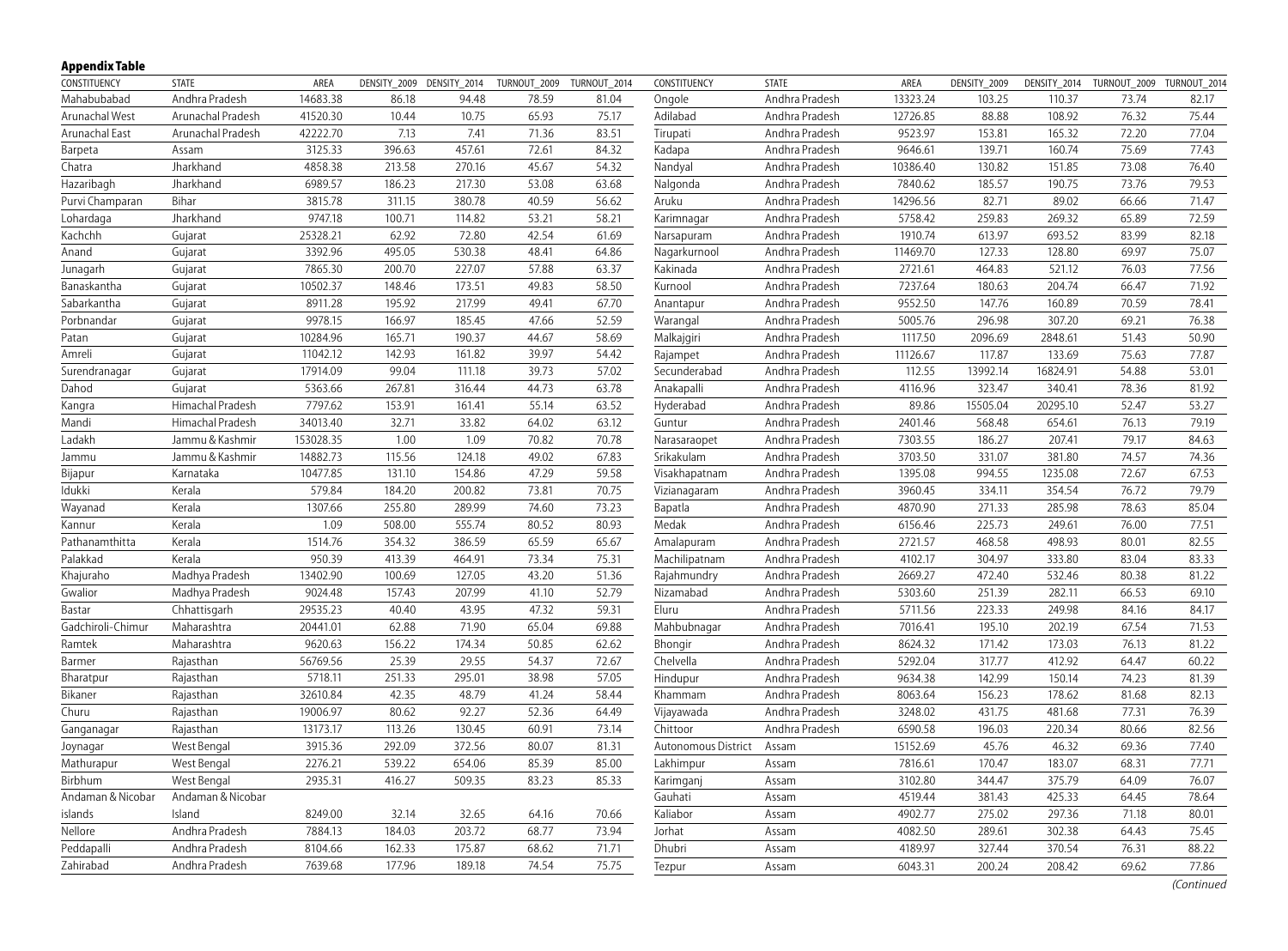### Appendix Table

| CONSTITUENCY | STATE | AREA | DENSITY_2009 | DENSITY_2014 | TURNOUT_2009 | TURNOUT_2014 |
|---|---|---|---|---|---|---|
| Mahabubabad | Andhra Pradesh | 14683.38 | 86.18 | 94.48 | 78.59 | 81.04 |
| Arunachal West | Arunachal Pradesh | 41520.30 | 10.44 | 10.75 | 65.93 | 75.17 |
| Arunachal East | Arunachal Pradesh | 42222.70 | 7.13 | 7.41 | 71.36 | 83.51 |
| Barpeta | Assam | 3125.33 | 396.63 | 457.61 | 72.61 | 84.32 |
| Chatra | Jharkhand | 4858.38 | 213.58 | 270.16 | 45.67 | 54.32 |
| Hazaribagh | Jharkhand | 6989.57 | 186.23 | 217.30 | 53.08 | 63.68 |
| Purvi Champaran | Bihar | 3815.78 | 311.15 | 380.78 | 40.59 | 56.62 |
| Lohardaga | Jharkhand | 9747.18 | 100.71 | 114.82 | 53.21 | 58.21 |
| Kachchh | Gujarat | 25328.21 | 62.92 | 72.80 | 42.54 | 61.69 |
| Anand | Gujarat | 3392.96 | 495.05 | 530.38 | 48.41 | 64.86 |
| Junagarh | Gujarat | 7865.30 | 200.70 | 227.07 | 57.88 | 63.37 |
| Banaskantha | Gujarat | 10502.37 | 148.46 | 173.51 | 49.83 | 58.50 |
| Sabarkantha | Gujarat | 8911.28 | 195.92 | 217.99 | 49.41 | 67.70 |
| Porbnandar | Gujarat | 9978.15 | 166.97 | 185.45 | 47.66 | 52.59 |
| Patan | Gujarat | 10284.96 | 165.71 | 190.37 | 44.67 | 58.69 |
| Amreli | Gujarat | 11042.12 | 142.93 | 161.82 | 39.97 | 54.42 |
| Surendranagar | Gujarat | 17914.09 | 99.04 | 111.18 | 39.73 | 57.02 |
| Dahod | Gujarat | 5363.66 | 267.81 | 316.44 | 44.73 | 63.78 |
| Kangra | Himachal Pradesh | 7797.62 | 153.91 | 161.41 | 55.14 | 63.52 |
| Mandi | Himachal Pradesh | 34013.40 | 32.71 | 33.82 | 64.02 | 63.12 |
| Ladakh | Jammu & Kashmir | 153028.35 | 1.00 | 1.09 | 70.82 | 70.78 |
| Jammu | Jammu & Kashmir | 14882.73 | 115.56 | 124.18 | 49.02 | 67.83 |
| Bijapur | Karnataka | 10477.85 | 131.10 | 154.86 | 47.29 | 59.58 |
| Idukki | Kerala | 579.84 | 184.20 | 200.82 | 73.81 | 70.75 |
| Wayanad | Kerala | 1307.66 | 255.80 | 289.99 | 74.60 | 73.23 |
| Kannur | Kerala | 1.09 | 508.00 | 555.74 | 80.52 | 80.93 |
| Pathanamthitta | Kerala | 1514.76 | 354.32 | 386.59 | 65.59 | 65.67 |
| Palakkad | Kerala | 950.39 | 413.39 | 464.91 | 73.34 | 75.31 |
| Khajuraho | Madhya Pradesh | 13402.90 | 100.69 | 127.05 | 43.20 | 51.36 |
| Gwalior | Madhya Pradesh | 9024.48 | 157.43 | 207.99 | 41.10 | 52.79 |
| Bastar | Chhattisgarh | 29535.23 | 40.40 | 43.95 | 47.32 | 59.31 |
| Gadchiroli-Chimur | Maharashtra | 20441.01 | 62.88 | 71.90 | 65.04 | 69.88 |
| Ramtek | Maharashtra | 9620.63 | 156.22 | 174.34 | 50.85 | 62.62 |
| Barmer | Rajasthan | 56769.56 | 25.39 | 29.55 | 54.37 | 72.67 |
| Bharatpur | Rajasthan | 5718.11 | 251.33 | 295.01 | 38.98 | 57.05 |
| Bikaner | Rajasthan | 32610.84 | 42.35 | 48.79 | 41.24 | 58.44 |
| Churu | Rajasthan | 19006.97 | 80.62 | 92.27 | 52.36 | 64.49 |
| Ganganagar | Rajasthan | 13173.17 | 113.26 | 130.45 | 60.91 | 73.14 |
| Joynagar | West Bengal | 3915.36 | 292.09 | 372.56 | 80.07 | 81.31 |
| Mathurapur | West Bengal | 2276.21 | 539.22 | 654.06 | 85.39 | 85.00 |
| Birbhum | West Bengal | 2935.31 | 416.27 | 509.35 | 83.23 | 85.33 |
| Andaman & Nicobar islands | Andaman & Nicobar Island | 8249.00 | 32.14 | 32.65 | 64.16 | 70.66 |
| Nellore | Andhra Pradesh | 7884.13 | 184.03 | 203.72 | 68.77 | 73.94 |
| Peddapalli | Andhra Pradesh | 8104.66 | 162.33 | 175.87 | 68.62 | 71.71 |
| Zahirabad | Andhra Pradesh | 7639.68 | 177.96 | 189.18 | 74.54 | 75.75 |
| Ongole | Andhra Pradesh | 13323.24 | 103.25 | 110.37 | 73.74 | 82.17 |
| Adilabad | Andhra Pradesh | 12726.85 | 88.88 | 108.92 | 76.32 | 75.44 |
| Tirupati | Andhra Pradesh | 9523.97 | 153.81 | 165.32 | 72.20 | 77.04 |
| Kadapa | Andhra Pradesh | 9646.61 | 139.71 | 160.74 | 75.69 | 77.43 |
| Nandyal | Andhra Pradesh | 10386.40 | 130.82 | 151.85 | 73.08 | 76.40 |
| Nalgonda | Andhra Pradesh | 7840.62 | 185.57 | 190.75 | 73.76 | 79.53 |
| Aruku | Andhra Pradesh | 14296.56 | 82.71 | 89.02 | 66.66 | 71.47 |
| Karimnagar | Andhra Pradesh | 5758.42 | 259.83 | 269.32 | 65.89 | 72.59 |
| Narsapuram | Andhra Pradesh | 1910.74 | 613.97 | 693.52 | 83.99 | 82.18 |
| Nagarkurnool | Andhra Pradesh | 11469.70 | 127.33 | 128.80 | 69.97 | 75.07 |
| Kakinada | Andhra Pradesh | 2721.61 | 464.83 | 521.12 | 76.03 | 77.56 |
| Kurnool | Andhra Pradesh | 7237.64 | 180.63 | 204.74 | 66.47 | 71.92 |
| Anantapur | Andhra Pradesh | 9552.50 | 147.76 | 160.89 | 70.59 | 78.41 |
| Warangal | Andhra Pradesh | 5005.76 | 296.98 | 307.20 | 69.21 | 76.38 |
| Malkajgiri | Andhra Pradesh | 1117.50 | 2096.69 | 2848.61 | 51.43 | 50.90 |
| Rajampet | Andhra Pradesh | 11126.67 | 117.87 | 133.69 | 75.63 | 77.87 |
| Secunderabad | Andhra Pradesh | 112.55 | 13992.14 | 16824.91 | 54.88 | 53.01 |
| Anakapalli | Andhra Pradesh | 4116.96 | 323.47 | 340.41 | 78.36 | 81.92 |
| Hyderabad | Andhra Pradesh | 89.86 | 15505.04 | 20295.10 | 52.47 | 53.27 |
| Guntur | Andhra Pradesh | 2401.46 | 568.48 | 654.61 | 76.13 | 79.19 |
| Narasaraopet | Andhra Pradesh | 7303.55 | 186.27 | 207.41 | 79.17 | 84.63 |
| Srikakulam | Andhra Pradesh | 3703.50 | 331.07 | 381.80 | 74.57 | 74.36 |
| Visakhapatnam | Andhra Pradesh | 1395.08 | 994.55 | 1235.08 | 72.67 | 67.53 |
| Vizianagaram | Andhra Pradesh | 3960.45 | 334.11 | 354.54 | 76.72 | 79.79 |
| Bapatla | Andhra Pradesh | 4870.90 | 271.33 | 285.98 | 78.63 | 85.04 |
| Medak | Andhra Pradesh | 6156.46 | 225.73 | 249.61 | 76.00 | 77.51 |
| Amalapuram | Andhra Pradesh | 2721.57 | 468.58 | 498.93 | 80.01 | 82.55 |
| Machilipatnam | Andhra Pradesh | 4102.17 | 304.97 | 333.80 | 83.04 | 83.33 |
| Rajahmundry | Andhra Pradesh | 2669.27 | 472.40 | 532.46 | 80.38 | 81.22 |
| Nizamabad | Andhra Pradesh | 5303.60 | 251.39 | 282.11 | 66.53 | 69.10 |
| Eluru | Andhra Pradesh | 5711.56 | 223.33 | 249.98 | 84.16 | 84.17 |
| Mahbubnagar | Andhra Pradesh | 7016.41 | 195.10 | 202.19 | 67.54 | 71.53 |
| Bhongir | Andhra Pradesh | 8624.32 | 171.42 | 173.03 | 76.13 | 81.22 |
| Chelvella | Andhra Pradesh | 5292.04 | 317.77 | 412.92 | 64.47 | 60.22 |
| Hindupur | Andhra Pradesh | 9634.38 | 142.99 | 150.14 | 74.23 | 81.39 |
| Khammam | Andhra Pradesh | 8063.64 | 156.23 | 178.62 | 81.68 | 82.13 |
| Vijayawada | Andhra Pradesh | 3248.02 | 431.75 | 481.68 | 77.31 | 76.39 |
| Chittoor | Andhra Pradesh | 6590.58 | 196.03 | 220.34 | 80.66 | 82.56 |
| Autonomous District | Assam | 15152.69 | 45.76 | 46.32 | 69.36 | 77.40 |
| Lakhimpur | Assam | 7816.61 | 170.47 | 183.07 | 68.31 | 77.71 |
| Karimganj | Assam | 3102.80 | 344.47 | 375.79 | 64.09 | 76.07 |
| Gauhati | Assam | 4519.44 | 381.43 | 425.33 | 64.45 | 78.64 |
| Kaliabor | Assam | 4902.77 | 275.02 | 297.36 | 71.18 | 80.01 |
| Jorhat | Assam | 4082.50 | 289.61 | 302.38 | 64.43 | 75.45 |
| Dhubri | Assam | 4189.97 | 327.44 | 370.54 | 76.31 | 88.22 |
| Tezpur | Assam | 6043.31 | 200.24 | 208.42 | 69.62 | 77.86 |

*(Continued*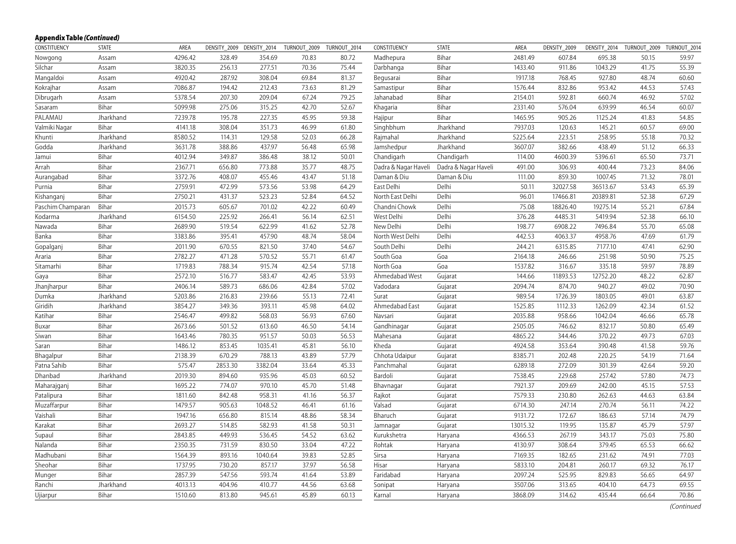**Appendix Table *(Continued)***

| CONSTITUENCY | STATE | AREA | DENSITY_2009 | DENSITY_2014 | TURNOUT_2009 | TURNOUT_2014 |
|---|---|---|---|---|---|---|
| Nowgong | Assam | 4296.42 | 328.49 | 354.69 | 70.83 | 80.72 |
| Silchar | Assam | 3820.35 | 256.13 | 277.51 | 70.36 | 75.44 |
| Mangaldoi | Assam | 4920.42 | 287.92 | 308.04 | 69.84 | 81.37 |
| Kokrajhar | Assam | 7086.87 | 194.42 | 212.43 | 73.63 | 81.29 |
| Dibrugarh | Assam | 5378.54 | 207.30 | 209.04 | 67.24 | 79.25 |
| Sasaram | Bihar | 5099.98 | 275.06 | 315.25 | 42.70 | 52.67 |
| PALAMAU | Jharkhand | 7239.78 | 195.78 | 227.35 | 45.95 | 59.38 |
| Valmiki Nagar | Bihar | 4141.18 | 308.04 | 351.73 | 46.99 | 61.80 |
| Khunti | Jharkhand | 8580.52 | 114.31 | 129.58 | 52.03 | 66.28 |
| Godda | Jharkhand | 3631.78 | 388.86 | 437.97 | 56.48 | 65.98 |
| Jamui | Bihar | 4012.94 | 349.87 | 386.48 | 38.12 | 50.01 |
| Arrah | Bihar | 2367.71 | 656.80 | 773.88 | 35.77 | 48.75 |
| Aurangabad | Bihar | 3372.76 | 408.07 | 455.46 | 43.47 | 51.18 |
| Purnia | Bihar | 2759.91 | 472.99 | 573.56 | 53.98 | 64.29 |
| Kishanganj | Bihar | 2750.21 | 431.37 | 523.23 | 52.84 | 64.52 |
| Paschim Champaran | Bihar | 2015.73 | 605.67 | 701.02 | 42.22 | 60.49 |
| Kodarma | Jharkhand | 6154.50 | 225.92 | 266.41 | 56.14 | 62.51 |
| Nawada | Bihar | 2689.90 | 519.54 | 622.99 | 41.62 | 52.78 |
| Banka | Bihar | 3383.86 | 395.41 | 457.90 | 48.74 | 58.04 |
| Gopalganj | Bihar | 2011.90 | 670.55 | 821.50 | 37.40 | 54.67 |
| Araria | Bihar | 2782.27 | 471.28 | 570.52 | 55.71 | 61.47 |
| Sitamarhi | Bihar | 1719.83 | 788.34 | 915.74 | 42.54 | 57.18 |
| Gaya | Bihar | 2572.10 | 516.77 | 583.47 | 42.45 | 53.93 |
| Jhanjharpur | Bihar | 2406.14 | 589.73 | 686.06 | 42.84 | 57.02 |
| Dumka | Jharkhand | 5203.86 | 216.83 | 239.66 | 55.13 | 72.41 |
| Giridih | Jharkhand | 3854.27 | 349.36 | 393.11 | 45.98 | 64.02 |
| Katihar | Bihar | 2546.47 | 499.82 | 568.03 | 56.93 | 67.60 |
| Buxar | Bihar | 2673.66 | 501.52 | 613.60 | 46.50 | 54.14 |
| Siwan | Bihar | 1643.46 | 780.35 | 951.57 | 50.03 | 56.53 |
| Saran | Bihar | 1486.12 | 853.45 | 1035.41 | 45.81 | 56.10 |
| Bhagalpur | Bihar | 2138.39 | 670.29 | 788.13 | 43.89 | 57.79 |
| Patna Sahib | Bihar | 575.47 | 2853.30 | 3382.04 | 33.64 | 45.33 |
| Dhanbad | Jharkhand | 2019.30 | 894.60 | 935.96 | 45.03 | 60.52 |
| Maharajganj | Bihar | 1695.22 | 774.07 | 970.10 | 45.70 | 51.48 |
| Patalipura | Bihar | 1811.60 | 842.48 | 958.31 | 41.16 | 56.37 |
| Muzaffarpur | Bihar | 1479.57 | 905.63 | 1048.52 | 46.41 | 61.16 |
| Vaishali | Bihar | 1947.16 | 656.80 | 815.14 | 48.86 | 58.34 |
| Karakat | Bihar | 2693.27 | 514.85 | 582.93 | 41.58 | 50.31 |
| Supaul | Bihar | 2843.85 | 449.93 | 536.45 | 54.52 | 63.62 |
| Nalanda | Bihar | 2350.35 | 731.59 | 830.50 | 33.04 | 47.22 |
| Madhubani | Bihar | 1564.39 | 893.16 | 1040.64 | 39.83 | 52.85 |
| Sheohar | Bihar | 1737.95 | 730.20 | 857.17 | 37.97 | 56.58 |
| Munger | Bihar | 2857.39 | 547.56 | 593.74 | 41.64 | 53.89 |
| Ranchi | Jharkhand | 4013.13 | 404.96 | 410.77 | 44.56 | 63.68 |
| Ujiarpur | Bihar | 1510.60 | 813.80 | 945.61 | 45.89 | 60.13 |
| Madhepura | Bihar | 2481.49 | 607.84 | 695.38 | 50.15 | 59.97 |
| Darbhanga | Bihar | 1433.40 | 911.86 | 1043.29 | 41.75 | 55.39 |
| Begusarai | Bihar | 1917.18 | 768.45 | 927.80 | 48.74 | 60.60 |
| Samastipur | Bihar | 1576.44 | 832.86 | 953.42 | 44.53 | 57.43 |
| Jahanabad | Bihar | 2154.01 | 592.81 | 660.74 | 46.92 | 57.02 |
| Khagaria | Bihar | 2331.40 | 576.04 | 639.99 | 46.54 | 60.07 |
| Hajipur | Bihar | 1465.95 | 905.26 | 1125.24 | 41.83 | 54.85 |
| Singhbhum | Jharkhand | 7937.03 | 120.63 | 145.21 | 60.57 | 69.00 |
| Rajmahal | Jharkhand | 5225.64 | 223.51 | 258.95 | 55.18 | 70.32 |
| Jamshedpur | Jharkhand | 3607.07 | 382.66 | 438.49 | 51.12 | 66.33 |
| Chandigarh | Chandigarh | 114.00 | 4600.39 | 5396.61 | 65.50 | 73.71 |
| Dadra & Nagar Haveli | Dadra & Nagar Haveli | 491.00 | 306.93 | 400.44 | 73.23 | 84.06 |
| Daman & Diu | Daman & Diu | 111.00 | 859.30 | 1007.45 | 71.32 | 78.01 |
| East Delhi | Delhi | 50.11 | 32027.58 | 36513.67 | 53.43 | 65.39 |
| North East Delhi | Delhi | 96.01 | 17466.81 | 20389.81 | 52.38 | 67.29 |
| Chandni Chowk | Delhi | 75.08 | 18826.40 | 19275.14 | 55.21 | 67.84 |
| West Delhi | Delhi | 376.28 | 4485.31 | 5419.94 | 52.38 | 66.10 |
| New Delhi | Delhi | 198.77 | 6908.22 | 7496.84 | 55.70 | 65.08 |
| North West Delhi | Delhi | 442.53 | 4063.37 | 4958.76 | 47.69 | 61.79 |
| South Delhi | Delhi | 244.21 | 6315.85 | 7177.10 | 47.41 | 62.90 |
| South Goa | Goa | 2164.18 | 246.66 | 251.98 | 50.90 | 75.25 |
| North Goa | Goa | 1537.82 | 316.67 | 335.18 | 59.97 | 78.89 |
| Ahmedabad West | Gujarat | 144.66 | 11893.53 | 12752.20 | 48.22 | 62.87 |
| Vadodara | Gujarat | 2094.74 | 874.70 | 940.27 | 49.02 | 70.90 |
| Surat | Gujarat | 989.54 | 1726.39 | 1803.05 | 49.01 | 63.87 |
| Ahmedabad East | Gujarat | 1525.85 | 1112.33 | 1262.09 | 42.34 | 61.52 |
| Navsari | Gujarat | 2035.88 | 958.66 | 1042.04 | 46.66 | 65.78 |
| Gandhinagar | Gujarat | 2505.05 | 746.62 | 832.17 | 50.80 | 65.49 |
| Mahesana | Gujarat | 4865.22 | 344.46 | 370.22 | 49.73 | 67.03 |
| Kheda | Gujarat | 4924.58 | 353.64 | 390.48 | 41.58 | 59.76 |
| Chhota Udaipur | Gujarat | 8385.71 | 202.48 | 220.25 | 54.19 | 71.64 |
| Panchmahal | Gujarat | 6289.18 | 272.09 | 301.39 | 42.64 | 59.20 |
| Bardoli | Gujarat | 7538.45 | 229.68 | 257.42 | 57.80 | 74.73 |
| Bhavnagar | Gujarat | 7921.37 | 209.69 | 242.00 | 45.15 | 57.53 |
| Rajkot | Gujarat | 7579.33 | 230.80 | 262.63 | 44.63 | 63.84 |
| Valsad | Gujarat | 6714.30 | 247.14 | 270.74 | 56.11 | 74.22 |
| Bharuch | Gujarat | 9131.72 | 172.67 | 186.63 | 57.14 | 74.79 |
| Jamnagar | Gujarat | 13015.32 | 119.95 | 135.87 | 45.79 | 57.97 |
| Kurukshetra | Haryana | 4366.53 | 267.19 | 343.17 | 75.03 | 75.80 |
| Rohtak | Haryana | 4130.97 | 308.64 | 379.45 | 65.53 | 66.62 |
| Sirsa | Haryana | 7169.35 | 182.65 | 231.62 | 74.91 | 77.03 |
| Hisar | Haryana | 5833.10 | 204.81 | 260.17 | 69.32 | 76.17 |
| Faridabad | Haryana | 2097.24 | 525.95 | 829.83 | 56.65 | 64.97 |
| Sonipat | Haryana | 3507.06 | 313.65 | 404.10 | 64.73 | 69.55 |
| Karnal | Haryana | 3868.09 | 314.62 | 435.44 | 66.64 | 70.86 |

*(Continued*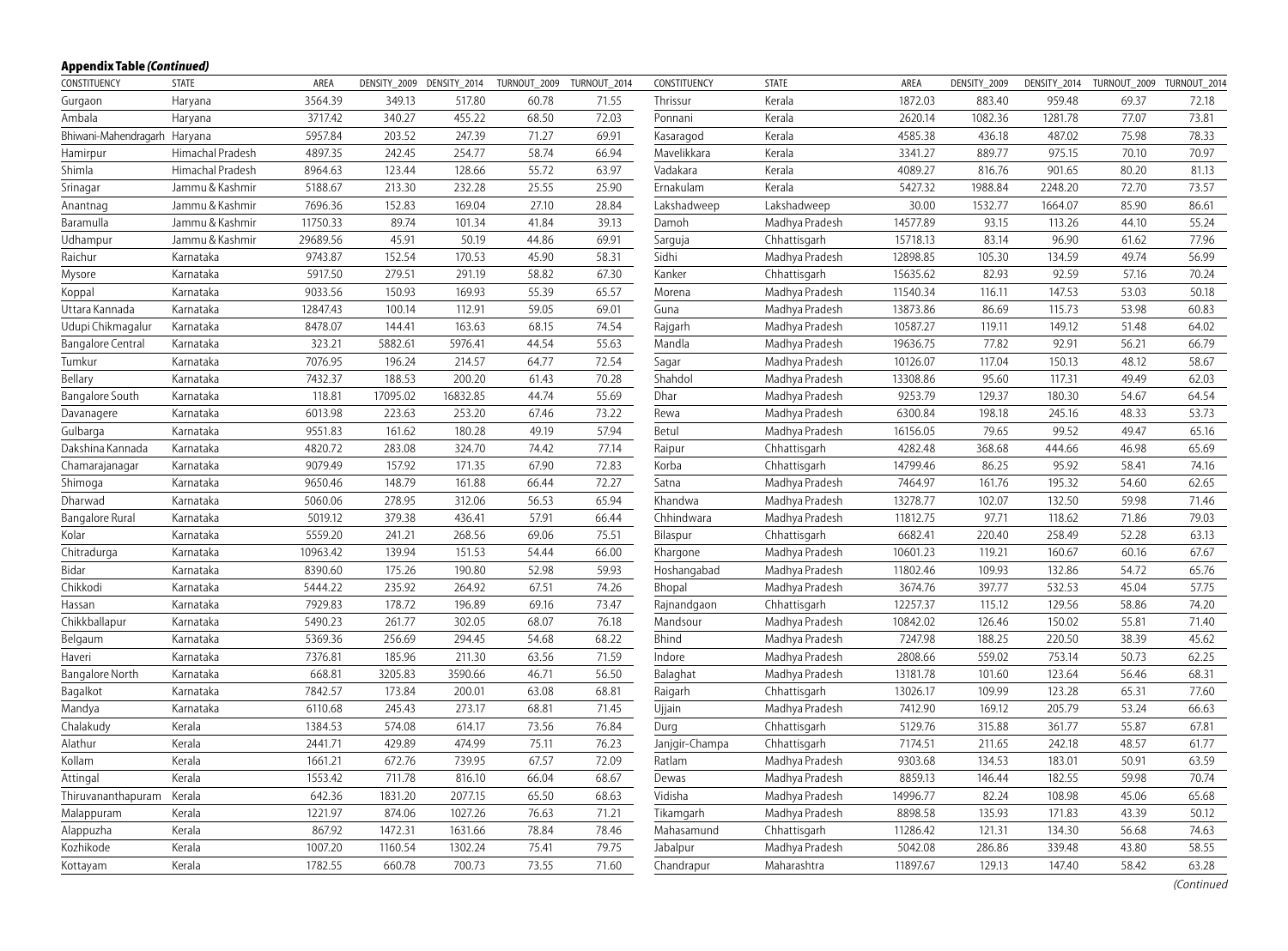**Appendix Table *(Continued)***

| CONSTITUENCY | STATE | AREA | DENSITY_2009 | DENSITY_2014 | TURNOUT_2009 | TURNOUT_2014 |
|---|---|---|---|---|---|---|
| Gurgaon | Haryana | 3564.39 | 349.13 | 517.80 | 60.78 | 71.55 |
| Ambala | Haryana | 3717.42 | 340.27 | 455.22 | 68.50 | 72.03 |
| Bhiwani-Mahendragarh | Haryana | 5957.84 | 203.52 | 247.39 | 71.27 | 69.91 |
| Hamirpur | Himachal Pradesh | 4897.35 | 242.45 | 254.77 | 58.74 | 66.94 |
| Shimla | Himachal Pradesh | 8964.63 | 123.44 | 128.66 | 55.72 | 63.97 |
| Srinagar | Jammu & Kashmir | 5188.67 | 213.30 | 232.28 | 25.55 | 25.90 |
| Anantnag | Jammu & Kashmir | 7696.36 | 152.83 | 169.04 | 27.10 | 28.84 |
| Baramulla | Jammu & Kashmir | 11750.33 | 89.74 | 101.34 | 41.84 | 39.13 |
| Udhampur | Jammu & Kashmir | 29689.56 | 45.91 | 50.19 | 44.86 | 69.91 |
| Raichur | Karnataka | 9743.87 | 152.54 | 170.53 | 45.90 | 58.31 |
| Mysore | Karnataka | 5917.50 | 279.51 | 291.19 | 58.82 | 67.30 |
| Koppal | Karnataka | 9033.56 | 150.93 | 169.93 | 55.39 | 65.57 |
| Uttara Kannada | Karnataka | 12847.43 | 100.14 | 112.91 | 59.05 | 69.01 |
| Udupi Chikmagalur | Karnataka | 8478.07 | 144.41 | 163.63 | 68.15 | 74.54 |
| Bangalore Central | Karnataka | 323.21 | 5882.61 | 5976.41 | 44.54 | 55.63 |
| Tumkur | Karnataka | 7076.95 | 196.24 | 214.57 | 64.77 | 72.54 |
| Bellary | Karnataka | 7432.37 | 188.53 | 200.20 | 61.43 | 70.28 |
| Bangalore South | Karnataka | 118.81 | 17095.02 | 16832.85 | 44.74 | 55.69 |
| Davanagere | Karnataka | 6013.98 | 223.63 | 253.20 | 67.46 | 73.22 |
| Gulbarga | Karnataka | 9551.83 | 161.62 | 180.28 | 49.19 | 57.94 |
| Dakshina Kannada | Karnataka | 4820.72 | 283.08 | 324.70 | 74.42 | 77.14 |
| Chamarajanagar | Karnataka | 9079.49 | 157.92 | 171.35 | 67.90 | 72.83 |
| Shimoga | Karnataka | 9650.46 | 148.79 | 161.88 | 66.44 | 72.27 |
| Dharwad | Karnataka | 5060.06 | 278.95 | 312.06 | 56.53 | 65.94 |
| Bangalore Rural | Karnataka | 5019.12 | 379.38 | 436.41 | 57.91 | 66.44 |
| Kolar | Karnataka | 5559.20 | 241.21 | 268.56 | 69.06 | 75.51 |
| Chitradurga | Karnataka | 10963.42 | 139.94 | 151.53 | 54.44 | 66.00 |
| Bidar | Karnataka | 8390.60 | 175.26 | 190.80 | 52.98 | 59.93 |
| Chikkodi | Karnataka | 5444.22 | 235.92 | 264.92 | 67.51 | 74.26 |
| Hassan | Karnataka | 7929.83 | 178.72 | 196.89 | 69.16 | 73.47 |
| Chikkballapur | Karnataka | 5490.23 | 261.77 | 302.05 | 68.07 | 76.18 |
| Belgaum | Karnataka | 5369.36 | 256.69 | 294.45 | 54.68 | 68.22 |
| Haveri | Karnataka | 7376.81 | 185.96 | 211.30 | 63.56 | 71.59 |
| Bangalore North | Karnataka | 668.81 | 3205.83 | 3590.66 | 46.71 | 56.50 |
| Bagalkot | Karnataka | 7842.57 | 173.84 | 200.01 | 63.08 | 68.81 |
| Mandya | Karnataka | 6110.68 | 245.43 | 273.17 | 68.81 | 71.45 |
| Chalakudy | Kerala | 1384.53 | 574.08 | 614.17 | 73.56 | 76.84 |
| Alathur | Kerala | 2441.71 | 429.89 | 474.99 | 75.11 | 76.23 |
| Kollam | Kerala | 1661.21 | 672.76 | 739.95 | 67.57 | 72.09 |
| Attingal | Kerala | 1553.42 | 711.78 | 816.10 | 66.04 | 68.67 |
| Thiruvananthapuram | Kerala | 642.36 | 1831.20 | 2077.15 | 65.50 | 68.63 |
| Malappuram | Kerala | 1221.97 | 874.06 | 1027.26 | 76.63 | 71.21 |
| Alappuzha | Kerala | 867.92 | 1472.31 | 1631.66 | 78.84 | 78.46 |
| Kozhikode | Kerala | 1007.20 | 1160.54 | 1302.24 | 75.41 | 79.75 |
| Kottayam | Kerala | 1782.55 | 660.78 | 700.73 | 73.55 | 71.60 |
| Thrissur | Kerala | 1872.03 | 883.40 | 959.48 | 69.37 | 72.18 |
| Ponnani | Kerala | 2620.14 | 1082.36 | 1281.78 | 77.07 | 73.81 |
| Kasaragod | Kerala | 4585.38 | 436.18 | 487.02 | 75.98 | 78.33 |
| Mavelikkara | Kerala | 3341.27 | 889.77 | 975.15 | 70.10 | 70.97 |
| Vadakara | Kerala | 4089.27 | 816.76 | 901.65 | 80.20 | 81.13 |
| Ernakulam | Kerala | 5427.32 | 1988.84 | 2248.20 | 72.70 | 73.57 |
| Lakshadweep | Lakshadweep | 30.00 | 1532.77 | 1664.07 | 85.90 | 86.61 |
| Damoh | Madhya Pradesh | 14577.89 | 93.15 | 113.26 | 44.10 | 55.24 |
| Sarguja | Chhattisgarh | 15718.13 | 83.14 | 96.90 | 61.62 | 77.96 |
| Sidhi | Madhya Pradesh | 12898.85 | 105.30 | 134.59 | 49.74 | 56.99 |
| Kanker | Chhattisgarh | 15635.62 | 82.93 | 92.59 | 57.16 | 70.24 |
| Morena | Madhya Pradesh | 11540.34 | 116.11 | 147.53 | 53.03 | 50.18 |
| Guna | Madhya Pradesh | 13873.86 | 86.69 | 115.73 | 53.98 | 60.83 |
| Rajgarh | Madhya Pradesh | 10587.27 | 119.11 | 149.12 | 51.48 | 64.02 |
| Mandla | Madhya Pradesh | 19636.75 | 77.82 | 92.91 | 56.21 | 66.79 |
| Sagar | Madhya Pradesh | 10126.07 | 117.04 | 150.13 | 48.12 | 58.67 |
| Shahdol | Madhya Pradesh | 13308.86 | 95.60 | 117.31 | 49.49 | 62.03 |
| Dhar | Madhya Pradesh | 9253.79 | 129.37 | 180.30 | 54.67 | 64.54 |
| Rewa | Madhya Pradesh | 6300.84 | 198.18 | 245.16 | 48.33 | 53.73 |
| Betul | Madhya Pradesh | 16156.05 | 79.65 | 99.52 | 49.47 | 65.16 |
| Raipur | Chhattisgarh | 4282.48 | 368.68 | 444.66 | 46.98 | 65.69 |
| Korba | Chhattisgarh | 14799.46 | 86.25 | 95.92 | 58.41 | 74.16 |
| Satna | Madhya Pradesh | 7464.97 | 161.76 | 195.32 | 54.60 | 62.65 |
| Khandwa | Madhya Pradesh | 13278.77 | 102.07 | 132.50 | 59.98 | 71.46 |
| Chhindwara | Madhya Pradesh | 11812.75 | 97.71 | 118.62 | 71.86 | 79.03 |
| Bilaspur | Chhattisgarh | 6682.41 | 220.40 | 258.49 | 52.28 | 63.13 |
| Khargone | Madhya Pradesh | 10601.23 | 119.21 | 160.67 | 60.16 | 67.67 |
| Hoshangabad | Madhya Pradesh | 11802.46 | 109.93 | 132.86 | 54.72 | 65.76 |
| Bhopal | Madhya Pradesh | 3674.76 | 397.77 | 532.53 | 45.04 | 57.75 |
| Rajnandgaon | Chhattisgarh | 12257.37 | 115.12 | 129.56 | 58.86 | 74.20 |
| Mandsour | Madhya Pradesh | 10842.02 | 126.46 | 150.02 | 55.81 | 71.40 |
| Bhind | Madhya Pradesh | 7247.98 | 188.25 | 220.50 | 38.39 | 45.62 |
| Indore | Madhya Pradesh | 2808.66 | 559.02 | 753.14 | 50.73 | 62.25 |
| Balaghat | Madhya Pradesh | 13181.78 | 101.60 | 123.64 | 56.46 | 68.31 |
| Raigarh | Chhattisgarh | 13026.17 | 109.99 | 123.28 | 65.31 | 77.60 |
| Ujjain | Madhya Pradesh | 7412.90 | 169.12 | 205.79 | 53.24 | 66.63 |
| Durg | Chhattisgarh | 5129.76 | 315.88 | 361.77 | 55.87 | 67.81 |
| Janjgir-Champa | Chhattisgarh | 7174.51 | 211.65 | 242.18 | 48.57 | 61.77 |
| Ratlam | Madhya Pradesh | 9303.68 | 134.53 | 183.01 | 50.91 | 63.59 |
| Dewas | Madhya Pradesh | 8859.13 | 146.44 | 182.55 | 59.98 | 70.74 |
| Vidisha | Madhya Pradesh | 14996.77 | 82.24 | 108.98 | 45.06 | 65.68 |
| Tikamgarh | Madhya Pradesh | 8898.58 | 135.93 | 171.83 | 43.39 | 50.12 |
| Mahasamund | Chhattisgarh | 11286.42 | 121.31 | 134.30 | 56.68 | 74.63 |
| Jabalpur | Madhya Pradesh | 5042.08 | 286.86 | 339.48 | 43.80 | 58.55 |
| Chandrapur | Maharashtra | 11897.67 | 129.13 | 147.40 | 58.42 | 63.28 |

*(Continued*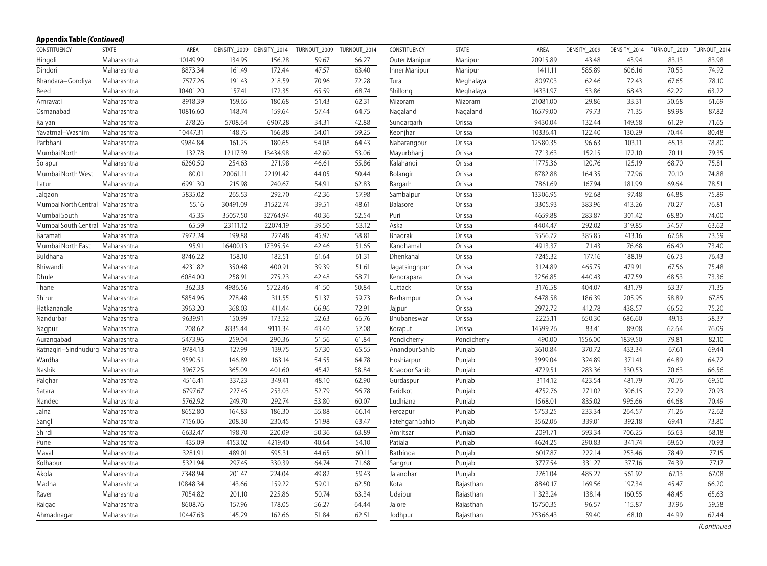**Appendix Table *(Continued)***

| CONSTITUENCY | STATE | AREA | DENSITY_2009 | DENSITY_2014 | TURNOUT_2009 | TURNOUT_2014 |
|---|---|---|---|---|---|---|
| Hingoli | Maharashtra | 10149.99 | 134.95 | 156.28 | 59.67 | 66.27 |
| Dindori | Maharashtra | 8873.34 | 161.49 | 172.44 | 47.57 | 63.40 |
| Bhandara–Gondiya | Maharashtra | 7577.26 | 191.43 | 218.59 | 70.96 | 72.28 |
| Beed | Maharashtra | 10401.20 | 157.41 | 172.35 | 65.59 | 68.74 |
| Amravati | Maharashtra | 8918.39 | 159.65 | 180.68 | 51.43 | 62.31 |
| Osmanabad | Maharashtra | 10816.60 | 148.74 | 159.64 | 57.44 | 64.75 |
| Kalyan | Maharashtra | 278.26 | 5708.64 | 6907.28 | 34.31 | 42.88 |
| Yavatmal–Washim | Maharashtra | 10447.31 | 148.75 | 166.88 | 54.01 | 59.25 |
| Parbhani | Maharashtra | 9984.84 | 161.25 | 180.65 | 54.08 | 64.43 |
| Mumbai North | Maharashtra | 132.78 | 12117.39 | 13434.98 | 42.60 | 53.06 |
| Solapur | Maharashtra | 6260.50 | 254.63 | 271.98 | 46.61 | 55.86 |
| Mumbai North West | Maharashtra | 80.01 | 20061.11 | 22191.42 | 44.05 | 50.44 |
| Latur | Maharashtra | 6991.30 | 215.98 | 240.67 | 54.91 | 62.83 |
| Jalgaon | Maharashtra | 5835.02 | 265.53 | 292.70 | 42.36 | 57.98 |
| Mumbai North Central | Maharashtra | 55.16 | 30491.09 | 31522.74 | 39.51 | 48.61 |
| Mumbai South | Maharashtra | 45.35 | 35057.50 | 32764.94 | 40.36 | 52.54 |
| Mumbai South Central | Maharashtra | 65.59 | 23111.12 | 22074.19 | 39.50 | 53.12 |
| Baramati | Maharashtra | 7972.24 | 199.88 | 227.48 | 45.97 | 58.81 |
| Mumbai North East | Maharashtra | 95.91 | 16400.13 | 17395.54 | 42.46 | 51.65 |
| Buldhana | Maharashtra | 8746.22 | 158.10 | 182.51 | 61.64 | 61.31 |
| Bhiwandi | Maharashtra | 4231.82 | 350.48 | 400.91 | 39.39 | 51.61 |
| Dhule | Maharashtra | 6084.00 | 258.91 | 275.23 | 42.48 | 58.71 |
| Thane | Maharashtra | 362.33 | 4986.56 | 5722.46 | 41.50 | 50.84 |
| Shirur | Maharashtra | 5854.96 | 278.48 | 311.55 | 51.37 | 59.73 |
| Hatkanangle | Maharashtra | 3963.20 | 368.03 | 411.44 | 66.96 | 72.91 |
| Nandurbar | Maharashtra | 9639.91 | 150.99 | 173.52 | 52.63 | 66.76 |
| Nagpur | Maharashtra | 208.62 | 8335.44 | 9111.34 | 43.40 | 57.08 |
| Aurangabad | Maharashtra | 5473.96 | 259.04 | 290.36 | 51.56 | 61.84 |
| Ratnagiri–Sindhudurg | Maharashtra | 9784.13 | 127.99 | 139.75 | 57.30 | 65.55 |
| Wardha | Maharashtra | 9590.51 | 146.89 | 163.14 | 54.55 | 64.78 |
| Nashik | Maharashtra | 3967.25 | 365.09 | 401.60 | 45.42 | 58.84 |
| Palghar | Maharashtra | 4516.41 | 337.23 | 349.41 | 48.10 | 62.90 |
| Satara | Maharashtra | 6797.67 | 227.45 | 253.03 | 52.79 | 56.78 |
| Nanded | Maharashtra | 5762.92 | 249.70 | 292.74 | 53.80 | 60.07 |
| Jalna | Maharashtra | 8652.80 | 164.83 | 186.30 | 55.88 | 66.14 |
| Sangli | Maharashtra | 7156.06 | 208.30 | 230.45 | 51.98 | 63.47 |
| Shirdi | Maharashtra | 6632.47 | 198.70 | 220.09 | 50.36 | 63.89 |
| Pune | Maharashtra | 435.09 | 4153.02 | 4219.40 | 40.64 | 54.10 |
| Maval | Maharashtra | 3281.91 | 489.01 | 595.31 | 44.65 | 60.11 |
| Kolhapur | Maharashtra | 5321.94 | 297.45 | 330.39 | 64.74 | 71.68 |
| Akola | Maharashtra | 7348.94 | 201.47 | 224.04 | 49.82 | 59.43 |
| Madha | Maharashtra | 10848.34 | 143.66 | 159.22 | 59.01 | 62.50 |
| Raver | Maharashtra | 7054.82 | 201.10 | 225.86 | 50.74 | 63.34 |
| Raigad | Maharashtra | 8608.76 | 157.96 | 178.05 | 56.27 | 64.44 |
| Ahmadnagar | Maharashtra | 10447.63 | 145.29 | 162.66 | 51.84 | 62.51 |
| Outer Manipur | Manipur | 20915.89 | 43.48 | 43.94 | 83.13 | 83.98 |
| Inner Manipur | Manipur | 1411.11 | 585.89 | 606.16 | 70.53 | 74.92 |
| Tura | Meghalaya | 8097.03 | 62.46 | 72.43 | 67.65 | 78.10 |
| Shillong | Meghalaya | 14331.97 | 53.86 | 68.43 | 62.22 | 63.22 |
| Mizoram | Mizoram | 21081.00 | 29.86 | 33.31 | 50.68 | 61.69 |
| Nagaland | Nagaland | 16579.00 | 79.73 | 71.35 | 89.98 | 87.82 |
| Sundargarh | Orissa | 9430.04 | 132.44 | 149.58 | 61.29 | 71.65 |
| Keonjhar | Orissa | 10336.41 | 122.40 | 130.29 | 70.44 | 80.48 |
| Nabarangpur | Orissa | 12580.35 | 96.63 | 103.11 | 65.13 | 78.80 |
| Mayurbhanj | Orissa | 7713.63 | 152.15 | 172.10 | 70.11 | 79.35 |
| Kalahandi | Orissa | 11775.36 | 120.76 | 125.19 | 68.70 | 75.81 |
| Bolangir | Orissa | 8782.88 | 164.35 | 177.96 | 70.10 | 74.88 |
| Bargarh | Orissa | 7861.69 | 167.94 | 181.99 | 69.64 | 78.51 |
| Sambalpur | Orissa | 13306.95 | 92.68 | 97.48 | 64.88 | 75.89 |
| Balasore | Orissa | 3305.93 | 383.96 | 413.26 | 70.27 | 76.81 |
| Puri | Orissa | 4659.88 | 283.87 | 301.42 | 68.80 | 74.00 |
| Aska | Orissa | 4404.47 | 292.02 | 319.85 | 54.57 | 63.62 |
| Bhadrak | Orissa | 3556.72 | 385.85 | 413.16 | 67.68 | 73.59 |
| Kandhamal | Orissa | 14913.37 | 71.43 | 76.68 | 66.40 | 73.40 |
| Dhenkanal | Orissa | 7245.32 | 177.16 | 188.19 | 66.73 | 76.43 |
| Jagatsinghpur | Orissa | 3124.89 | 465.75 | 479.91 | 67.56 | 75.48 |
| Kendrapara | Orissa | 3256.85 | 440.43 | 477.59 | 68.53 | 73.36 |
| Cuttack | Orissa | 3176.58 | 404.07 | 431.79 | 63.37 | 71.35 |
| Berhampur | Orissa | 6478.58 | 186.39 | 205.95 | 58.89 | 67.85 |
| Jajpur | Orissa | 2972.72 | 412.78 | 438.57 | 66.52 | 75.20 |
| Bhubaneswar | Orissa | 2225.11 | 650.30 | 686.60 | 49.13 | 58.37 |
| Koraput | Orissa | 14599.26 | 83.41 | 89.08 | 62.64 | 76.09 |
| Pondicherry | Pondicherry | 490.00 | 1556.00 | 1839.50 | 79.81 | 82.10 |
| Anandpur Sahib | Punjab | 3610.84 | 370.72 | 433.34 | 67.61 | 69.44 |
| Hoshiarpur | Punjab | 3999.04 | 324.89 | 371.41 | 64.89 | 64.72 |
| Khadoor Sahib | Punjab | 4729.51 | 283.36 | 330.53 | 70.63 | 66.56 |
| Gurdaspur | Punjab | 3114.12 | 423.54 | 481.79 | 70.76 | 69.50 |
| Faridkot | Punjab | 4752.76 | 271.02 | 306.15 | 72.29 | 70.93 |
| Ludhiana | Punjab | 1568.01 | 835.02 | 995.66 | 64.68 | 70.49 |
| Ferozpur | Punjab | 5753.25 | 233.34 | 264.57 | 71.26 | 72.62 |
| Fatehgarh Sahib | Punjab | 3562.06 | 339.01 | 392.18 | 69.41 | 73.80 |
| Amritsar | Punjab | 2091.71 | 593.34 | 706.25 | 65.63 | 68.18 |
| Patiala | Punjab | 4624.25 | 290.83 | 341.74 | 69.60 | 70.93 |
| Bathinda | Punjab | 6017.87 | 222.14 | 253.46 | 78.49 | 77.15 |
| Sangrur | Punjab | 3777.54 | 331.27 | 377.16 | 74.39 | 77.17 |
| Jalandhar | Punjab | 2761.04 | 485.27 | 561.92 | 67.13 | 67.08 |
| Kota | Rajasthan | 8840.17 | 169.56 | 197.34 | 45.47 | 66.20 |
| Udaipur | Rajasthan | 11323.24 | 138.14 | 160.55 | 48.45 | 65.63 |
| Jalore | Rajasthan | 15750.35 | 96.57 | 115.87 | 37.96 | 59.58 |
| Jodhpur | Rajasthan | 25366.43 | 59.40 | 68.10 | 44.99 | 62.44 |

*(Continued*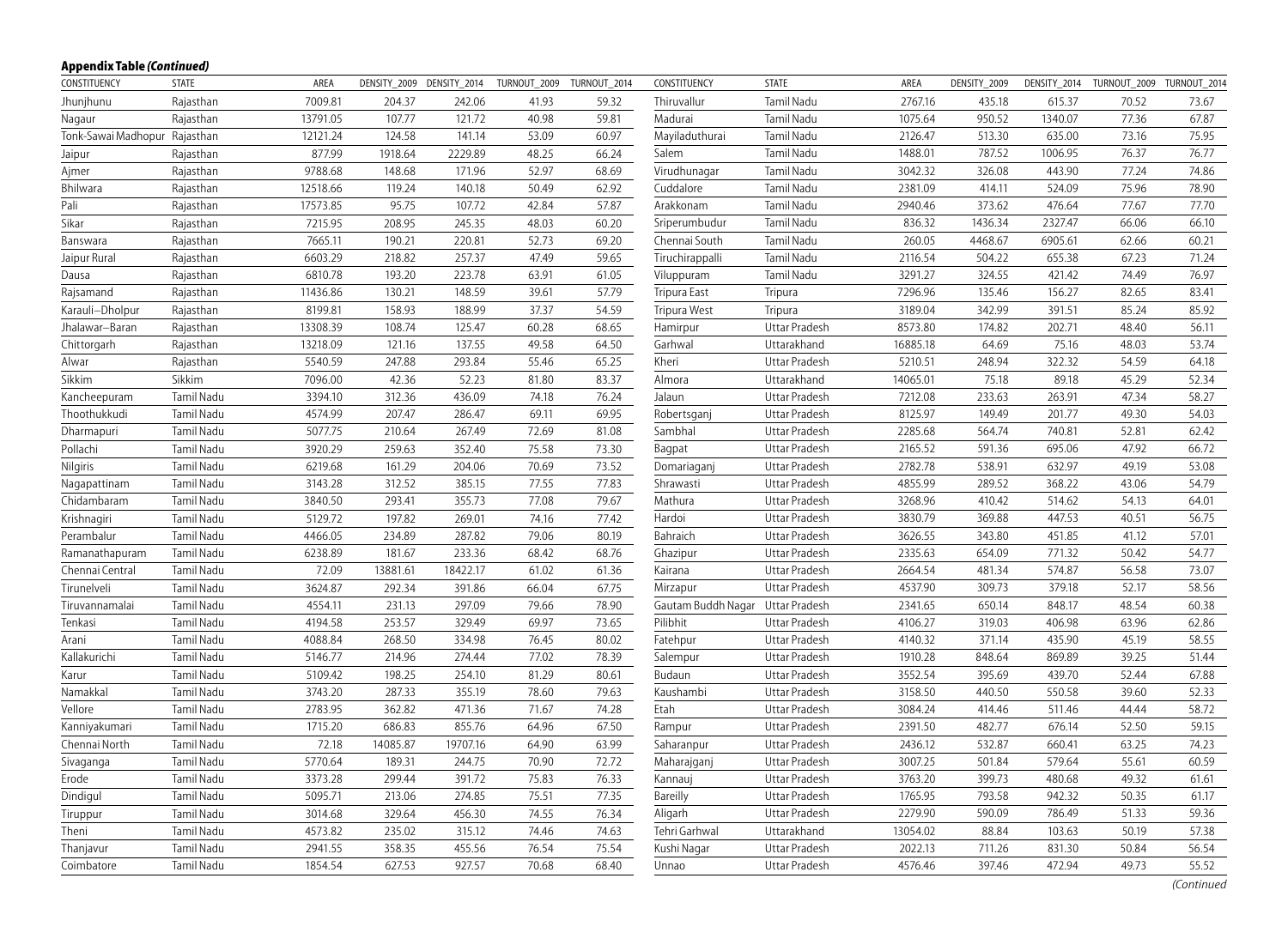**Appendix Table *(Continued)***

| CONSTITUENCY | STATE | AREA | DENSITY_2009 | DENSITY_2014 | TURNOUT_2009 | TURNOUT_2014 |
|---|---|---|---|---|---|---|
| Jhunjhunu | Rajasthan | 7009.81 | 204.37 | 242.06 | 41.93 | 59.32 |
| Nagaur | Rajasthan | 13791.05 | 107.77 | 121.72 | 40.98 | 59.81 |
| Tonk-Sawai Madhopur | Rajasthan | 12121.24 | 124.58 | 141.14 | 53.09 | 60.97 |
| Jaipur | Rajasthan | 877.99 | 1918.64 | 2229.89 | 48.25 | 66.24 |
| Ajmer | Rajasthan | 9788.68 | 148.68 | 171.96 | 52.97 | 68.69 |
| Bhilwara | Rajasthan | 12518.66 | 119.24 | 140.18 | 50.49 | 62.92 |
| Pali | Rajasthan | 17573.85 | 95.75 | 107.72 | 42.84 | 57.87 |
| Sikar | Rajasthan | 7215.95 | 208.95 | 245.35 | 48.03 | 60.20 |
| Banswara | Rajasthan | 7665.11 | 190.21 | 220.81 | 52.73 | 69.20 |
| Jaipur Rural | Rajasthan | 6603.29 | 218.82 | 257.37 | 47.49 | 59.65 |
| Dausa | Rajasthan | 6810.78 | 193.20 | 223.78 | 63.91 | 61.05 |
| Rajsamand | Rajasthan | 11436.86 | 130.21 | 148.59 | 39.61 | 57.79 |
| Karauli–Dholpur | Rajasthan | 8199.81 | 158.93 | 188.99 | 37.37 | 54.59 |
| Jhalawar–Baran | Rajasthan | 13308.39 | 108.74 | 125.47 | 60.28 | 68.65 |
| Chittorgarh | Rajasthan | 13218.09 | 121.16 | 137.55 | 49.58 | 64.50 |
| Alwar | Rajasthan | 5540.59 | 247.88 | 293.84 | 55.46 | 65.25 |
| Sikkim | Sikkim | 7096.00 | 42.36 | 52.23 | 81.80 | 83.37 |
| Kancheepuram | Tamil Nadu | 3394.10 | 312.36 | 436.09 | 74.18 | 76.24 |
| Thoothukkudi | Tamil Nadu | 4574.99 | 207.47 | 286.47 | 69.11 | 69.95 |
| Dharmapuri | Tamil Nadu | 5077.75 | 210.64 | 267.49 | 72.69 | 81.08 |
| Pollachi | Tamil Nadu | 3920.29 | 259.63 | 352.40 | 75.58 | 73.30 |
| Nilgiris | Tamil Nadu | 6219.68 | 161.29 | 204.06 | 70.69 | 73.52 |
| Nagapattinam | Tamil Nadu | 3143.28 | 312.52 | 385.15 | 77.55 | 77.83 |
| Chidambaram | Tamil Nadu | 3840.50 | 293.41 | 355.73 | 77.08 | 79.67 |
| Krishnagiri | Tamil Nadu | 5129.72 | 197.82 | 269.01 | 74.16 | 77.42 |
| Perambalur | Tamil Nadu | 4466.05 | 234.89 | 287.82 | 79.06 | 80.19 |
| Ramanathapuram | Tamil Nadu | 6238.89 | 181.67 | 233.36 | 68.42 | 68.76 |
| Chennai Central | Tamil Nadu | 72.09 | 13881.61 | 18422.17 | 61.02 | 61.36 |
| Tirunelveli | Tamil Nadu | 3624.87 | 292.34 | 391.86 | 66.04 | 67.75 |
| Tiruvannamalai | Tamil Nadu | 4554.11 | 231.13 | 297.09 | 79.66 | 78.90 |
| Tenkasi | Tamil Nadu | 4194.58 | 253.57 | 329.49 | 69.97 | 73.65 |
| Arani | Tamil Nadu | 4088.84 | 268.50 | 334.98 | 76.45 | 80.02 |
| Kallakurichi | Tamil Nadu | 5146.77 | 214.96 | 274.44 | 77.02 | 78.39 |
| Karur | Tamil Nadu | 5109.42 | 198.25 | 254.10 | 81.29 | 80.61 |
| Namakkal | Tamil Nadu | 3743.20 | 287.33 | 355.19 | 78.60 | 79.63 |
| Vellore | Tamil Nadu | 2783.95 | 362.82 | 471.36 | 71.67 | 74.28 |
| Kanniyakumari | Tamil Nadu | 1715.20 | 686.83 | 855.76 | 64.96 | 67.50 |
| Chennai North | Tamil Nadu | 72.18 | 14085.87 | 19707.16 | 64.90 | 63.99 |
| Sivaganga | Tamil Nadu | 5770.64 | 189.31 | 244.75 | 70.90 | 72.72 |
| Erode | Tamil Nadu | 3373.28 | 299.44 | 391.72 | 75.83 | 76.33 |
| Dindigul | Tamil Nadu | 5095.71 | 213.06 | 274.85 | 75.51 | 77.35 |
| Tiruppur | Tamil Nadu | 3014.68 | 329.64 | 456.30 | 74.55 | 76.34 |
| Theni | Tamil Nadu | 4573.82 | 235.02 | 315.12 | 74.46 | 74.63 |
| Thanjavur | Tamil Nadu | 2941.55 | 358.35 | 455.56 | 76.54 | 75.54 |
| Coimbatore | Tamil Nadu | 1854.54 | 627.53 | 927.57 | 70.68 | 68.40 |
| Thiruvallur | Tamil Nadu | 2767.16 | 435.18 | 615.37 | 70.52 | 73.67 |
| Madurai | Tamil Nadu | 1075.64 | 950.52 | 1340.07 | 77.36 | 67.87 |
| Mayiladuthurai | Tamil Nadu | 2126.47 | 513.30 | 635.00 | 73.16 | 75.95 |
| Salem | Tamil Nadu | 1488.01 | 787.52 | 1006.95 | 76.37 | 76.77 |
| Virudhunagar | Tamil Nadu | 3042.32 | 326.08 | 443.90 | 77.24 | 74.86 |
| Cuddalore | Tamil Nadu | 2381.09 | 414.11 | 524.09 | 75.96 | 78.90 |
| Arakkonam | Tamil Nadu | 2940.46 | 373.62 | 476.64 | 77.67 | 77.70 |
| Sriperumbudur | Tamil Nadu | 836.32 | 1436.34 | 2327.47 | 66.06 | 66.10 |
| Chennai South | Tamil Nadu | 260.05 | 4468.67 | 6905.61 | 62.66 | 60.21 |
| Tiruchirappalli | Tamil Nadu | 2116.54 | 504.22 | 655.38 | 67.23 | 71.24 |
| Viluppuram | Tamil Nadu | 3291.27 | 324.55 | 421.42 | 74.49 | 76.97 |
| Tripura East | Tripura | 7296.96 | 135.46 | 156.27 | 82.65 | 83.41 |
| Tripura West | Tripura | 3189.04 | 342.99 | 391.51 | 85.24 | 85.92 |
| Hamirpur | Uttar Pradesh | 8573.80 | 174.82 | 202.71 | 48.40 | 56.11 |
| Garhwal | Uttarakhand | 16885.18 | 64.69 | 75.16 | 48.03 | 53.74 |
| Kheri | Uttar Pradesh | 5210.51 | 248.94 | 322.32 | 54.59 | 64.18 |
| Almora | Uttarakhand | 14065.01 | 75.18 | 89.18 | 45.29 | 52.34 |
| Jalaun | Uttar Pradesh | 7212.08 | 233.63 | 263.91 | 47.34 | 58.27 |
| Robertsganj | Uttar Pradesh | 8125.97 | 149.49 | 201.77 | 49.30 | 54.03 |
| Sambhal | Uttar Pradesh | 2285.68 | 564.74 | 740.81 | 52.81 | 62.42 |
| Bagpat | Uttar Pradesh | 2165.52 | 591.36 | 695.06 | 47.92 | 66.72 |
| Domariaganj | Uttar Pradesh | 2782.78 | 538.91 | 632.97 | 49.19 | 53.08 |
| Shrawasti | Uttar Pradesh | 4855.99 | 289.52 | 368.22 | 43.06 | 54.79 |
| Mathura | Uttar Pradesh | 3268.96 | 410.42 | 514.62 | 54.13 | 64.01 |
| Hardoi | Uttar Pradesh | 3830.79 | 369.88 | 447.53 | 40.51 | 56.75 |
| Bahraich | Uttar Pradesh | 3626.55 | 343.80 | 451.85 | 41.12 | 57.01 |
| Ghazipur | Uttar Pradesh | 2335.63 | 654.09 | 771.32 | 50.42 | 54.77 |
| Kairana | Uttar Pradesh | 2664.54 | 481.34 | 574.87 | 56.58 | 73.07 |
| Mirzapur | Uttar Pradesh | 4537.90 | 309.73 | 379.18 | 52.17 | 58.56 |
| Gautam Buddh Nagar | Uttar Pradesh | 2341.65 | 650.14 | 848.17 | 48.54 | 60.38 |
| Pilibhit | Uttar Pradesh | 4106.27 | 319.03 | 406.98 | 63.96 | 62.86 |
| Fatehpur | Uttar Pradesh | 4140.32 | 371.14 | 435.90 | 45.19 | 58.55 |
| Salempur | Uttar Pradesh | 1910.28 | 848.64 | 869.89 | 39.25 | 51.44 |
| Budaun | Uttar Pradesh | 3552.54 | 395.69 | 439.70 | 52.44 | 67.88 |
| Kaushambi | Uttar Pradesh | 3158.50 | 440.50 | 550.58 | 39.60 | 52.33 |
| Etah | Uttar Pradesh | 3084.24 | 414.46 | 511.46 | 44.44 | 58.72 |
| Rampur | Uttar Pradesh | 2391.50 | 482.77 | 676.14 | 52.50 | 59.15 |
| Saharanpur | Uttar Pradesh | 2436.12 | 532.87 | 660.41 | 63.25 | 74.23 |
| Maharajganj | Uttar Pradesh | 3007.25 | 501.84 | 579.64 | 55.61 | 60.59 |
| Kannauj | Uttar Pradesh | 3763.20 | 399.73 | 480.68 | 49.32 | 61.61 |
| Bareilly | Uttar Pradesh | 1765.95 | 793.58 | 942.32 | 50.35 | 61.17 |
| Aligarh | Uttar Pradesh | 2279.90 | 590.09 | 786.49 | 51.33 | 59.36 |
| Tehri Garhwal | Uttarakhand | 13054.02 | 88.84 | 103.63 | 50.19 | 57.38 |
| Kushi Nagar | Uttar Pradesh | 2022.13 | 711.26 | 831.30 | 50.84 | 56.54 |
| Unnao | Uttar Pradesh | 4576.46 | 397.46 | 472.94 | 49.73 | 55.52 |

*(Continued*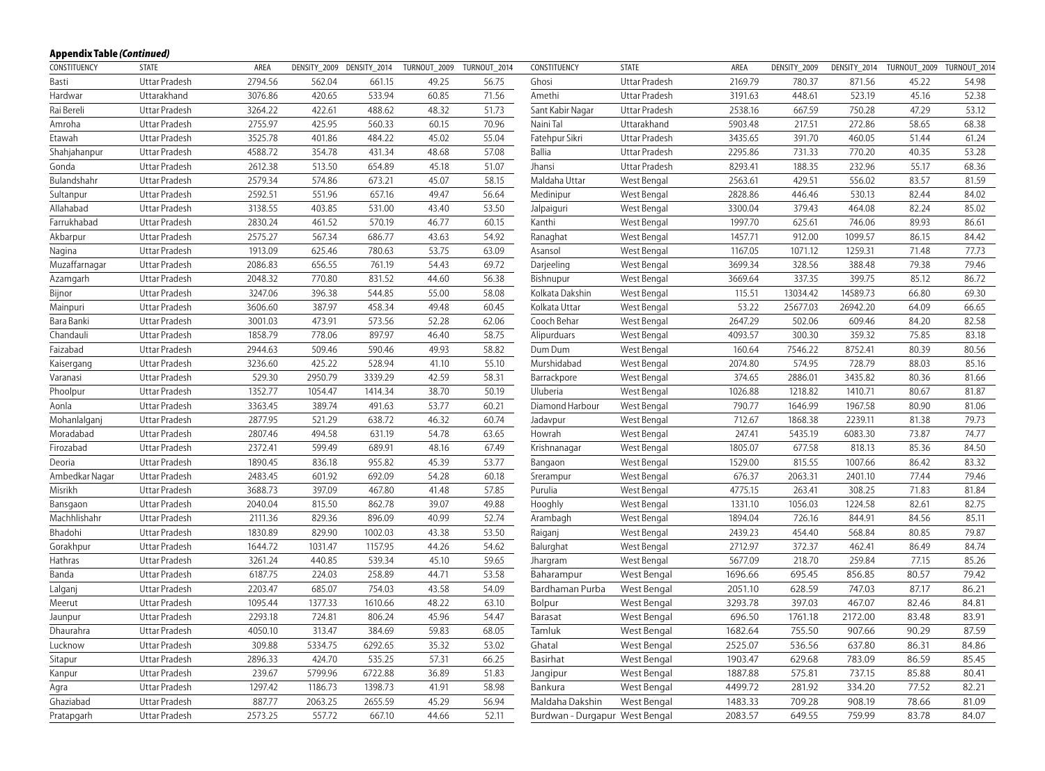**Appendix Table *(Continued)***

| CONSTITUENCY | STATE | AREA | DENSITY_2009 | DENSITY_2014 | TURNOUT_2009 | TURNOUT_2014 |
|---|---|---|---|---|---|---|
| Basti | Uttar Pradesh | 2794.56 | 562.04 | 661.15 | 49.25 | 56.75 |
| Hardwar | Uttarakhand | 3076.86 | 420.65 | 533.94 | 60.85 | 71.56 |
| Rai Bereli | Uttar Pradesh | 3264.22 | 422.61 | 488.62 | 48.32 | 51.73 |
| Amroha | Uttar Pradesh | 2755.97 | 425.95 | 560.33 | 60.15 | 70.96 |
| Etawah | Uttar Pradesh | 3525.78 | 401.86 | 484.22 | 45.02 | 55.04 |
| Shahjahanpur | Uttar Pradesh | 4588.72 | 354.78 | 431.34 | 48.68 | 57.08 |
| Gonda | Uttar Pradesh | 2612.38 | 513.50 | 654.89 | 45.18 | 51.07 |
| Bulandshahr | Uttar Pradesh | 2579.34 | 574.86 | 673.21 | 45.07 | 58.15 |
| Sultanpur | Uttar Pradesh | 2592.51 | 551.96 | 657.16 | 49.47 | 56.64 |
| Allahabad | Uttar Pradesh | 3138.55 | 403.85 | 531.00 | 43.40 | 53.50 |
| Farrukhabad | Uttar Pradesh | 2830.24 | 461.52 | 570.19 | 46.77 | 60.15 |
| Akbarpur | Uttar Pradesh | 2575.27 | 567.34 | 686.77 | 43.63 | 54.92 |
| Nagina | Uttar Pradesh | 1913.09 | 625.46 | 780.63 | 53.75 | 63.09 |
| Muzaffarnagar | Uttar Pradesh | 2086.83 | 656.55 | 761.19 | 54.43 | 69.72 |
| Azamgarh | Uttar Pradesh | 2048.32 | 770.80 | 831.52 | 44.60 | 56.38 |
| Bijnor | Uttar Pradesh | 3247.06 | 396.38 | 544.85 | 55.00 | 58.08 |
| Mainpuri | Uttar Pradesh | 3606.60 | 387.97 | 458.34 | 49.48 | 60.45 |
| Bara Banki | Uttar Pradesh | 3001.03 | 473.91 | 573.56 | 52.28 | 62.06 |
| Chandauli | Uttar Pradesh | 1858.79 | 778.06 | 897.97 | 46.40 | 58.75 |
| Faizabad | Uttar Pradesh | 2944.63 | 509.46 | 590.46 | 49.93 | 58.82 |
| Kaisergang | Uttar Pradesh | 3236.60 | 425.22 | 528.94 | 41.10 | 55.10 |
| Varanasi | Uttar Pradesh | 529.30 | 2950.79 | 3339.29 | 42.59 | 58.31 |
| Phoolpur | Uttar Pradesh | 1352.77 | 1054.47 | 1414.34 | 38.70 | 50.19 |
| Aonla | Uttar Pradesh | 3363.45 | 389.74 | 491.63 | 53.77 | 60.21 |
| Mohanlalganj | Uttar Pradesh | 2877.95 | 521.29 | 638.72 | 46.32 | 60.74 |
| Moradabad | Uttar Pradesh | 2807.46 | 494.58 | 631.19 | 54.78 | 63.65 |
| Firozabad | Uttar Pradesh | 2372.41 | 599.49 | 689.91 | 48.16 | 67.49 |
| Deoria | Uttar Pradesh | 1890.45 | 836.18 | 955.82 | 45.39 | 53.77 |
| Ambedkar Nagar | Uttar Pradesh | 2483.45 | 601.92 | 692.09 | 54.28 | 60.18 |
| Misrikh | Uttar Pradesh | 3688.73 | 397.09 | 467.80 | 41.48 | 57.85 |
| Bansgaon | Uttar Pradesh | 2040.04 | 815.50 | 862.78 | 39.07 | 49.88 |
| Machhlishahr | Uttar Pradesh | 2111.36 | 829.36 | 896.09 | 40.99 | 52.74 |
| Bhadohi | Uttar Pradesh | 1830.89 | 829.90 | 1002.03 | 43.38 | 53.50 |
| Gorakhpur | Uttar Pradesh | 1644.72 | 1031.47 | 1157.95 | 44.26 | 54.62 |
| Hathras | Uttar Pradesh | 3261.24 | 440.85 | 539.34 | 45.10 | 59.65 |
| Banda | Uttar Pradesh | 6187.75 | 224.03 | 258.89 | 44.71 | 53.58 |
| Lalganj | Uttar Pradesh | 2203.47 | 685.07 | 754.03 | 43.58 | 54.09 |
| Meerut | Uttar Pradesh | 1095.44 | 1377.33 | 1610.66 | 48.22 | 63.10 |
| Jaunpur | Uttar Pradesh | 2293.18 | 724.81 | 806.24 | 45.96 | 54.47 |
| Dhaurahra | Uttar Pradesh | 4050.10 | 313.47 | 384.69 | 59.83 | 68.05 |
| Lucknow | Uttar Pradesh | 309.88 | 5334.75 | 6292.65 | 35.32 | 53.02 |
| Sitapur | Uttar Pradesh | 2896.33 | 424.70 | 535.25 | 57.31 | 66.25 |
| Kanpur | Uttar Pradesh | 239.67 | 5799.96 | 6722.88 | 36.89 | 51.83 |
| Agra | Uttar Pradesh | 1297.42 | 1186.73 | 1398.73 | 41.91 | 58.98 |
| Ghaziabad | Uttar Pradesh | 887.77 | 2063.25 | 2655.59 | 45.29 | 56.94 |
| Pratapgarh | Uttar Pradesh | 2573.25 | 557.72 | 667.10 | 44.66 | 52.11 |
| Ghosi | Uttar Pradesh | 2169.79 | 780.37 | 871.56 | 45.22 | 54.98 |
| Amethi | Uttar Pradesh | 3191.63 | 448.61 | 523.19 | 45.16 | 52.38 |
| Sant Kabir Nagar | Uttar Pradesh | 2538.16 | 667.59 | 750.28 | 47.29 | 53.12 |
| Naini Tal | Uttarakhand | 5903.48 | 217.51 | 272.86 | 58.65 | 68.38 |
| Fatehpur Sikri | Uttar Pradesh | 3435.65 | 391.70 | 460.05 | 51.44 | 61.24 |
| Ballia | Uttar Pradesh | 2295.86 | 731.33 | 770.20 | 40.35 | 53.28 |
| Jhansi | Uttar Pradesh | 8293.41 | 188.35 | 232.96 | 55.17 | 68.36 |
| Maldaha Uttar | West Bengal | 2563.61 | 429.51 | 556.02 | 83.57 | 81.59 |
| Medinipur | West Bengal | 2828.86 | 446.46 | 530.13 | 82.44 | 84.02 |
| Jalpaiguri | West Bengal | 3300.04 | 379.43 | 464.08 | 82.24 | 85.02 |
| Kanthi | West Bengal | 1997.70 | 625.61 | 746.06 | 89.93 | 86.61 |
| Ranaghat | West Bengal | 1457.71 | 912.00 | 1099.57 | 86.15 | 84.42 |
| Asansol | West Bengal | 1167.05 | 1071.12 | 1259.31 | 71.48 | 77.73 |
| Darjeeling | West Bengal | 3699.34 | 328.56 | 388.48 | 79.38 | 79.46 |
| Bishnupur | West Bengal | 3669.64 | 337.35 | 399.75 | 85.12 | 86.72 |
| Kolkata Dakshin | West Bengal | 115.51 | 13034.42 | 14589.73 | 66.80 | 69.30 |
| Kolkata Uttar | West Bengal | 53.22 | 25677.03 | 26942.20 | 64.09 | 66.65 |
| Cooch Behar | West Bengal | 2647.29 | 502.06 | 609.46 | 84.20 | 82.58 |
| Alipurduars | West Bengal | 4093.57 | 300.30 | 359.32 | 75.85 | 83.18 |
| Dum Dum | West Bengal | 160.64 | 7546.22 | 8752.41 | 80.39 | 80.56 |
| Murshidabad | West Bengal | 2074.80 | 574.95 | 728.79 | 88.03 | 85.16 |
| Barrackpore | West Bengal | 374.65 | 2886.01 | 3435.82 | 80.36 | 81.66 |
| Uluberia | West Bengal | 1026.88 | 1218.82 | 1410.71 | 80.67 | 81.87 |
| Diamond Harbour | West Bengal | 790.77 | 1646.99 | 1967.58 | 80.90 | 81.06 |
| Jadavpur | West Bengal | 712.67 | 1868.38 | 2239.11 | 81.38 | 79.73 |
| Howrah | West Bengal | 247.41 | 5435.19 | 6083.30 | 73.87 | 74.77 |
| Krishnanagar | West Bengal | 1805.07 | 677.58 | 818.13 | 85.36 | 84.50 |
| Bangaon | West Bengal | 1529.00 | 815.55 | 1007.66 | 86.42 | 83.32 |
| Srerampur | West Bengal | 676.37 | 2063.31 | 2401.10 | 77.44 | 79.46 |
| Purulia | West Bengal | 4775.15 | 263.41 | 308.25 | 71.83 | 81.84 |
| Hooghly | West Bengal | 1331.10 | 1056.03 | 1224.58 | 82.61 | 82.75 |
| Arambagh | West Bengal | 1894.04 | 726.16 | 844.91 | 84.56 | 85.11 |
| Raiganj | West Bengal | 2439.23 | 454.40 | 568.84 | 80.85 | 79.87 |
| Balurghat | West Bengal | 2712.97 | 372.37 | 462.41 | 86.49 | 84.74 |
| Jhargram | West Bengal | 5677.09 | 218.70 | 259.84 | 77.15 | 85.26 |
| Baharampur | West Bengal | 1696.66 | 695.45 | 856.85 | 80.57 | 79.42 |
| Bardhaman Purba | West Bengal | 2051.10 | 628.59 | 747.03 | 87.17 | 86.21 |
| Bolpur | West Bengal | 3293.78 | 397.03 | 467.07 | 82.46 | 84.81 |
| Barasat | West Bengal | 696.50 | 1761.18 | 2172.00 | 83.48 | 83.91 |
| Tamluk | West Bengal | 1682.64 | 755.50 | 907.66 | 90.29 | 87.59 |
| Ghatal | West Bengal | 2525.07 | 536.56 | 637.80 | 86.31 | 84.86 |
| Basirhat | West Bengal | 1903.47 | 629.68 | 783.09 | 86.59 | 85.45 |
| Jangipur | West Bengal | 1887.88 | 575.81 | 737.15 | 85.88 | 80.41 |
| Bankura | West Bengal | 4499.72 | 281.92 | 334.20 | 77.52 | 82.21 |
| Maldaha Dakshin | West Bengal | 1483.33 | 709.28 | 908.19 | 78.66 | 81.09 |
| Burdwan - Durgapur | West Bengal | 2083.57 | 649.55 | 759.99 | 83.78 | 84.07 |